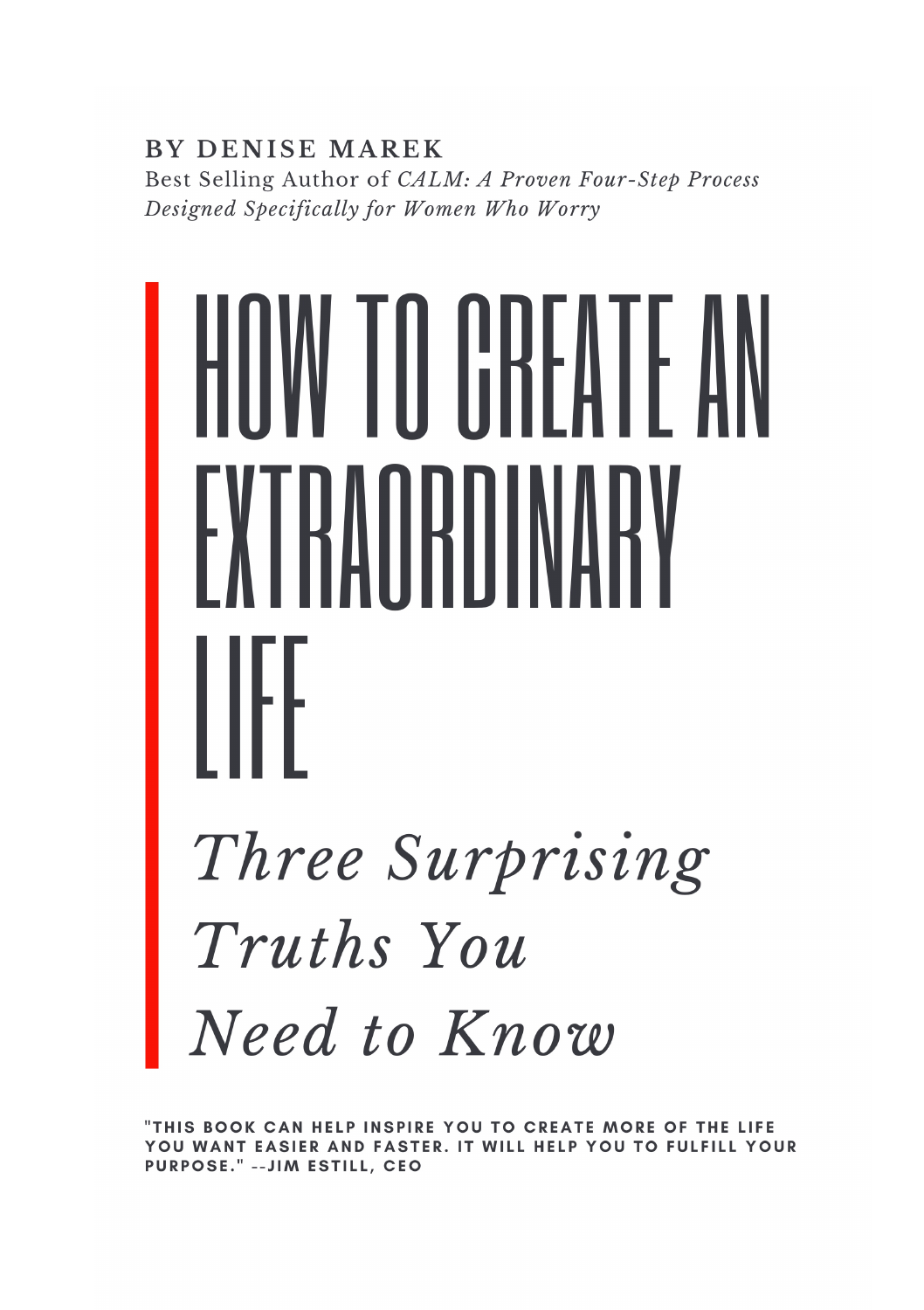**BY DENISE MAREK**

Best Selling Author of *CALM: A Proven Four-Step Process Designed Specifically for Women Who Worry*

# HOW TO CREATE AN EXTRAORDINARY LIFE

## *Three Surprising Truths You Need to Know*

**"THIS BOOK CAN HELP INSPIRE YOU TO CREATE MORE OF THE LIFE YOU WANT EASIER AND FASTER. IT WILL HELP YOU TO FULFILL YOUR PURPOSE." --JIM ESTILL, CEO**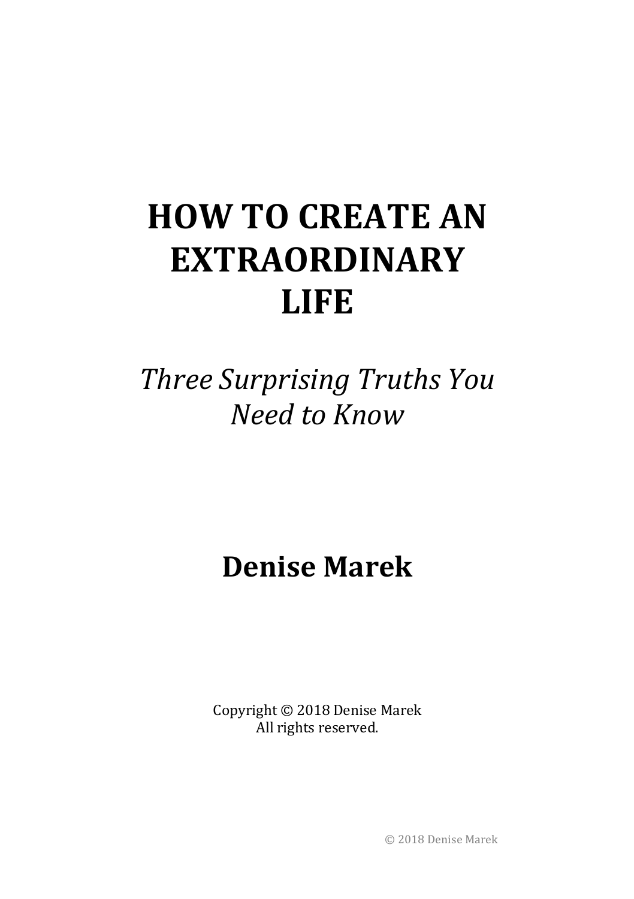# HOW TO CREATE AN EXTRAORDINARY LIFE

*Three Surprising Truths You Need to Know*

**Denise Marek**

Copyright © 2018 Denise Marek
All rights reserved.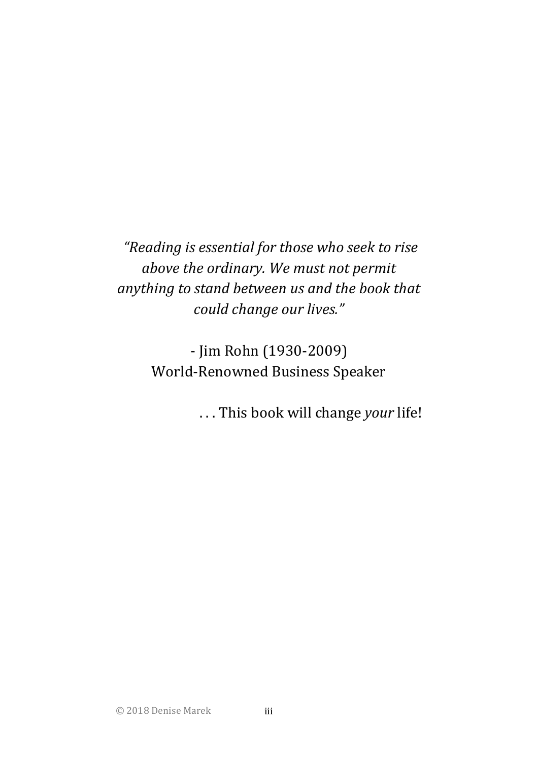*"Reading is essential for those who seek to rise above the ordinary. We must not permit anything to stand between us and the book that could change our lives."*

- Jim Rohn (1930-2009)
World-Renowned Business Speaker

. . . This book will change *your* life!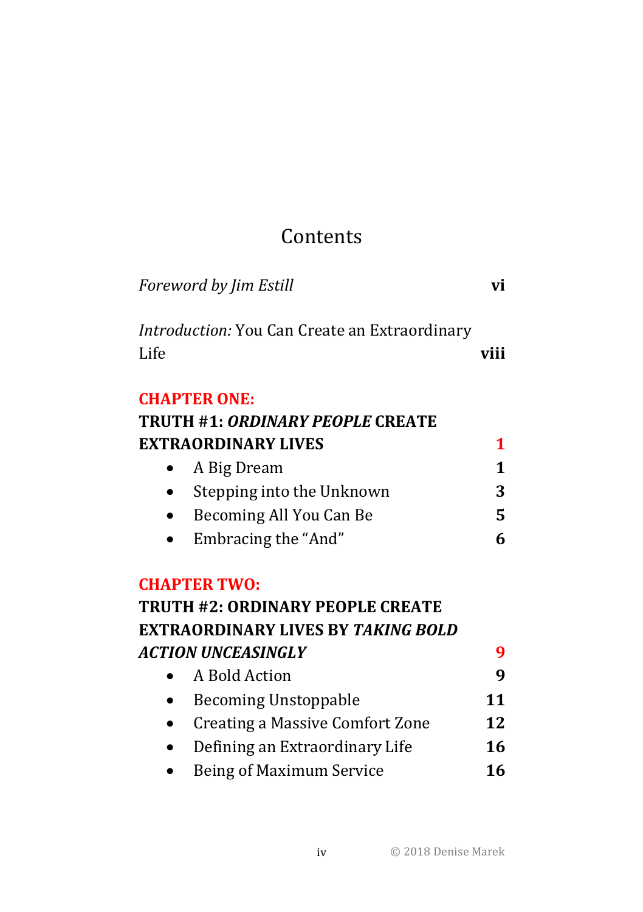# Contents

*Foreword by Jim Estill* **vi**

*Introduction:* You Can Create an Extraordinary Life **viii**

**CHAPTER ONE:**
**TRUTH #1: *ORDINARY PEOPLE* CREATE EXTRAORDINARY LIVES** **1**

- A Big Dream **1**
- Stepping into the Unknown **3**
- Becoming All You Can Be **5**
- Embracing the "And" **6**

**CHAPTER TWO:**
**TRUTH #2: ORDINARY PEOPLE CREATE EXTRAORDINARY LIVES BY *TAKING BOLD ACTION UNCEASINGLY*** **9**

- A Bold Action **9**
- Becoming Unstoppable **11**
- Creating a Massive Comfort Zone **12**
- Defining an Extraordinary Life **16**
- Being of Maximum Service **16**

© 2018 Denise Marek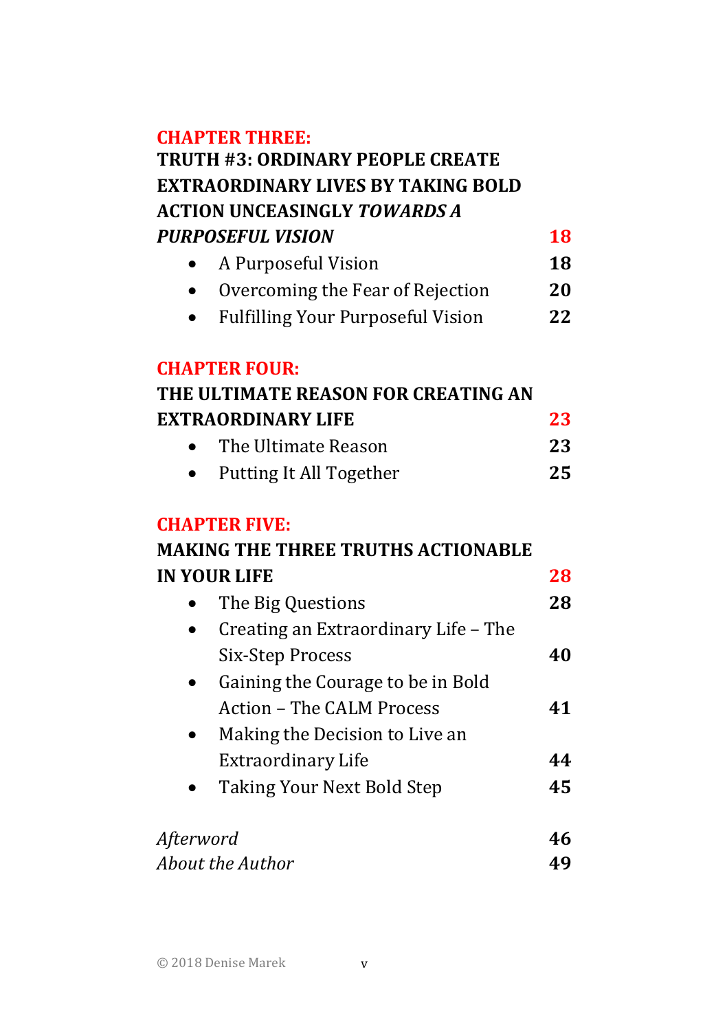**CHAPTER THREE:**
**TRUTH #3: ORDINARY PEOPLE CREATE EXTRAORDINARY LIVES BY TAKING BOLD ACTION UNCEASINGLY *TOWARDS A PURPOSEFUL VISION*** **18**

- A Purposeful Vision **18**
- Overcoming the Fear of Rejection **20**
- Fulfilling Your Purposeful Vision **22**

**CHAPTER FOUR:**
**THE ULTIMATE REASON FOR CREATING AN EXTRAORDINARY LIFE** **23**

- The Ultimate Reason **23**
- Putting It All Together **25**

**CHAPTER FIVE:**
**MAKING THE THREE TRUTHS ACTIONABLE IN YOUR LIFE** **28**

- The Big Questions **28**
- Creating an Extraordinary Life – The Six-Step Process **40**
- Gaining the Courage to be in Bold Action – The CALM Process **41**
- Making the Decision to Live an Extraordinary Life **44**
- Taking Your Next Bold Step **45**

*Afterword* **46**
*About the Author* **49**

© 2018 Denise Marek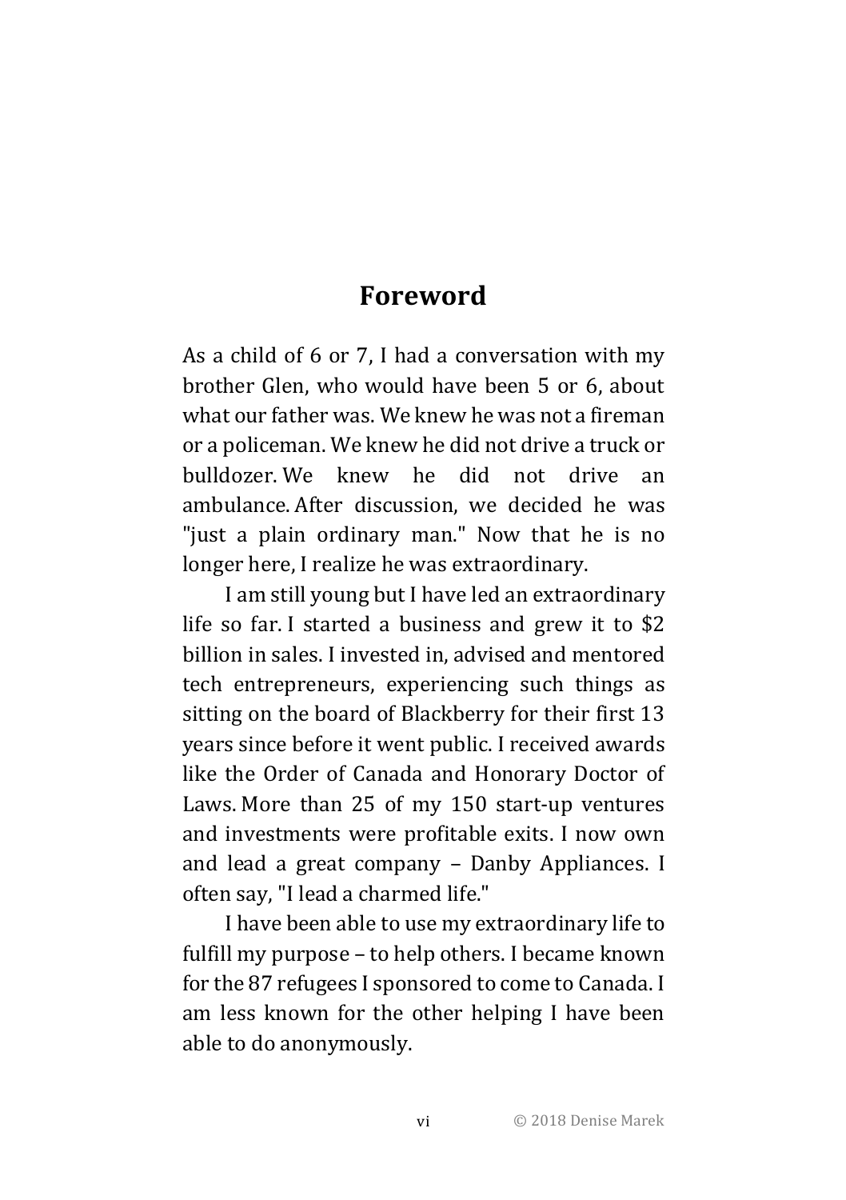# Foreword

As a child of 6 or 7, I had a conversation with my brother Glen, who would have been 5 or 6, about what our father was. We knew he was not a fireman or a policeman. We knew he did not drive a truck or bulldozer. We knew he did not drive an ambulance. After discussion, we decided he was "just a plain ordinary man." Now that he is no longer here, I realize he was extraordinary.

I am still young but I have led an extraordinary life so far. I started a business and grew it to $2 billion in sales. I invested in, advised and mentored tech entrepreneurs, experiencing such things as sitting on the board of Blackberry for their first 13 years since before it went public. I received awards like the Order of Canada and Honorary Doctor of Laws. More than 25 of my 150 start-up ventures and investments were profitable exits. I now own and lead a great company – Danby Appliances. I often say, "I lead a charmed life."

I have been able to use my extraordinary life to fulfill my purpose – to help others. I became known for the 87 refugees I sponsored to come to Canada. I am less known for the other helping I have been able to do anonymously.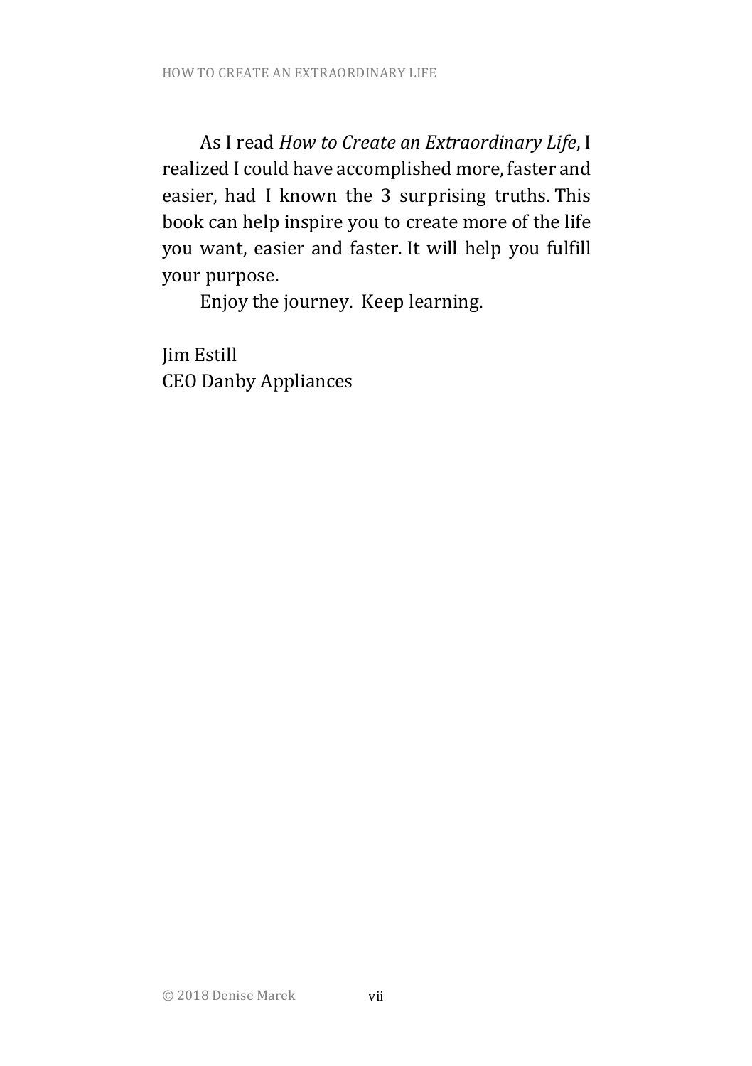As I read *How to Create an Extraordinary Life*, I realized I could have accomplished more, faster and easier, had I known the 3 surprising truths. This book can help inspire you to create more of the life you want, easier and faster. It will help you fulfill your purpose.

Enjoy the journey.  Keep learning.

Jim Estill  
CEO Danby Appliances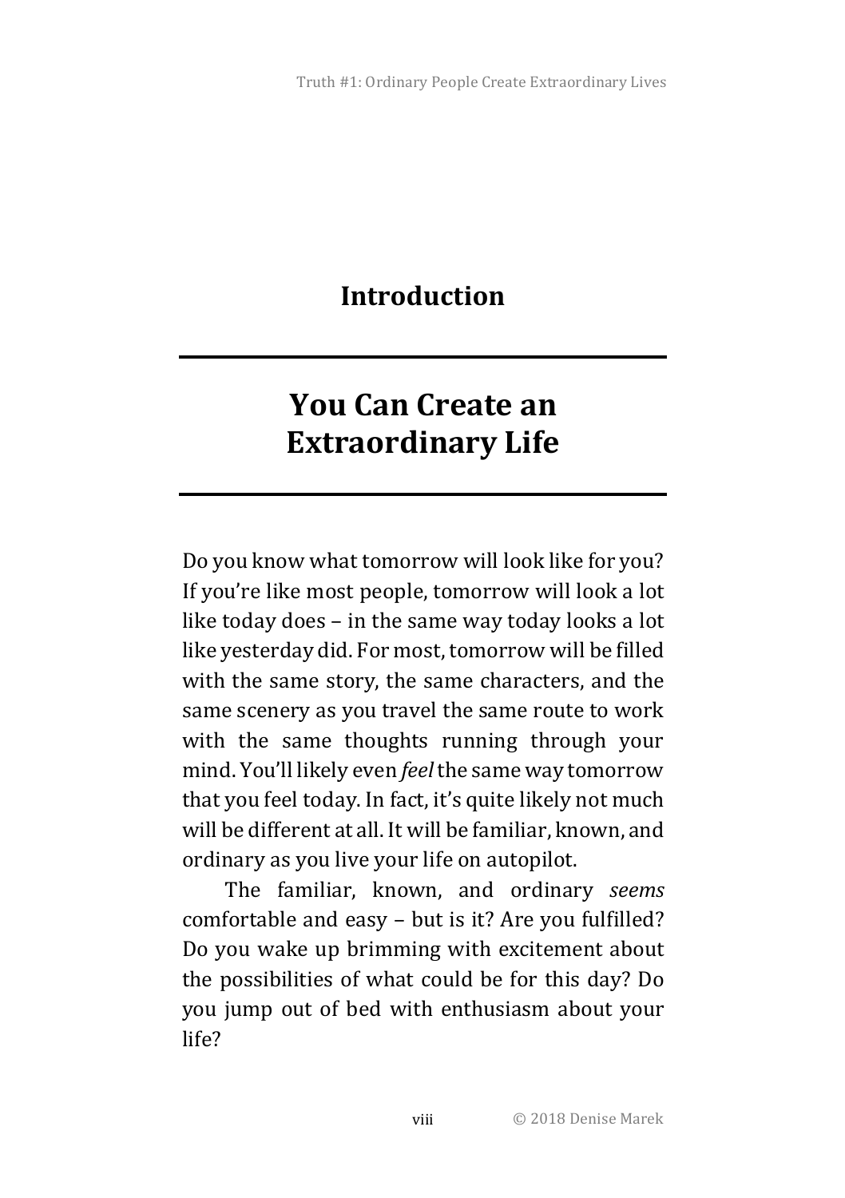## Introduction

# You Can Create an Extraordinary Life

Do you know what tomorrow will look like for you? If you're like most people, tomorrow will look a lot like today does – in the same way today looks a lot like yesterday did. For most, tomorrow will be filled with the same story, the same characters, and the same scenery as you travel the same route to work with the same thoughts running through your mind. You'll likely even *feel* the same way tomorrow that you feel today. In fact, it's quite likely not much will be different at all. It will be familiar, known, and ordinary as you live your life on autopilot.

The familiar, known, and ordinary *seems* comfortable and easy – but is it? Are you fulfilled? Do you wake up brimming with excitement about the possibilities of what could be for this day? Do you jump out of bed with enthusiasm about your life?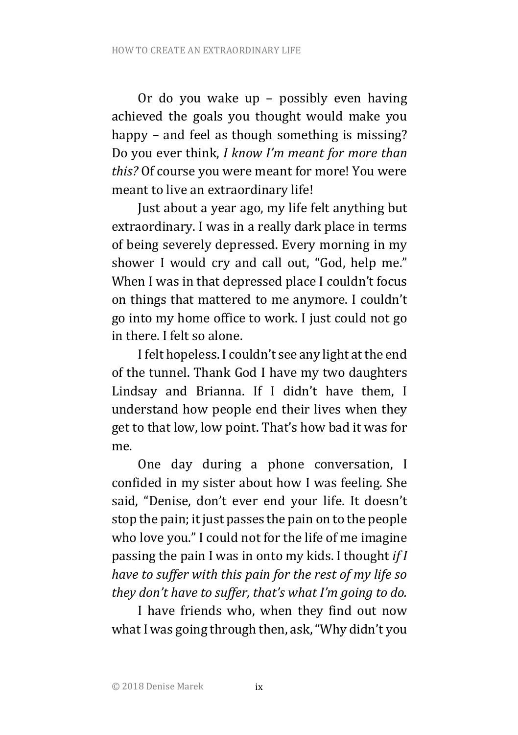Or do you wake up – possibly even having achieved the goals you thought would make you happy – and feel as though something is missing? Do you ever think, *I know I'm meant for more than this?* Of course you were meant for more! You were meant to live an extraordinary life!

Just about a year ago, my life felt anything but extraordinary. I was in a really dark place in terms of being severely depressed. Every morning in my shower I would cry and call out, "God, help me." When I was in that depressed place I couldn't focus on things that mattered to me anymore. I couldn't go into my home office to work. I just could not go in there. I felt so alone.

I felt hopeless. I couldn't see any light at the end of the tunnel. Thank God I have my two daughters Lindsay and Brianna. If I didn't have them, I understand how people end their lives when they get to that low, low point. That's how bad it was for me.

One day during a phone conversation, I confided in my sister about how I was feeling. She said, "Denise, don't ever end your life. It doesn't stop the pain; it just passes the pain on to the people who love you." I could not for the life of me imagine passing the pain I was in onto my kids. I thought *if I have to suffer with this pain for the rest of my life so they don't have to suffer, that's what I'm going to do.*

I have friends who, when they find out now what I was going through then, ask, "Why didn't you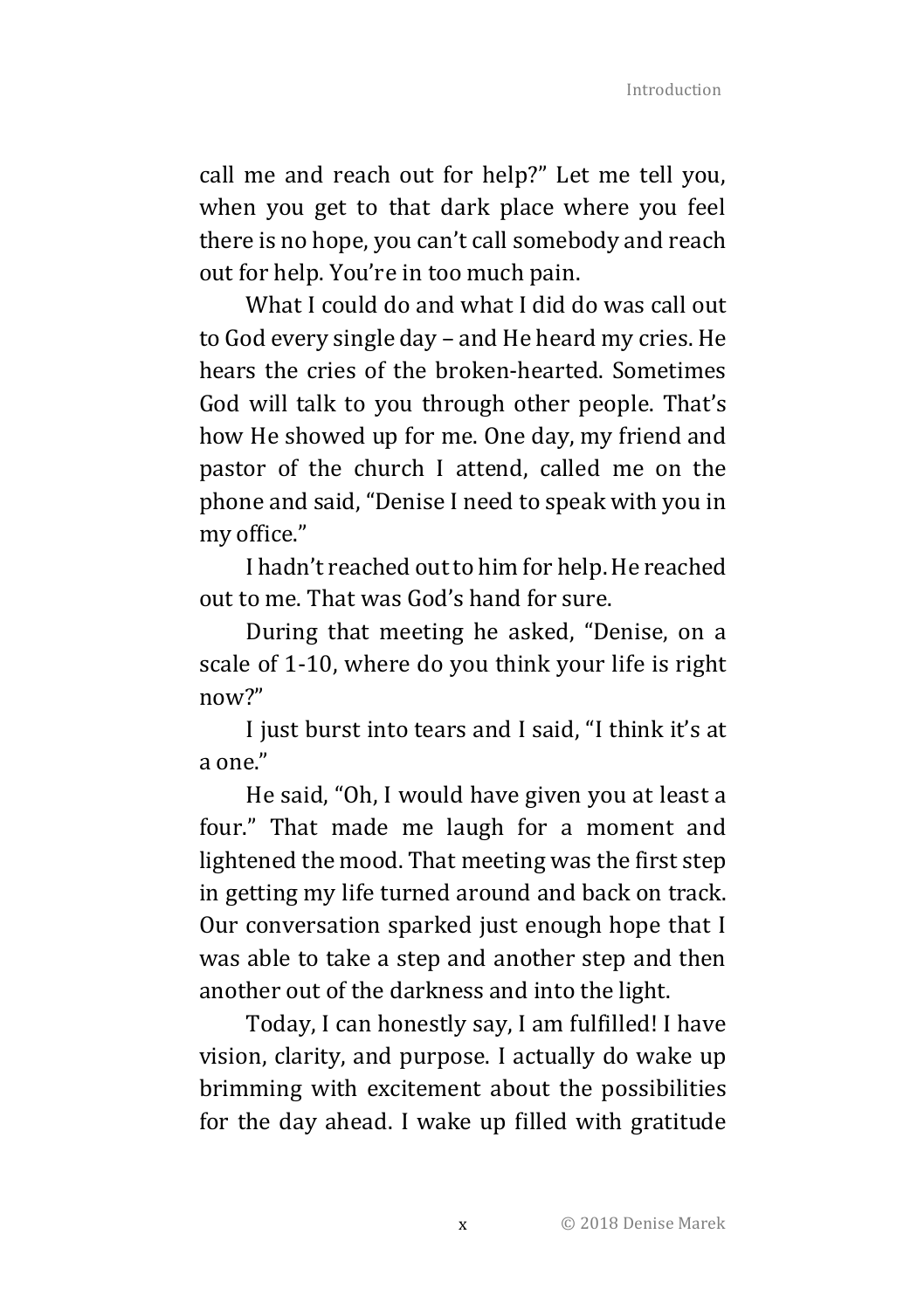call me and reach out for help?" Let me tell you, when you get to that dark place where you feel there is no hope, you can't call somebody and reach out for help. You're in too much pain.

What I could do and what I did do was call out to God every single day – and He heard my cries. He hears the cries of the broken-hearted. Sometimes God will talk to you through other people. That's how He showed up for me. One day, my friend and pastor of the church I attend, called me on the phone and said, "Denise I need to speak with you in my office."

I hadn't reached out to him for help. He reached out to me. That was God's hand for sure.

During that meeting he asked, "Denise, on a scale of 1-10, where do you think your life is right now?"

I just burst into tears and I said, "I think it's at a one."

He said, "Oh, I would have given you at least a four." That made me laugh for a moment and lightened the mood. That meeting was the first step in getting my life turned around and back on track. Our conversation sparked just enough hope that I was able to take a step and another step and then another out of the darkness and into the light.

Today, I can honestly say, I am fulfilled! I have vision, clarity, and purpose. I actually do wake up brimming with excitement about the possibilities for the day ahead. I wake up filled with gratitude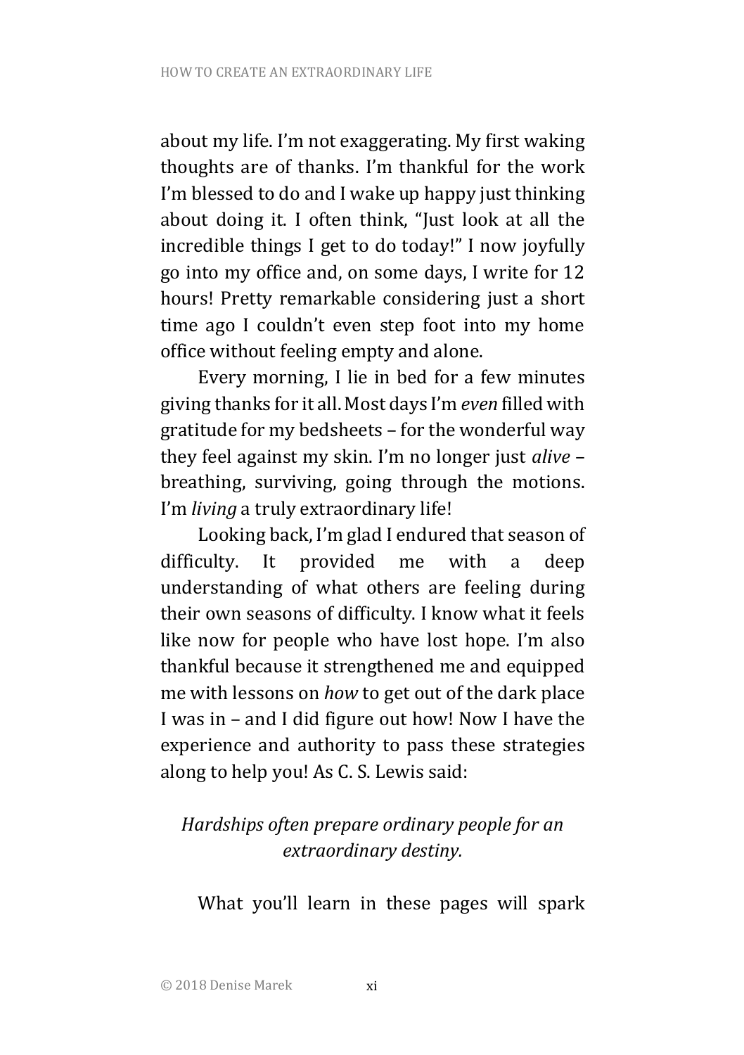about my life. I'm not exaggerating. My first waking thoughts are of thanks. I'm thankful for the work I'm blessed to do and I wake up happy just thinking about doing it. I often think, "Just look at all the incredible things I get to do today!" I now joyfully go into my office and, on some days, I write for 12 hours! Pretty remarkable considering just a short time ago I couldn't even step foot into my home office without feeling empty and alone.

Every morning, I lie in bed for a few minutes giving thanks for it all. Most days I'm *even* filled with gratitude for my bedsheets – for the wonderful way they feel against my skin. I'm no longer just *alive* – breathing, surviving, going through the motions. I'm *living* a truly extraordinary life!

Looking back, I'm glad I endured that season of difficulty. It provided me with a deep understanding of what others are feeling during their own seasons of difficulty. I know what it feels like now for people who have lost hope. I'm also thankful because it strengthened me and equipped me with lessons on *how* to get out of the dark place I was in – and I did figure out how! Now I have the experience and authority to pass these strategies along to help you! As C. S. Lewis said:

*Hardships often prepare ordinary people for an extraordinary destiny.*

What you'll learn in these pages will spark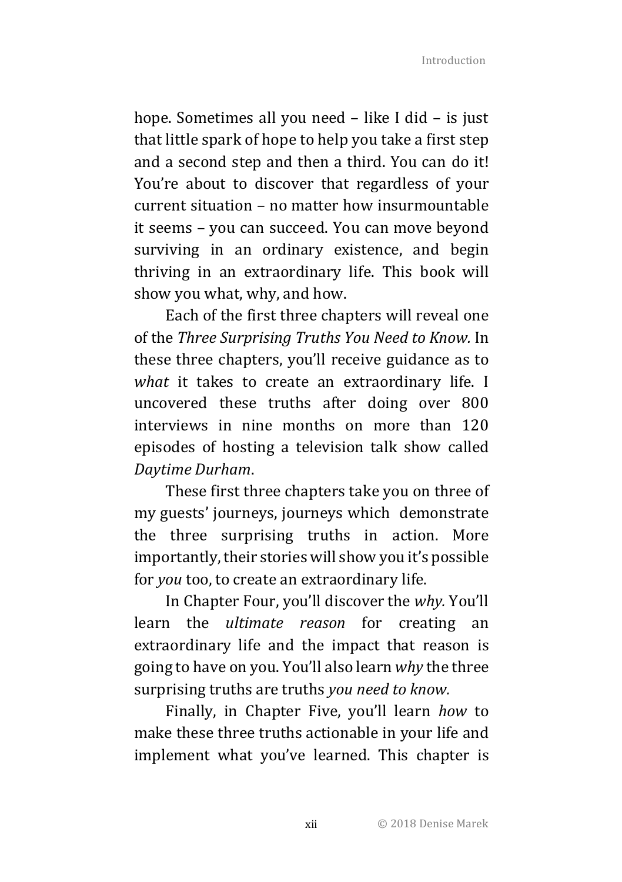hope. Sometimes all you need – like I did – is just that little spark of hope to help you take a first step and a second step and then a third. You can do it! You're about to discover that regardless of your current situation – no matter how insurmountable it seems – you can succeed. You can move beyond surviving in an ordinary existence, and begin thriving in an extraordinary life. This book will show you what, why, and how.

Each of the first three chapters will reveal one of the *Three Surprising Truths You Need to Know.* In these three chapters, you'll receive guidance as to *what* it takes to create an extraordinary life. I uncovered these truths after doing over 800 interviews in nine months on more than 120 episodes of hosting a television talk show called *Daytime Durham*.

These first three chapters take you on three of my guests' journeys, journeys which demonstrate the three surprising truths in action. More importantly, their stories will show you it's possible for *you* too, to create an extraordinary life.

In Chapter Four, you'll discover the *why.* You'll learn the *ultimate reason* for creating an extraordinary life and the impact that reason is going to have on you. You'll also learn *why* the three surprising truths are truths *you need to know.*

Finally, in Chapter Five, you'll learn *how* to make these three truths actionable in your life and implement what you've learned. This chapter is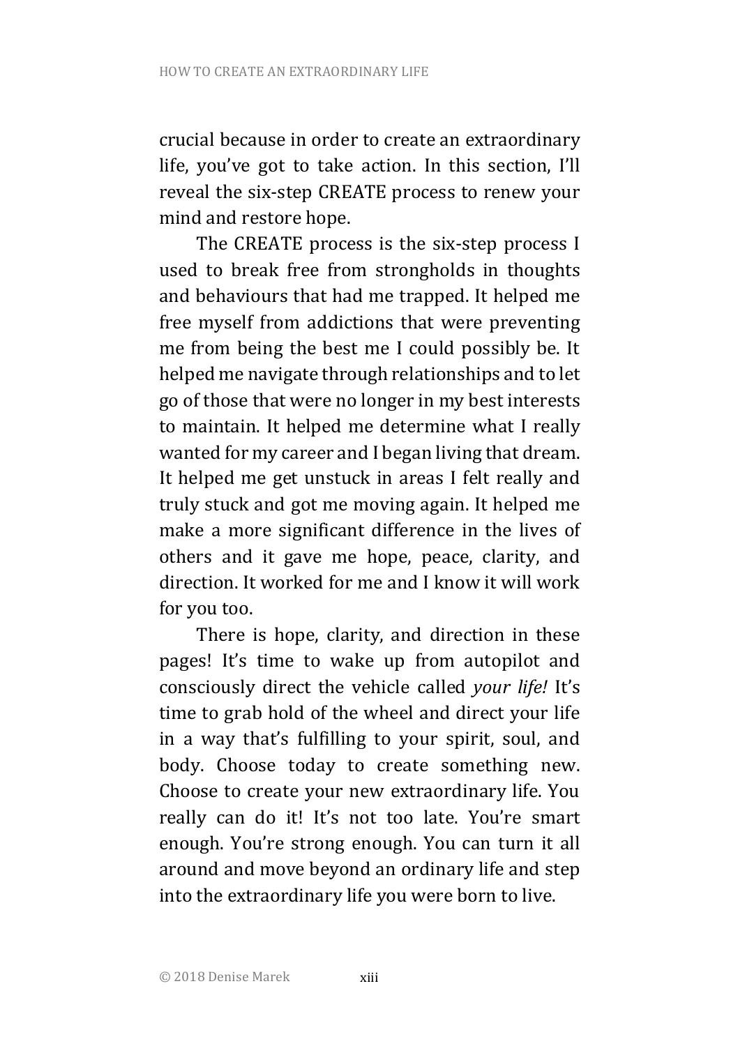crucial because in order to create an extraordinary life, you've got to take action. In this section, I'll reveal the six-step CREATE process to renew your mind and restore hope.

The CREATE process is the six-step process I used to break free from strongholds in thoughts and behaviours that had me trapped. It helped me free myself from addictions that were preventing me from being the best me I could possibly be. It helped me navigate through relationships and to let go of those that were no longer in my best interests to maintain. It helped me determine what I really wanted for my career and I began living that dream. It helped me get unstuck in areas I felt really and truly stuck and got me moving again. It helped me make a more significant difference in the lives of others and it gave me hope, peace, clarity, and direction. It worked for me and I know it will work for you too.

There is hope, clarity, and direction in these pages! It's time to wake up from autopilot and consciously direct the vehicle called *your life!* It's time to grab hold of the wheel and direct your life in a way that's fulfilling to your spirit, soul, and body. Choose today to create something new. Choose to create your new extraordinary life. You really can do it! It's not too late. You're smart enough. You're strong enough. You can turn it all around and move beyond an ordinary life and step into the extraordinary life you were born to live.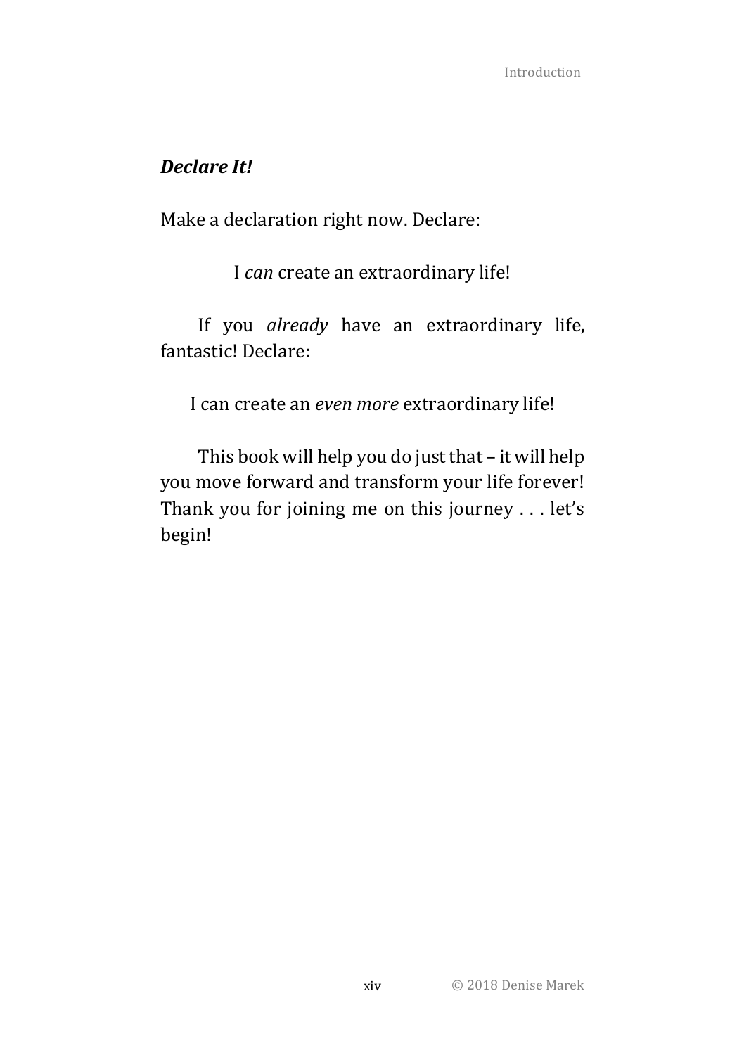### ***Declare It!***

Make a declaration right now. Declare:

I *can* create an extraordinary life!

If you *already* have an extraordinary life, fantastic! Declare:

I can create an *even more* extraordinary life!

This book will help you do just that – it will help you move forward and transform your life forever! Thank you for joining me on this journey . . . let's begin!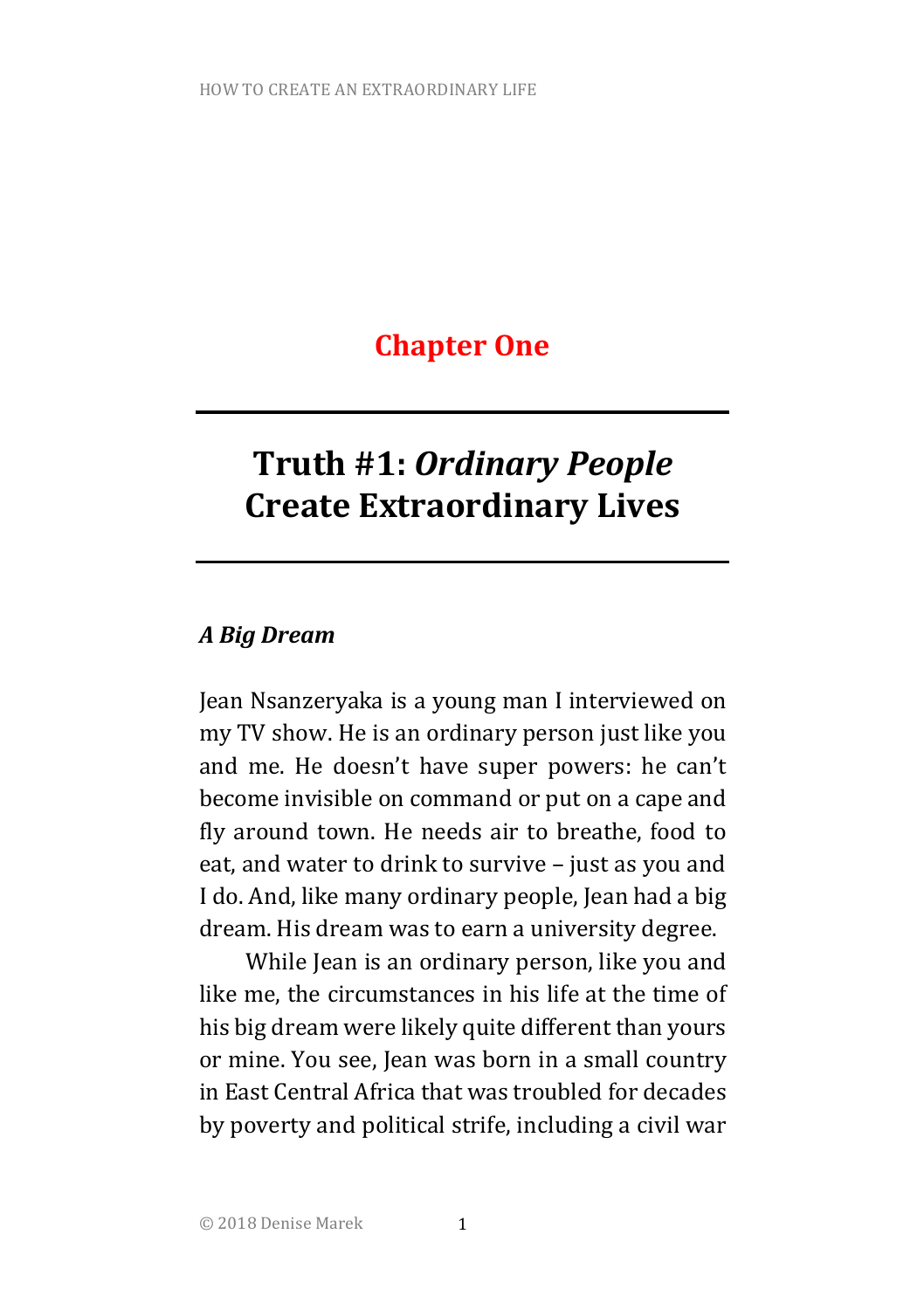# Chapter One

## Truth #1: *Ordinary People* Create Extraordinary Lives

### *A Big Dream*

Jean Nsanzeryaka is a young man I interviewed on my TV show. He is an ordinary person just like you and me. He doesn't have super powers: he can't become invisible on command or put on a cape and fly around town. He needs air to breathe, food to eat, and water to drink to survive – just as you and I do. And, like many ordinary people, Jean had a big dream. His dream was to earn a university degree.

While Jean is an ordinary person, like you and like me, the circumstances in his life at the time of his big dream were likely quite different than yours or mine. You see, Jean was born in a small country in East Central Africa that was troubled for decades by poverty and political strife, including a civil war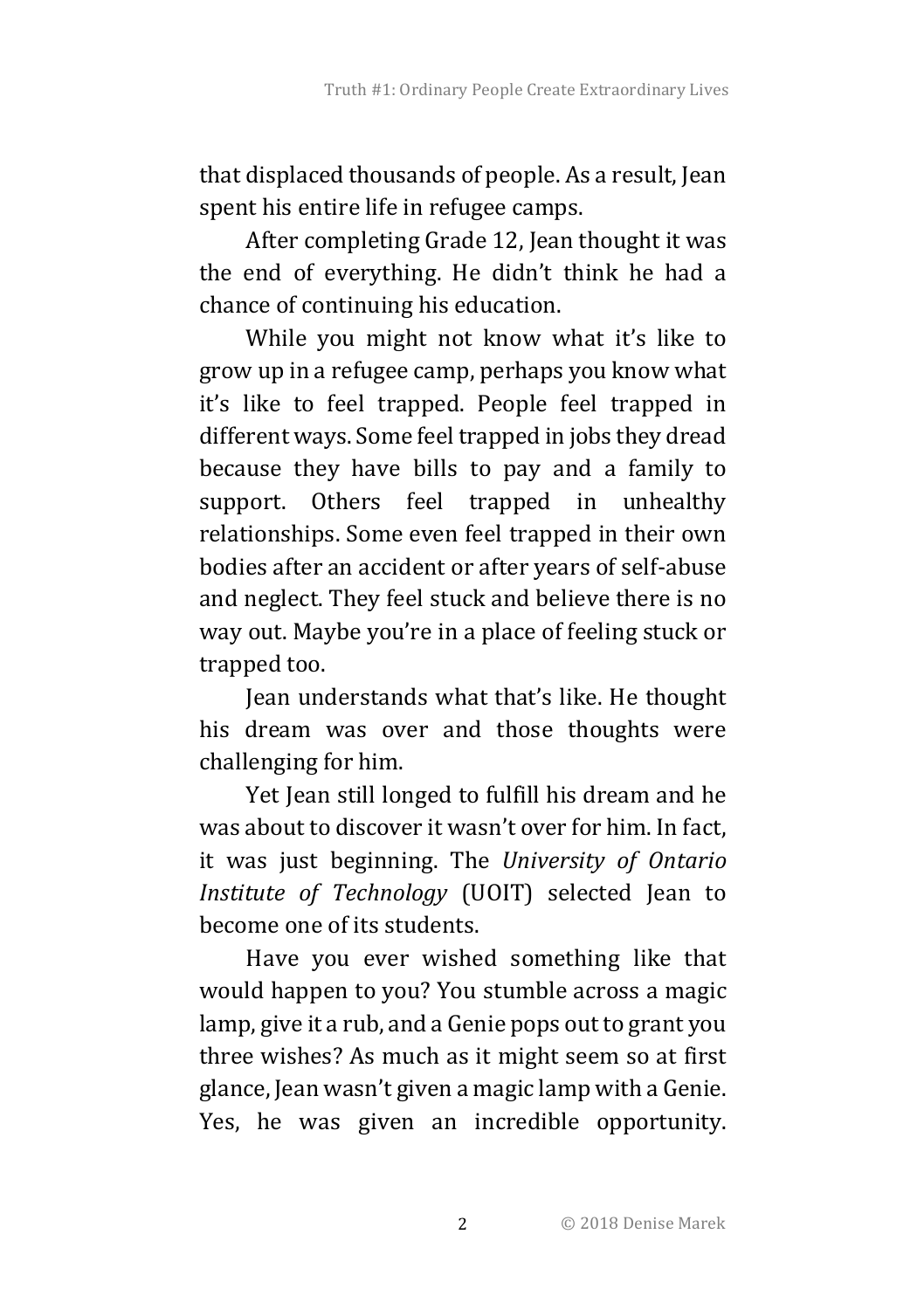that displaced thousands of people. As a result, Jean spent his entire life in refugee camps.

After completing Grade 12, Jean thought it was the end of everything. He didn't think he had a chance of continuing his education.

While you might not know what it's like to grow up in a refugee camp, perhaps you know what it's like to feel trapped. People feel trapped in different ways. Some feel trapped in jobs they dread because they have bills to pay and a family to support. Others feel trapped in unhealthy relationships. Some even feel trapped in their own bodies after an accident or after years of self-abuse and neglect. They feel stuck and believe there is no way out. Maybe you're in a place of feeling stuck or trapped too.

Jean understands what that's like. He thought his dream was over and those thoughts were challenging for him.

Yet Jean still longed to fulfill his dream and he was about to discover it wasn't over for him. In fact, it was just beginning. The *University of Ontario Institute of Technology* (UOIT) selected Jean to become one of its students.

Have you ever wished something like that would happen to you? You stumble across a magic lamp, give it a rub, and a Genie pops out to grant you three wishes? As much as it might seem so at first glance, Jean wasn't given a magic lamp with a Genie. Yes, he was given an incredible opportunity.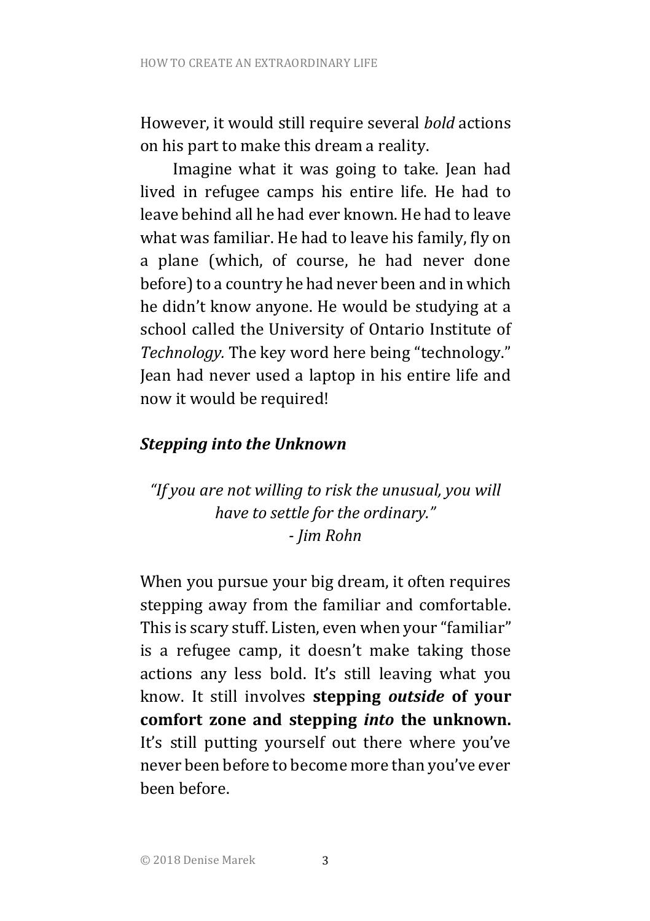However, it would still require several *bold* actions on his part to make this dream a reality.

Imagine what it was going to take. Jean had lived in refugee camps his entire life. He had to leave behind all he had ever known. He had to leave what was familiar. He had to leave his family, fly on a plane (which, of course, he had never done before) to a country he had never been and in which he didn't know anyone. He would be studying at a school called the University of Ontario Institute of *Technology.* The key word here being "technology." Jean had never used a laptop in his entire life and now it would be required!

### ***Stepping into the Unknown***

*"If you are not willing to risk the unusual, you will have to settle for the ordinary."*
*- Jim Rohn*

When you pursue your big dream, it often requires stepping away from the familiar and comfortable. This is scary stuff. Listen, even when your "familiar" is a refugee camp, it doesn't make taking those actions any less bold. It's still leaving what you know. It still involves **stepping *outside* of your comfort zone and stepping *into* the unknown.** It's still putting yourself out there where you've never been before to become more than you've ever been before.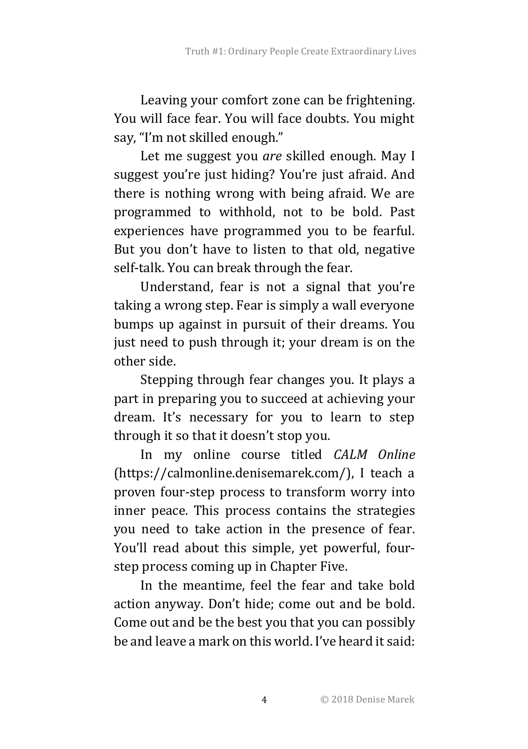Leaving your comfort zone can be frightening. You will face fear. You will face doubts. You might say, "I'm not skilled enough."

Let me suggest you *are* skilled enough. May I suggest you're just hiding? You're just afraid. And there is nothing wrong with being afraid. We are programmed to withhold, not to be bold. Past experiences have programmed you to be fearful. But you don't have to listen to that old, negative self-talk. You can break through the fear.

Understand, fear is not a signal that you're taking a wrong step. Fear is simply a wall everyone bumps up against in pursuit of their dreams. You just need to push through it; your dream is on the other side.

Stepping through fear changes you. It plays a part in preparing you to succeed at achieving your dream. It's necessary for you to learn to step through it so that it doesn't stop you.

In my online course titled *CALM Online* (https://calmonline.denisemarek.com/), I teach a proven four-step process to transform worry into inner peace. This process contains the strategies you need to take action in the presence of fear. You'll read about this simple, yet powerful, four-step process coming up in Chapter Five.

In the meantime, feel the fear and take bold action anyway. Don't hide; come out and be bold. Come out and be the best you that you can possibly be and leave a mark on this world. I've heard it said: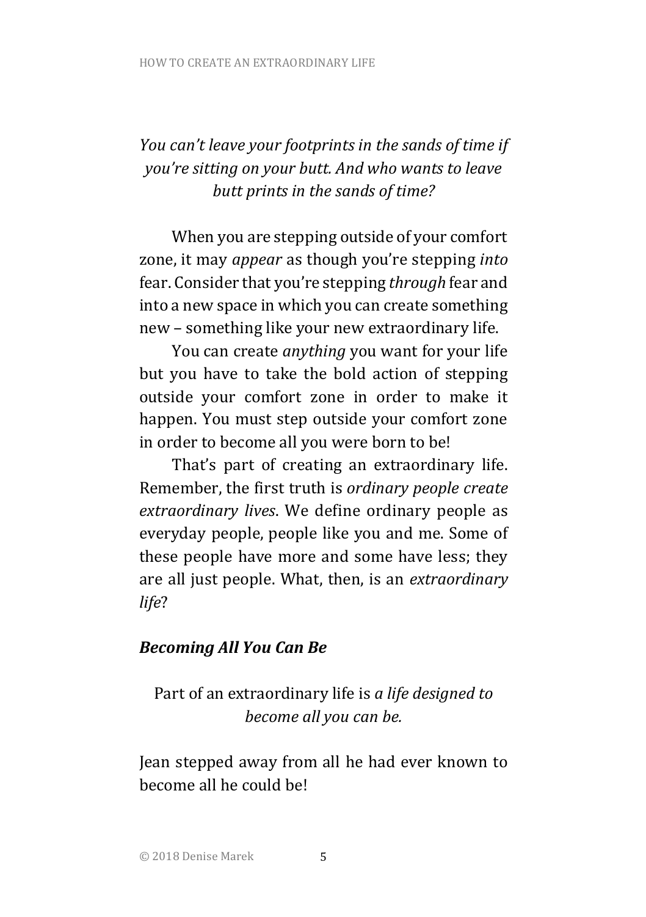*You can't leave your footprints in the sands of time if you're sitting on your butt. And who wants to leave butt prints in the sands of time?*

When you are stepping outside of your comfort zone, it may *appear* as though you're stepping *into* fear. Consider that you're stepping *through* fear and into a new space in which you can create something new – something like your new extraordinary life.

You can create *anything* you want for your life but you have to take the bold action of stepping outside your comfort zone in order to make it happen. You must step outside your comfort zone in order to become all you were born to be!

That's part of creating an extraordinary life. Remember, the first truth is *ordinary people create extraordinary lives*. We define ordinary people as everyday people, people like you and me. Some of these people have more and some have less; they are all just people. What, then, is an *extraordinary life*?

### ***Becoming All You Can Be***

Part of an extraordinary life is *a life designed to become all you can be.*

Jean stepped away from all he had ever known to become all he could be!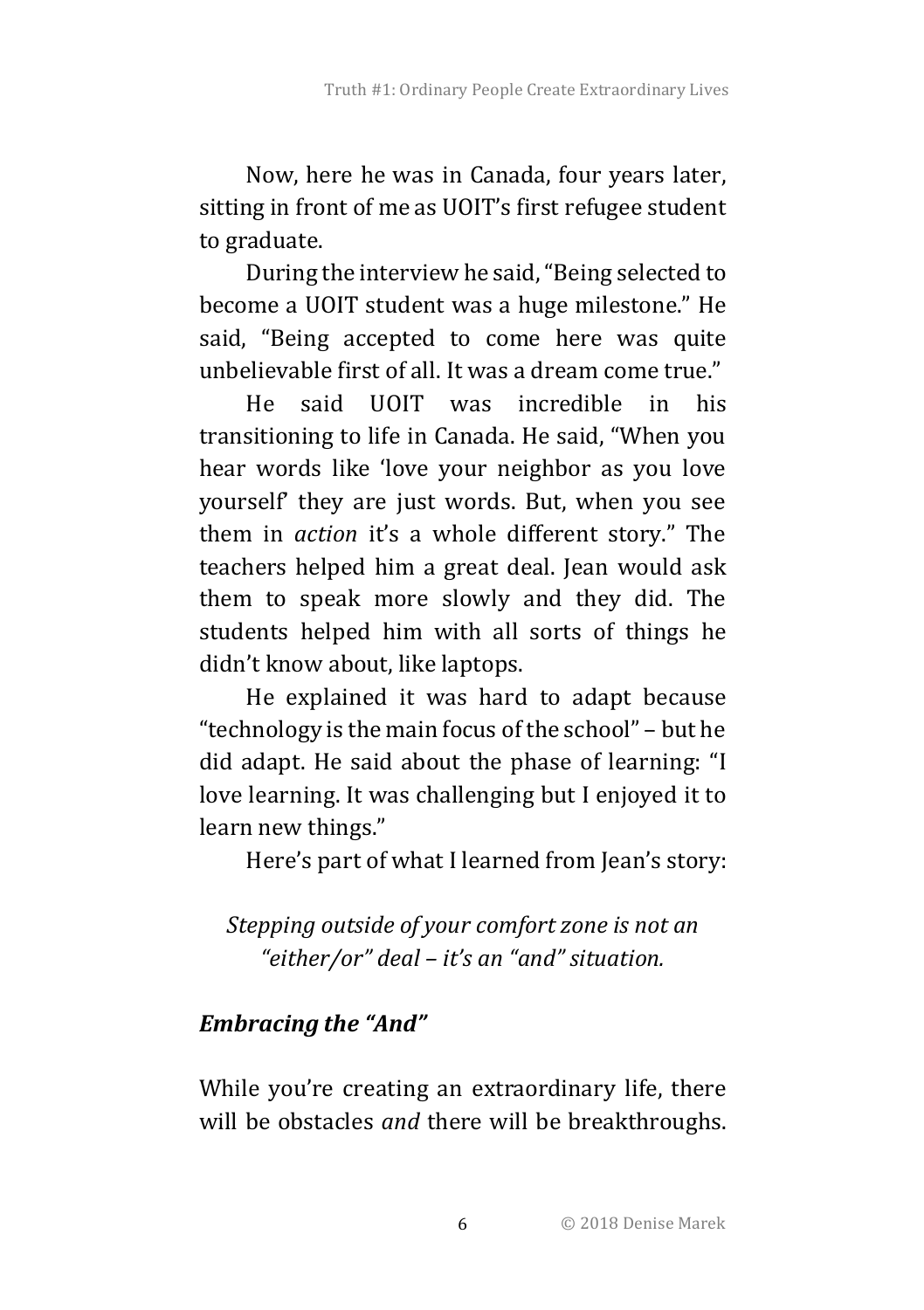Now, here he was in Canada, four years later, sitting in front of me as UOIT's first refugee student to graduate.

During the interview he said, "Being selected to become a UOIT student was a huge milestone." He said, "Being accepted to come here was quite unbelievable first of all. It was a dream come true."

He said UOIT was incredible in his transitioning to life in Canada. He said, "When you hear words like 'love your neighbor as you love yourself' they are just words. But, when you see them in *action* it's a whole different story." The teachers helped him a great deal. Jean would ask them to speak more slowly and they did. The students helped him with all sorts of things he didn't know about, like laptops.

He explained it was hard to adapt because "technology is the main focus of the school" – but he did adapt. He said about the phase of learning: "I love learning. It was challenging but I enjoyed it to learn new things."

Here's part of what I learned from Jean's story:

*Stepping outside of your comfort zone is not an "either/or" deal – it's an "and" situation.*

### *Embracing the "And"*

While you're creating an extraordinary life, there will be obstacles *and* there will be breakthroughs.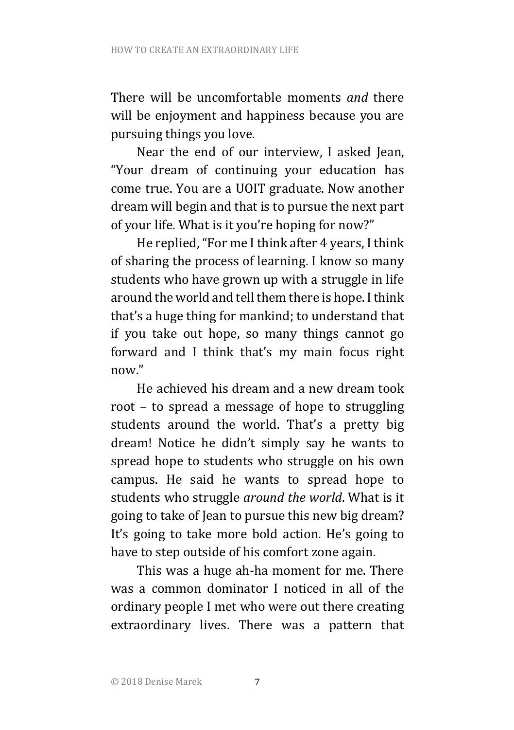There will be uncomfortable moments *and* there will be enjoyment and happiness because you are pursuing things you love.

Near the end of our interview, I asked Jean, "Your dream of continuing your education has come true. You are a UOIT graduate. Now another dream will begin and that is to pursue the next part of your life. What is it you're hoping for now?"

He replied, "For me I think after 4 years, I think of sharing the process of learning. I know so many students who have grown up with a struggle in life around the world and tell them there is hope. I think that's a huge thing for mankind; to understand that if you take out hope, so many things cannot go forward and I think that's my main focus right now."

He achieved his dream and a new dream took root – to spread a message of hope to struggling students around the world. That's a pretty big dream! Notice he didn't simply say he wants to spread hope to students who struggle on his own campus. He said he wants to spread hope to students who struggle *around the world*. What is it going to take of Jean to pursue this new big dream? It's going to take more bold action. He's going to have to step outside of his comfort zone again.

This was a huge ah-ha moment for me. There was a common dominator I noticed in all of the ordinary people I met who were out there creating extraordinary lives. There was a pattern that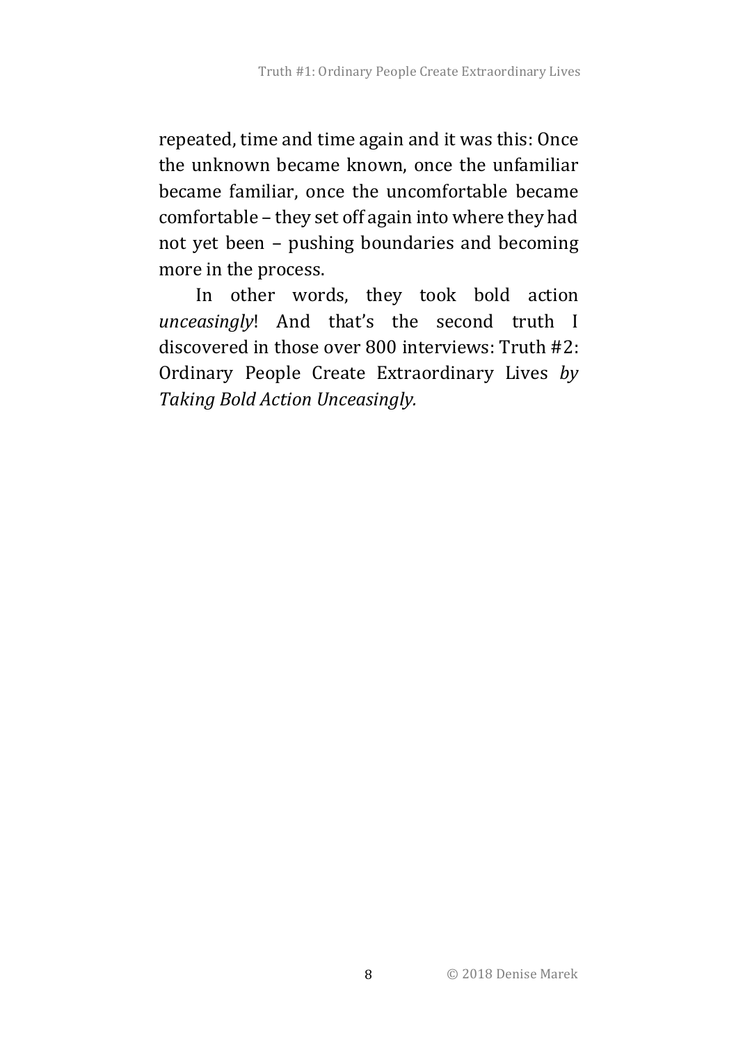repeated, time and time again and it was this: Once the unknown became known, once the unfamiliar became familiar, once the uncomfortable became comfortable – they set off again into where they had not yet been – pushing boundaries and becoming more in the process.

In other words, they took bold action *unceasingly*! And that's the second truth I discovered in those over 800 interviews: Truth #2: Ordinary People Create Extraordinary Lives *by Taking Bold Action Unceasingly.*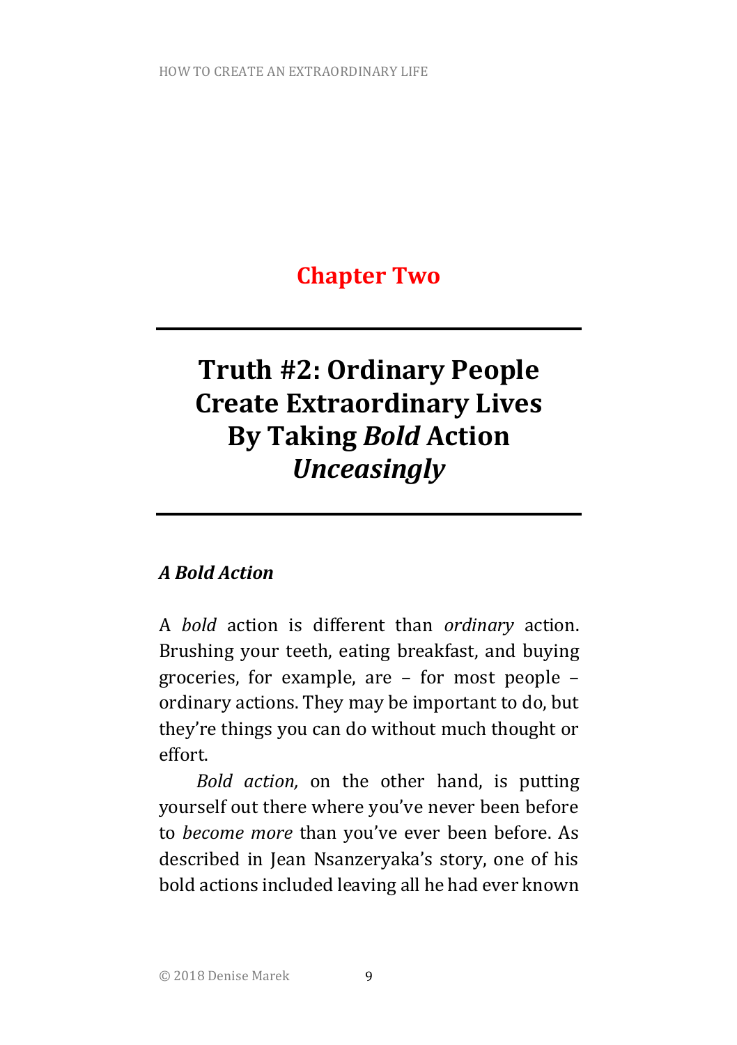## Chapter Two

# Truth #2: Ordinary People Create Extraordinary Lives By Taking *Bold* Action *Unceasingly*

### *A Bold Action*

A *bold* action is different than *ordinary* action. Brushing your teeth, eating breakfast, and buying groceries, for example, are – for most people – ordinary actions. They may be important to do, but they're things you can do without much thought or effort.

*Bold action,* on the other hand, is putting yourself out there where you've never been before to *become more* than you've ever been before. As described in Jean Nsanzeryaka's story, one of his bold actions included leaving all he had ever known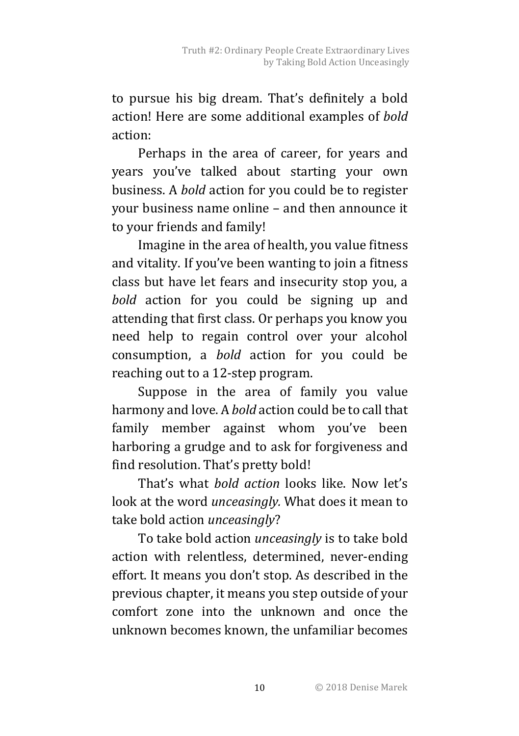to pursue his big dream. That's definitely a bold action! Here are some additional examples of *bold* action:

Perhaps in the area of career, for years and years you've talked about starting your own business. A *bold* action for you could be to register your business name online – and then announce it to your friends and family!

Imagine in the area of health, you value fitness and vitality. If you've been wanting to join a fitness class but have let fears and insecurity stop you, a *bold* action for you could be signing up and attending that first class. Or perhaps you know you need help to regain control over your alcohol consumption, a *bold* action for you could be reaching out to a 12-step program.

Suppose in the area of family you value harmony and love. A *bold* action could be to call that family member against whom you've been harboring a grudge and to ask for forgiveness and find resolution. That's pretty bold!

That's what *bold action* looks like. Now let's look at the word *unceasingly.* What does it mean to take bold action *unceasingly*?

To take bold action *unceasingly* is to take bold action with relentless, determined, never-ending effort. It means you don't stop. As described in the previous chapter, it means you step outside of your comfort zone into the unknown and once the unknown becomes known, the unfamiliar becomes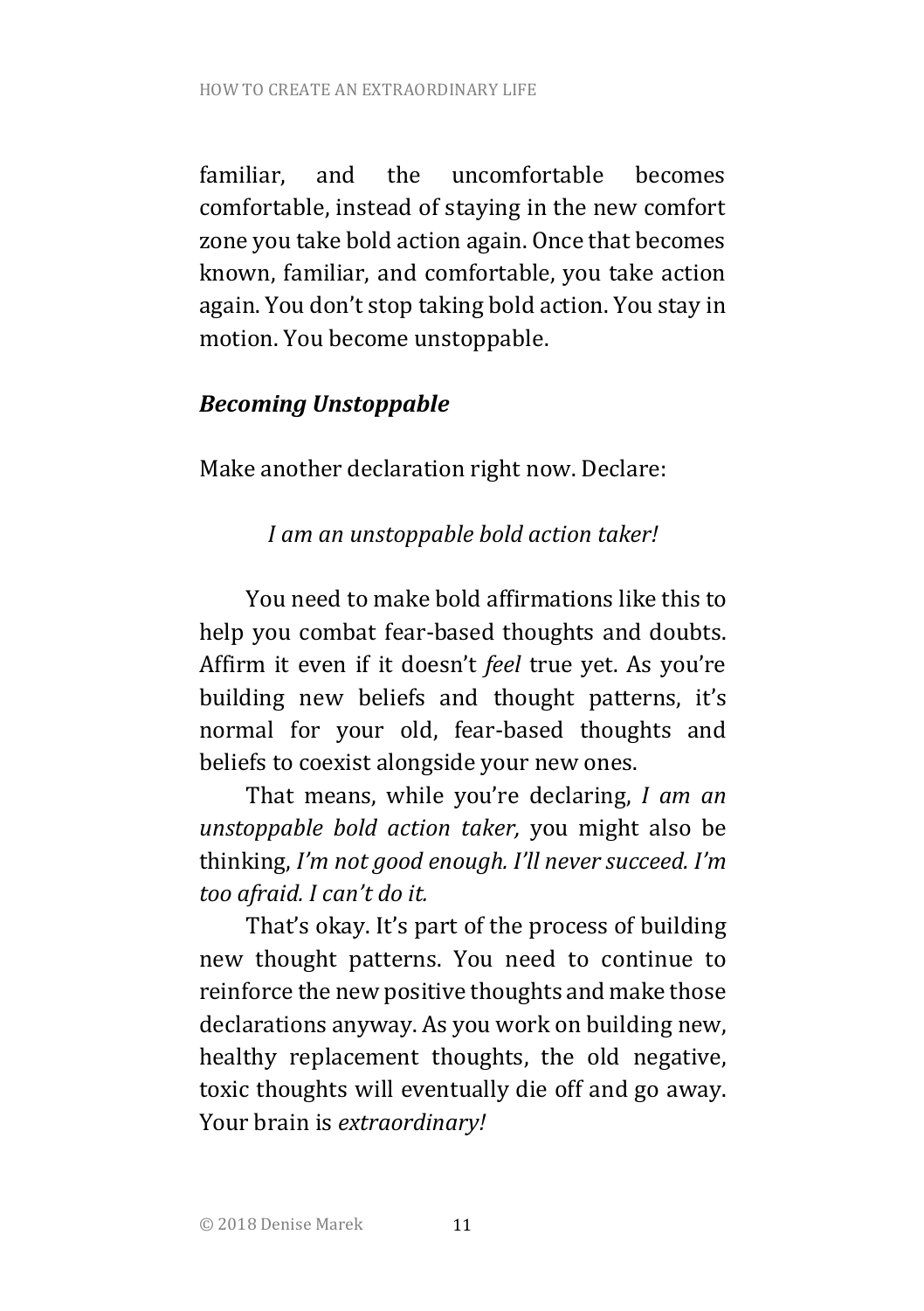familiar, and the uncomfortable becomes comfortable, instead of staying in the new comfort zone you take bold action again. Once that becomes known, familiar, and comfortable, you take action again. You don't stop taking bold action. You stay in motion. You become unstoppable.

### ***Becoming Unstoppable***

Make another declaration right now. Declare:

*I am an unstoppable bold action taker!*

You need to make bold affirmations like this to help you combat fear-based thoughts and doubts. Affirm it even if it doesn't *feel* true yet. As you're building new beliefs and thought patterns, it's normal for your old, fear-based thoughts and beliefs to coexist alongside your new ones.

That means, while you're declaring, *I am an unstoppable bold action taker,* you might also be thinking, *I'm not good enough. I'll never succeed. I'm too afraid. I can't do it.*

That's okay. It's part of the process of building new thought patterns. You need to continue to reinforce the new positive thoughts and make those declarations anyway. As you work on building new, healthy replacement thoughts, the old negative, toxic thoughts will eventually die off and go away. Your brain is *extraordinary!*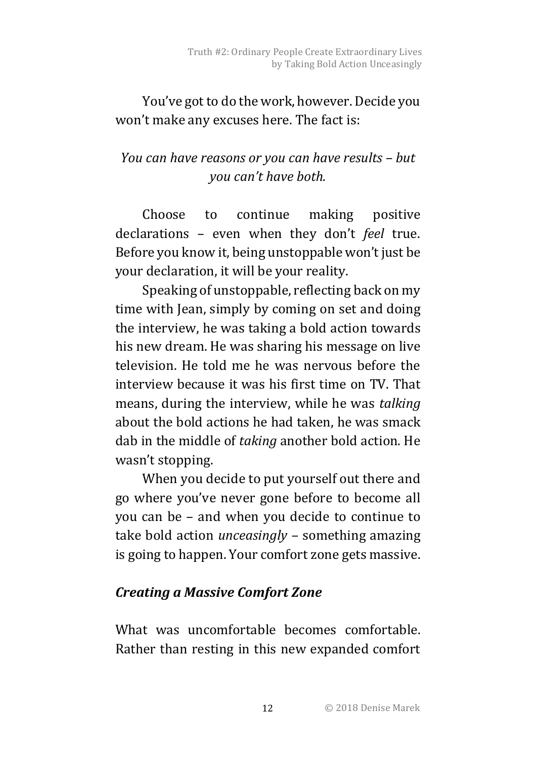You've got to do the work, however. Decide you won't make any excuses here. The fact is:

*You can have reasons or you can have results – but you can't have both.*

Choose to continue making positive declarations – even when they don't *feel* true. Before you know it, being unstoppable won't just be your declaration, it will be your reality.

Speaking of unstoppable, reflecting back on my time with Jean, simply by coming on set and doing the interview, he was taking a bold action towards his new dream. He was sharing his message on live television. He told me he was nervous before the interview because it was his first time on TV. That means, during the interview, while he was *talking* about the bold actions he had taken, he was smack dab in the middle of *taking* another bold action. He wasn't stopping.

When you decide to put yourself out there and go where you've never gone before to become all you can be – and when you decide to continue to take bold action *unceasingly* – something amazing is going to happen. Your comfort zone gets massive.

### *Creating a Massive Comfort Zone*

What was uncomfortable becomes comfortable. Rather than resting in this new expanded comfort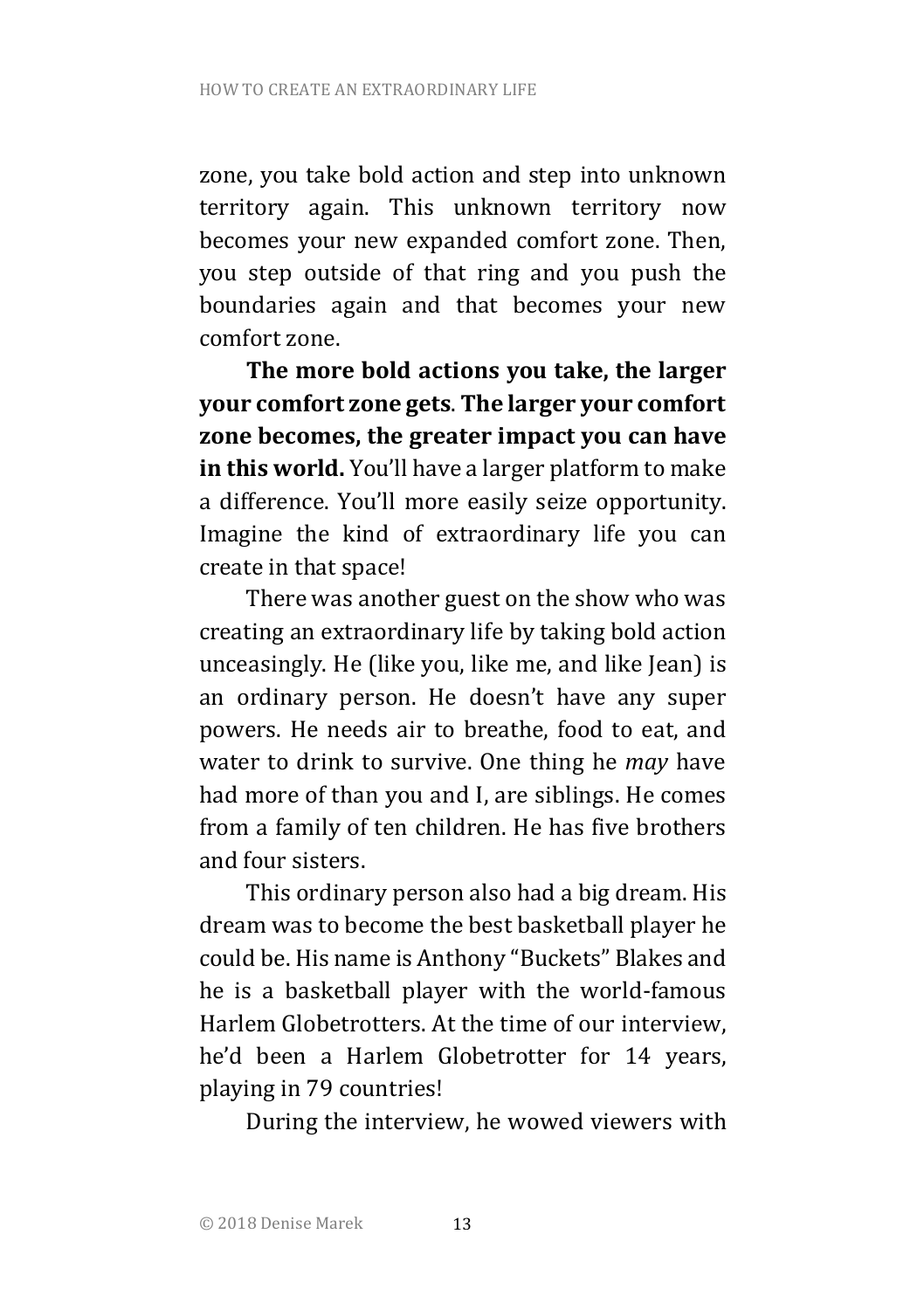zone, you take bold action and step into unknown territory again. This unknown territory now becomes your new expanded comfort zone. Then, you step outside of that ring and you push the boundaries again and that becomes your new comfort zone.

**The more bold actions you take, the larger your comfort zone gets**. **The larger your comfort zone becomes, the greater impact you can have in this world.** You'll have a larger platform to make a difference. You'll more easily seize opportunity. Imagine the kind of extraordinary life you can create in that space!

There was another guest on the show who was creating an extraordinary life by taking bold action unceasingly. He (like you, like me, and like Jean) is an ordinary person. He doesn't have any super powers. He needs air to breathe, food to eat, and water to drink to survive. One thing he *may* have had more of than you and I, are siblings. He comes from a family of ten children. He has five brothers and four sisters.

This ordinary person also had a big dream. His dream was to become the best basketball player he could be. His name is Anthony "Buckets" Blakes and he is a basketball player with the world-famous Harlem Globetrotters. At the time of our interview, he'd been a Harlem Globetrotter for 14 years, playing in 79 countries!

During the interview, he wowed viewers with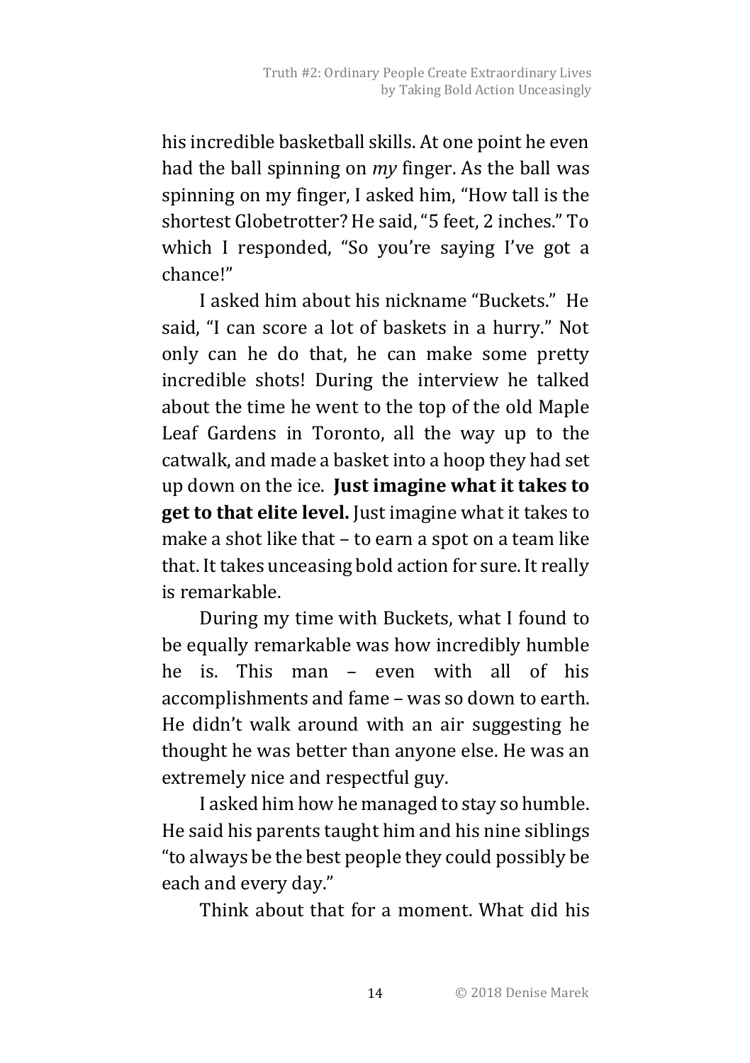his incredible basketball skills. At one point he even had the ball spinning on *my* finger. As the ball was spinning on my finger, I asked him, "How tall is the shortest Globetrotter? He said, "5 feet, 2 inches." To which I responded, "So you're saying I've got a chance!"

I asked him about his nickname "Buckets." He said, "I can score a lot of baskets in a hurry." Not only can he do that, he can make some pretty incredible shots! During the interview he talked about the time he went to the top of the old Maple Leaf Gardens in Toronto, all the way up to the catwalk, and made a basket into a hoop they had set up down on the ice. **Just imagine what it takes to get to that elite level.** Just imagine what it takes to make a shot like that – to earn a spot on a team like that. It takes unceasing bold action for sure. It really is remarkable.

During my time with Buckets, what I found to be equally remarkable was how incredibly humble he is. This man – even with all of his accomplishments and fame – was so down to earth. He didn't walk around with an air suggesting he thought he was better than anyone else. He was an extremely nice and respectful guy.

I asked him how he managed to stay so humble. He said his parents taught him and his nine siblings "to always be the best people they could possibly be each and every day."

Think about that for a moment. What did his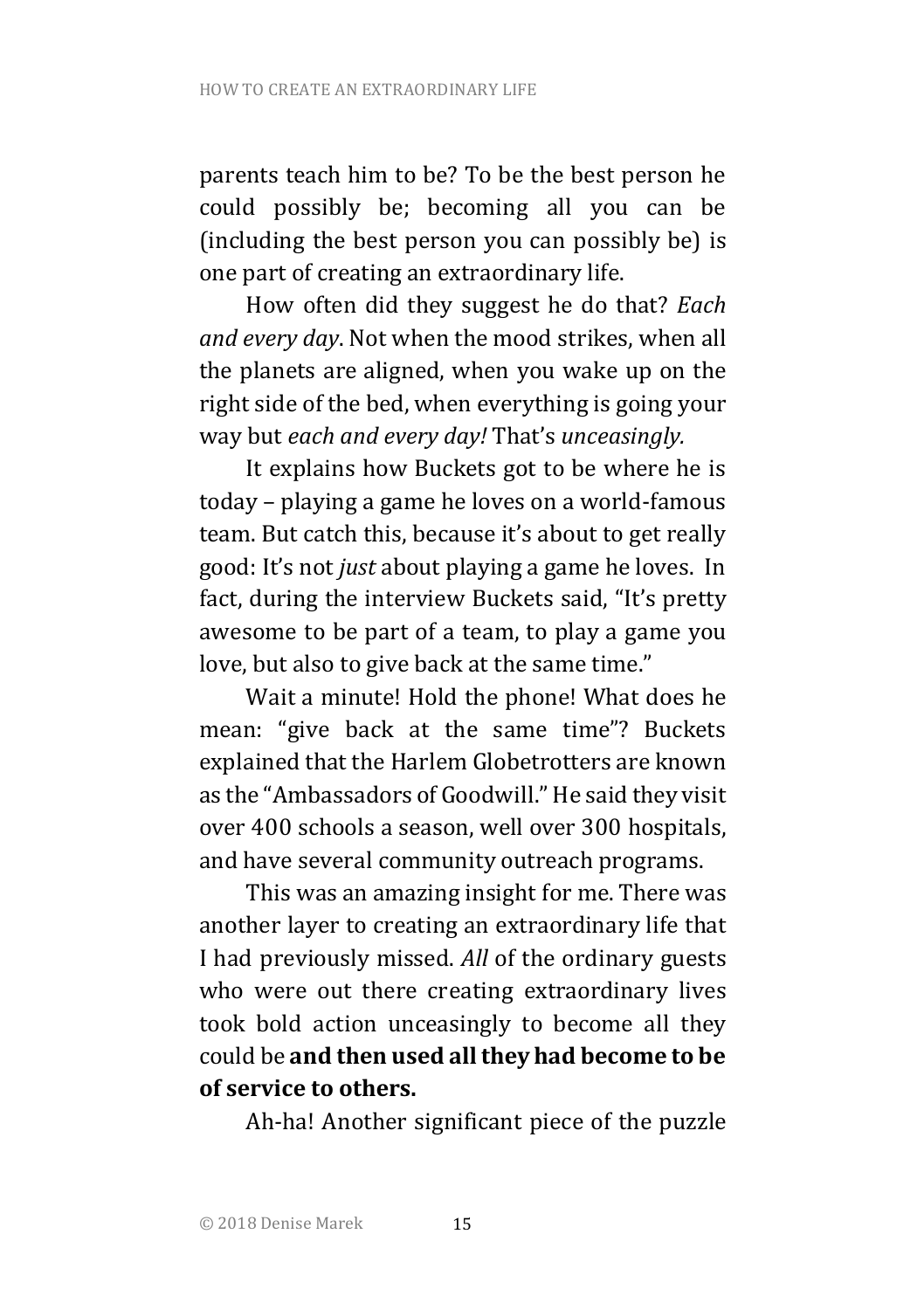parents teach him to be? To be the best person he could possibly be; becoming all you can be (including the best person you can possibly be) is one part of creating an extraordinary life.

How often did they suggest he do that? *Each and every day*. Not when the mood strikes, when all the planets are aligned, when you wake up on the right side of the bed, when everything is going your way but *each and every day!* That's *unceasingly.*

It explains how Buckets got to be where he is today – playing a game he loves on a world-famous team. But catch this, because it's about to get really good: It's not *just* about playing a game he loves. In fact, during the interview Buckets said, "It's pretty awesome to be part of a team, to play a game you love, but also to give back at the same time."

Wait a minute! Hold the phone! What does he mean: "give back at the same time"? Buckets explained that the Harlem Globetrotters are known as the "Ambassadors of Goodwill." He said they visit over 400 schools a season, well over 300 hospitals, and have several community outreach programs.

This was an amazing insight for me. There was another layer to creating an extraordinary life that I had previously missed. *All* of the ordinary guests who were out there creating extraordinary lives took bold action unceasingly to become all they could be **and then used all they had become to be of service to others.**

Ah-ha! Another significant piece of the puzzle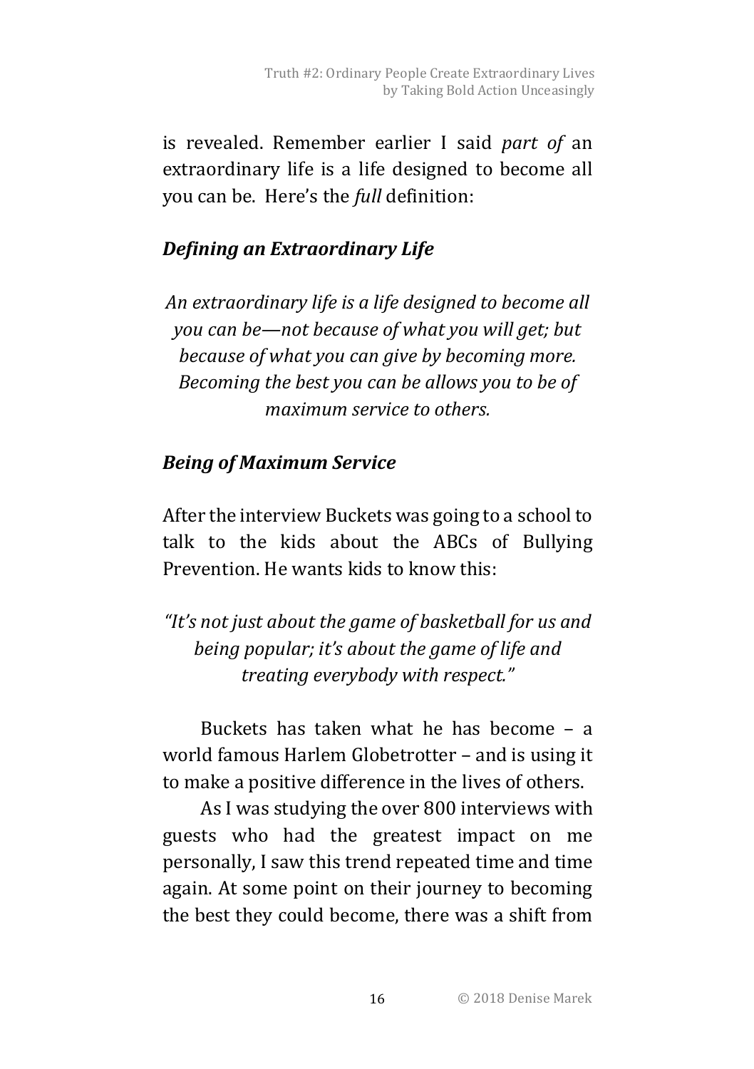is revealed. Remember earlier I said *part of* an extraordinary life is a life designed to become all you can be. Here's the *full* definition:

### *Defining an Extraordinary Life*

*An extraordinary life is a life designed to become all you can be—not because of what you will get; but because of what you can give by becoming more. Becoming the best you can be allows you to be of maximum service to others.*

### *Being of Maximum Service*

After the interview Buckets was going to a school to talk to the kids about the ABCs of Bullying Prevention. He wants kids to know this:

*"It's not just about the game of basketball for us and being popular; it's about the game of life and treating everybody with respect."*

Buckets has taken what he has become – a world famous Harlem Globetrotter – and is using it to make a positive difference in the lives of others.

As I was studying the over 800 interviews with guests who had the greatest impact on me personally, I saw this trend repeated time and time again. At some point on their journey to becoming the best they could become, there was a shift from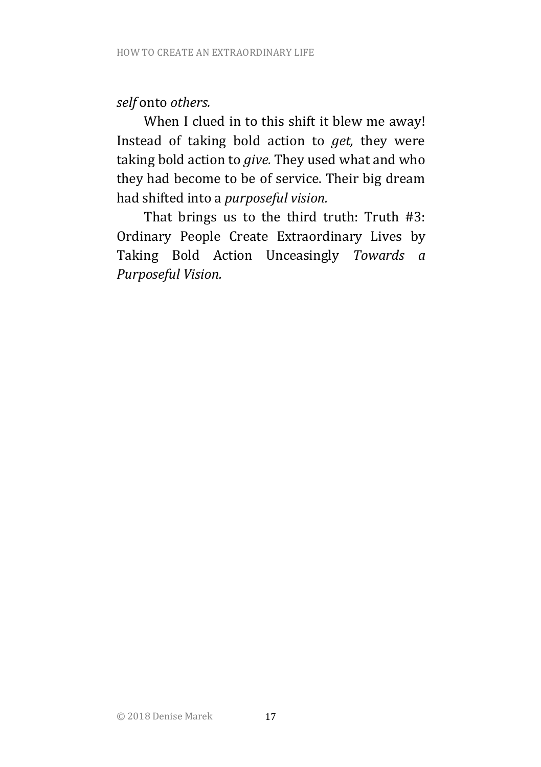*self* onto *others.*

When I clued in to this shift it blew me away! Instead of taking bold action to *get,* they were taking bold action to *give.* They used what and who they had become to be of service. Their big dream had shifted into a *purposeful vision.*

That brings us to the third truth: Truth #3: Ordinary People Create Extraordinary Lives by Taking Bold Action Unceasingly *Towards a Purposeful Vision.*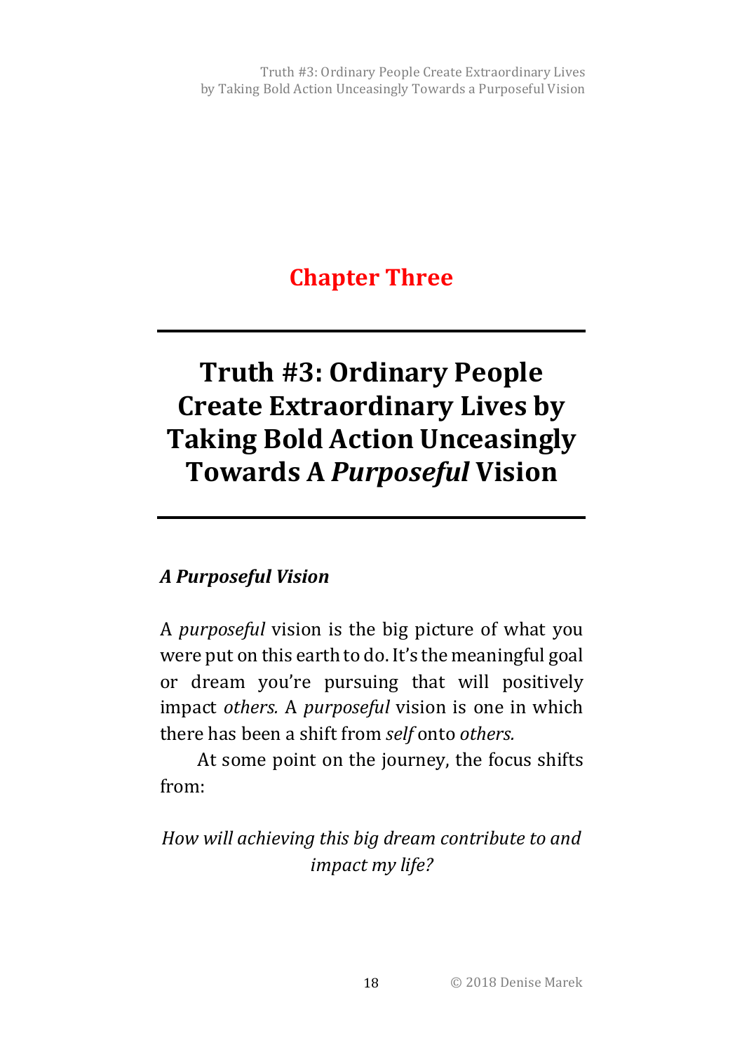## Chapter Three

# Truth #3: Ordinary People Create Extraordinary Lives by Taking Bold Action Unceasingly Towards A *Purposeful* Vision

### *A Purposeful Vision*

A *purposeful* vision is the big picture of what you were put on this earth to do. It's the meaningful goal or dream you're pursuing that will positively impact *others.* A *purposeful* vision is one in which there has been a shift from *self* onto *others.*

At some point on the journey, the focus shifts from:

*How will achieving this big dream contribute to and impact my life?*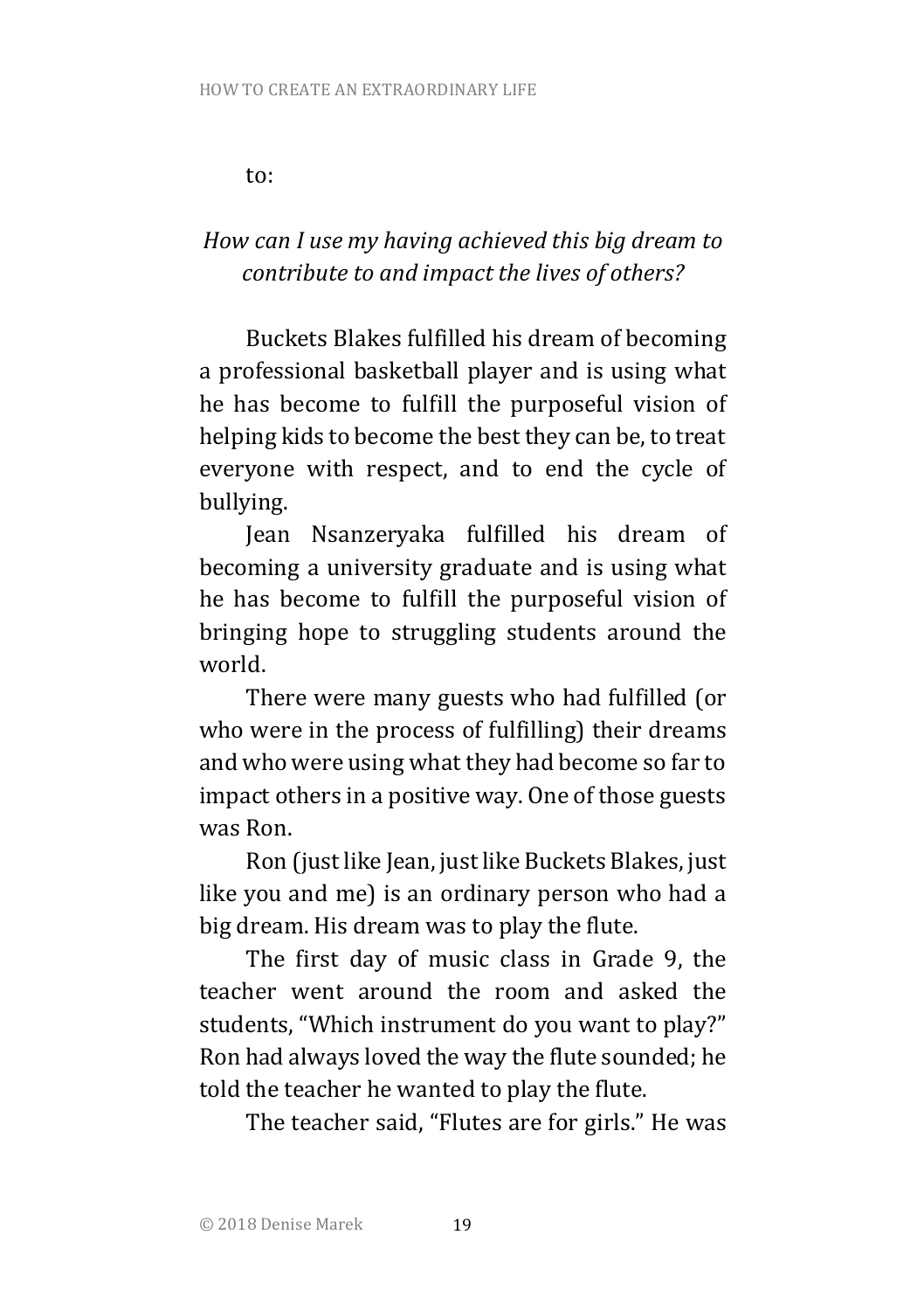to:

*How can I use my having achieved this big dream to contribute to and impact the lives of others?*

Buckets Blakes fulfilled his dream of becoming a professional basketball player and is using what he has become to fulfill the purposeful vision of helping kids to become the best they can be, to treat everyone with respect, and to end the cycle of bullying.

Jean Nsanzeryaka fulfilled his dream of becoming a university graduate and is using what he has become to fulfill the purposeful vision of bringing hope to struggling students around the world.

There were many guests who had fulfilled (or who were in the process of fulfilling) their dreams and who were using what they had become so far to impact others in a positive way. One of those guests was Ron.

Ron (just like Jean, just like Buckets Blakes, just like you and me) is an ordinary person who had a big dream. His dream was to play the flute.

The first day of music class in Grade 9, the teacher went around the room and asked the students, "Which instrument do you want to play?" Ron had always loved the way the flute sounded; he told the teacher he wanted to play the flute.

The teacher said, "Flutes are for girls." He was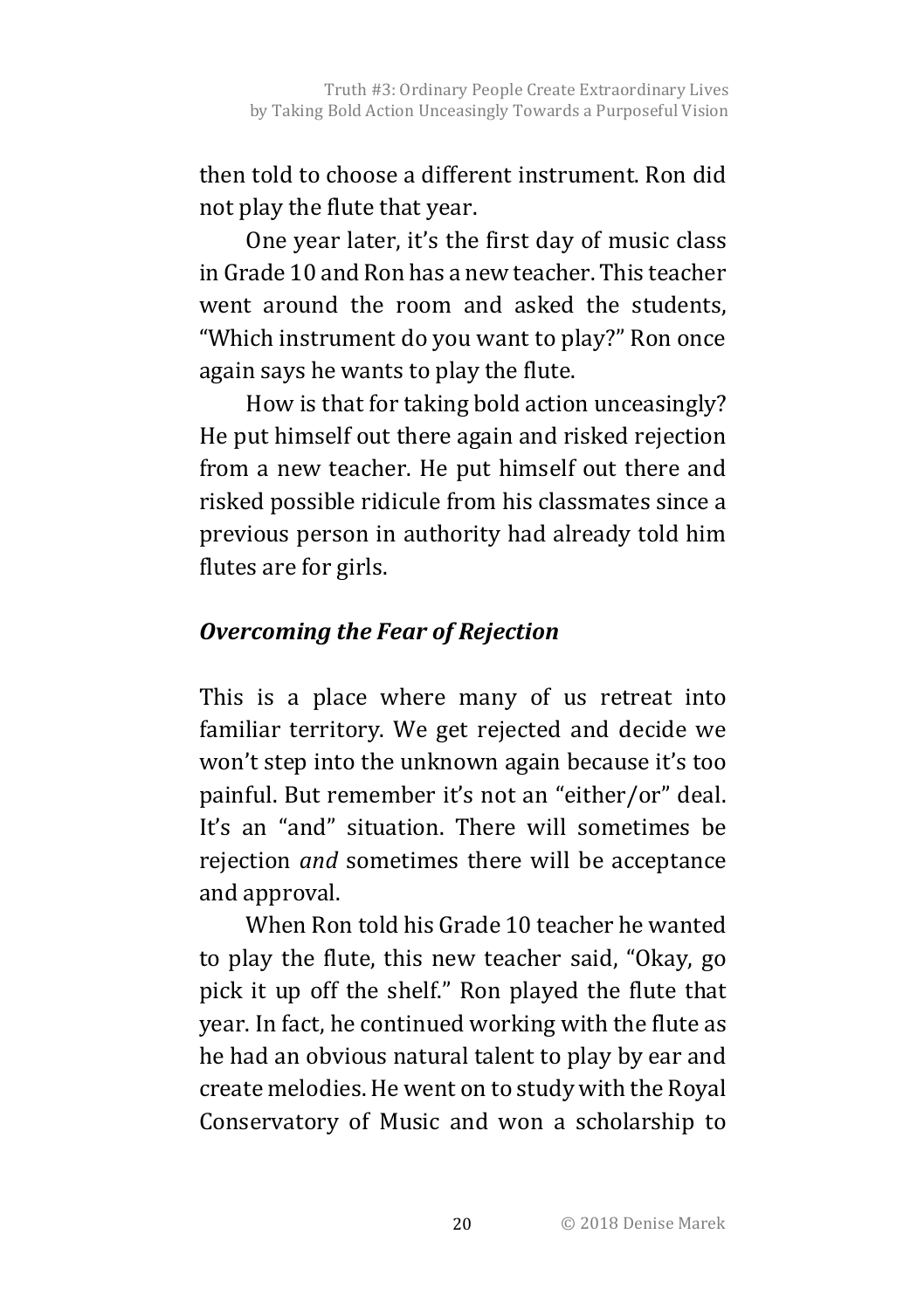then told to choose a different instrument. Ron did not play the flute that year.

One year later, it's the first day of music class in Grade 10 and Ron has a new teacher. This teacher went around the room and asked the students, "Which instrument do you want to play?" Ron once again says he wants to play the flute.

How is that for taking bold action unceasingly? He put himself out there again and risked rejection from a new teacher. He put himself out there and risked possible ridicule from his classmates since a previous person in authority had already told him flutes are for girls.

### ***Overcoming the Fear of Rejection***

This is a place where many of us retreat into familiar territory. We get rejected and decide we won't step into the unknown again because it's too painful. But remember it's not an "either/or" deal. It's an "and" situation. There will sometimes be rejection *and* sometimes there will be acceptance and approval.

When Ron told his Grade 10 teacher he wanted to play the flute, this new teacher said, "Okay, go pick it up off the shelf." Ron played the flute that year. In fact, he continued working with the flute as he had an obvious natural talent to play by ear and create melodies. He went on to study with the Royal Conservatory of Music and won a scholarship to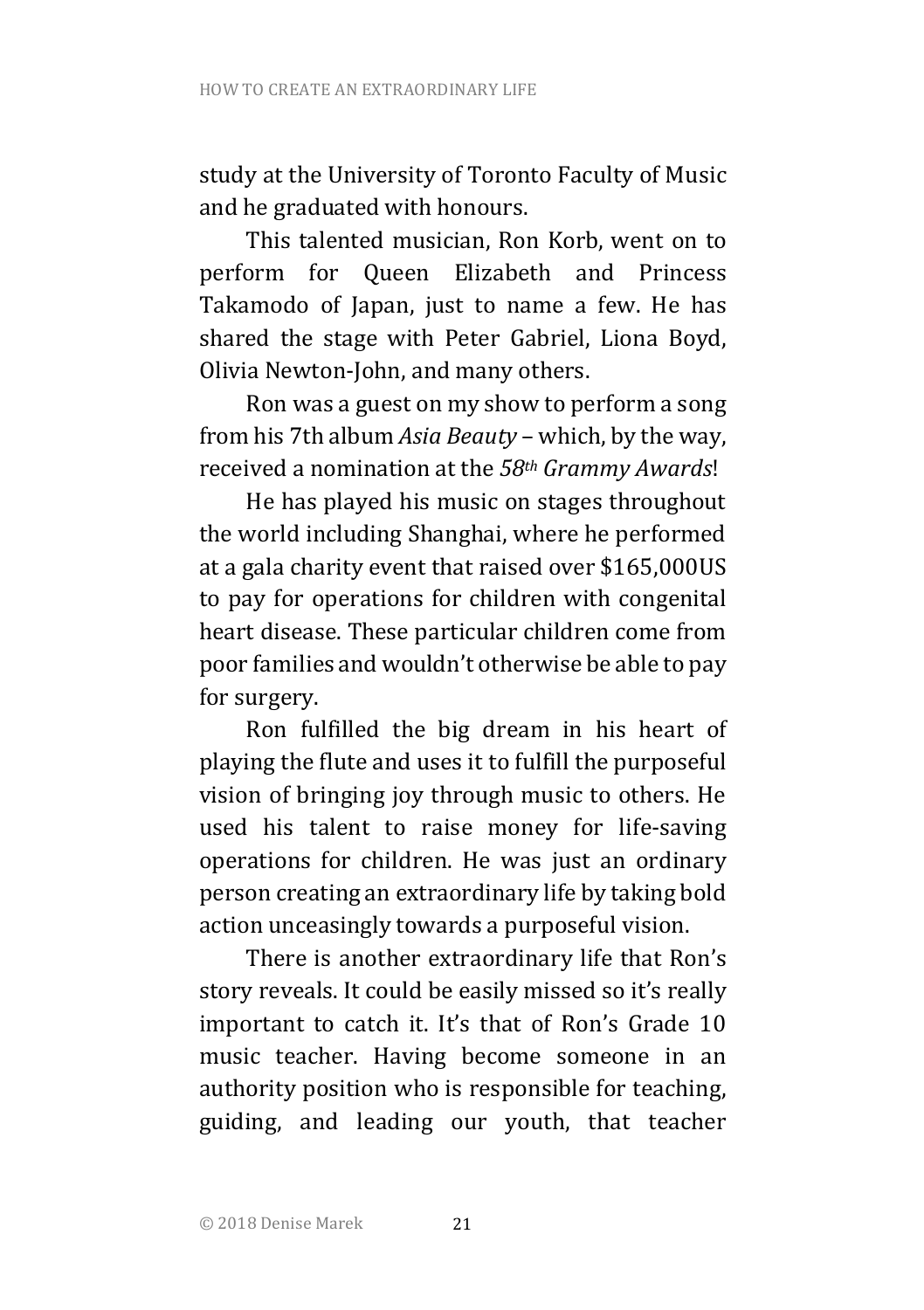study at the University of Toronto Faculty of Music and he graduated with honours.

This talented musician, Ron Korb, went on to perform for Queen Elizabeth and Princess Takamodo of Japan, just to name a few. He has shared the stage with Peter Gabriel, Liona Boyd, Olivia Newton-John, and many others.

Ron was a guest on my show to perform a song from his 7th album *Asia Beauty* – which, by the way, received a nomination at the *58th Grammy Awards*!

He has played his music on stages throughout the world including Shanghai, where he performed at a gala charity event that raised over $165,000US to pay for operations for children with congenital heart disease. These particular children come from poor families and wouldn't otherwise be able to pay for surgery.

Ron fulfilled the big dream in his heart of playing the flute and uses it to fulfill the purposeful vision of bringing joy through music to others. He used his talent to raise money for life-saving operations for children. He was just an ordinary person creating an extraordinary life by taking bold action unceasingly towards a purposeful vision.

There is another extraordinary life that Ron's story reveals. It could be easily missed so it's really important to catch it. It's that of Ron's Grade 10 music teacher. Having become someone in an authority position who is responsible for teaching, guiding, and leading our youth, that teacher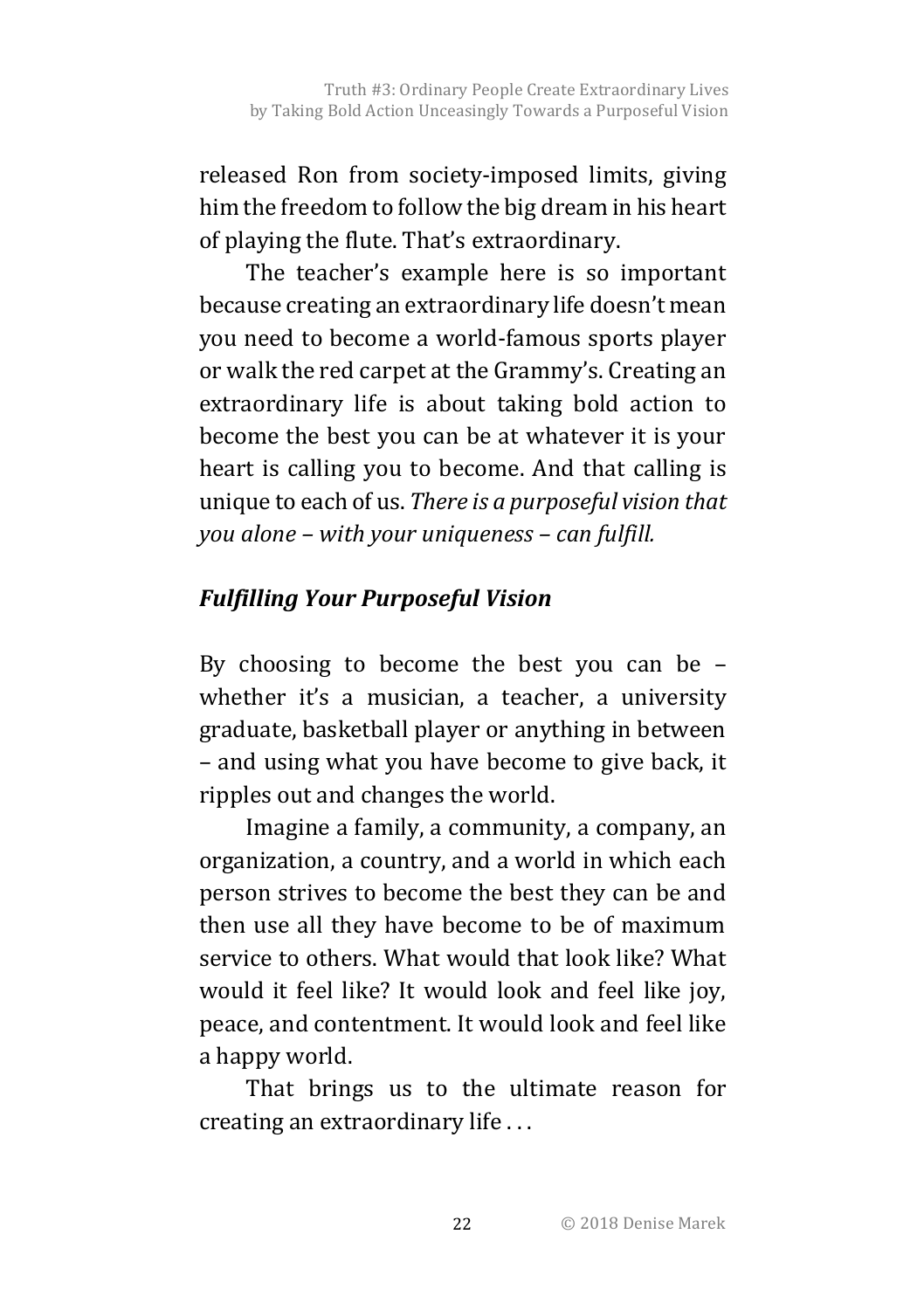released Ron from society-imposed limits, giving him the freedom to follow the big dream in his heart of playing the flute. That's extraordinary.

The teacher's example here is so important because creating an extraordinary life doesn't mean you need to become a world-famous sports player or walk the red carpet at the Grammy's. Creating an extraordinary life is about taking bold action to become the best you can be at whatever it is your heart is calling you to become. And that calling is unique to each of us. *There is a purposeful vision that you alone – with your uniqueness – can fulfill.*

### *Fulfilling Your Purposeful Vision*

By choosing to become the best you can be – whether it's a musician, a teacher, a university graduate, basketball player or anything in between – and using what you have become to give back, it ripples out and changes the world.

Imagine a family, a community, a company, an organization, a country, and a world in which each person strives to become the best they can be and then use all they have become to be of maximum service to others. What would that look like? What would it feel like? It would look and feel like joy, peace, and contentment. It would look and feel like a happy world.

That brings us to the ultimate reason for creating an extraordinary life . . .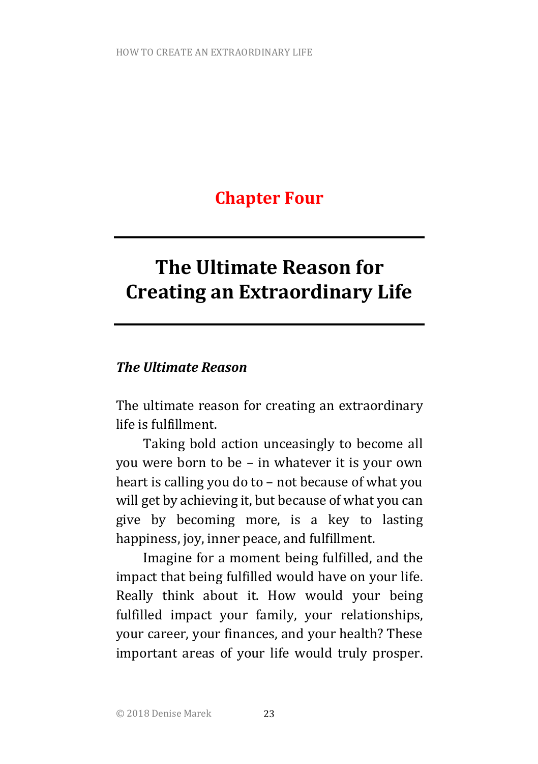# Chapter Four

## The Ultimate Reason for Creating an Extraordinary Life

### *The Ultimate Reason*

The ultimate reason for creating an extraordinary life is fulfillment.

Taking bold action unceasingly to become all you were born to be – in whatever it is your own heart is calling you do to – not because of what you will get by achieving it, but because of what you can give by becoming more, is a key to lasting happiness, joy, inner peace, and fulfillment.

Imagine for a moment being fulfilled, and the impact that being fulfilled would have on your life. Really think about it. How would your being fulfilled impact your family, your relationships, your career, your finances, and your health? These important areas of your life would truly prosper.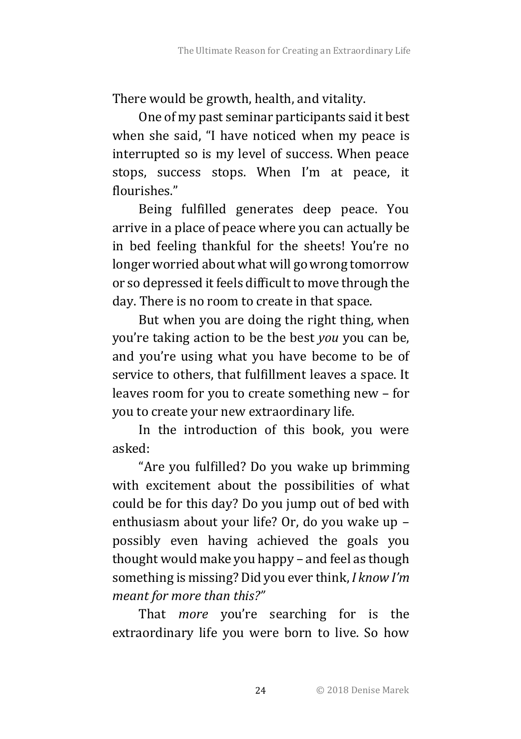There would be growth, health, and vitality.

One of my past seminar participants said it best when she said, "I have noticed when my peace is interrupted so is my level of success. When peace stops, success stops. When I'm at peace, it flourishes."

Being fulfilled generates deep peace. You arrive in a place of peace where you can actually be in bed feeling thankful for the sheets! You're no longer worried about what will go wrong tomorrow or so depressed it feels difficult to move through the day. There is no room to create in that space.

But when you are doing the right thing, when you're taking action to be the best *you* you can be, and you're using what you have become to be of service to others, that fulfillment leaves a space. It leaves room for you to create something new – for you to create your new extraordinary life.

In the introduction of this book, you were asked:

"Are you fulfilled? Do you wake up brimming with excitement about the possibilities of what could be for this day? Do you jump out of bed with enthusiasm about your life? Or, do you wake up – possibly even having achieved the goals you thought would make you happy – and feel as though something is missing? Did you ever think, *I know I'm meant for more than this?"*

That *more* you're searching for is the extraordinary life you were born to live. So how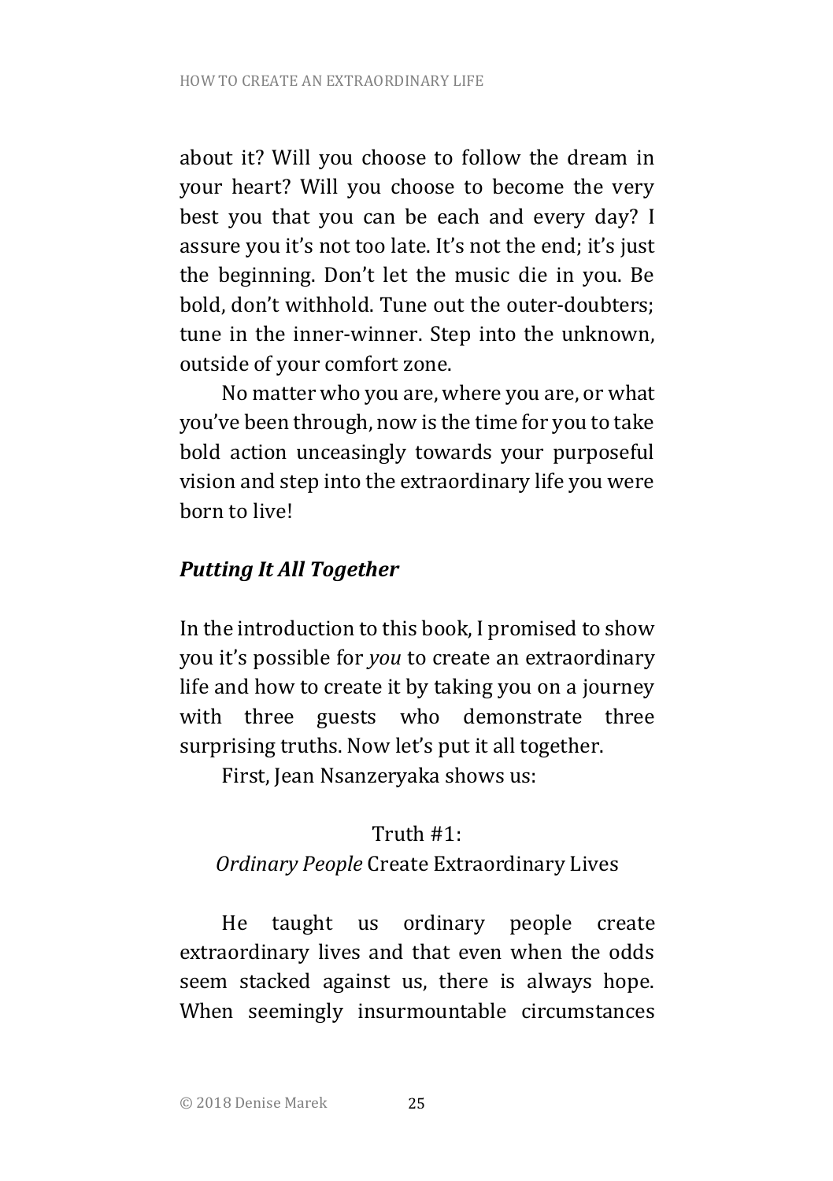about it? Will you choose to follow the dream in your heart? Will you choose to become the very best you that you can be each and every day? I assure you it's not too late. It's not the end; it's just the beginning. Don't let the music die in you. Be bold, don't withhold. Tune out the outer-doubters; tune in the inner-winner. Step into the unknown, outside of your comfort zone.

No matter who you are, where you are, or what you've been through, now is the time for you to take bold action unceasingly towards your purposeful vision and step into the extraordinary life you were born to live!

### *Putting It All Together*

In the introduction to this book, I promised to show you it's possible for *you* to create an extraordinary life and how to create it by taking you on a journey with three guests who demonstrate three surprising truths. Now let's put it all together.

First, Jean Nsanzeryaka shows us:

Truth #1:
*Ordinary People* Create Extraordinary Lives

He taught us ordinary people create extraordinary lives and that even when the odds seem stacked against us, there is always hope. When seemingly insurmountable circumstances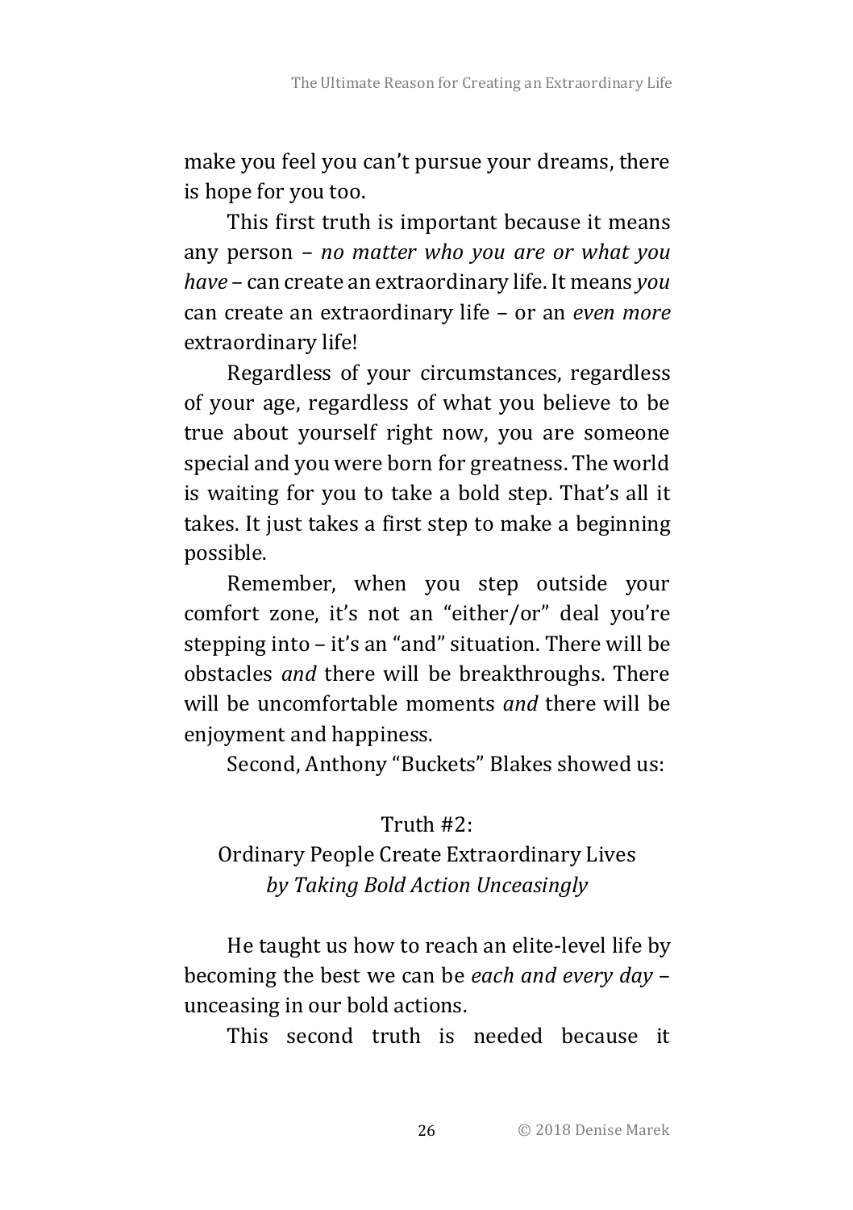make you feel you can't pursue your dreams, there is hope for you too.

This first truth is important because it means any person – *no matter who you are or what you have* – can create an extraordinary life. It means *you* can create an extraordinary life – or an *even more* extraordinary life!

Regardless of your circumstances, regardless of your age, regardless of what you believe to be true about yourself right now, you are someone special and you were born for greatness. The world is waiting for you to take a bold step. That's all it takes. It just takes a first step to make a beginning possible.

Remember, when you step outside your comfort zone, it's not an "either/or" deal you're stepping into – it's an "and" situation. There will be obstacles *and* there will be breakthroughs. There will be uncomfortable moments *and* there will be enjoyment and happiness.

Second, Anthony "Buckets" Blakes showed us:

Truth #2:
Ordinary People Create Extraordinary Lives
*by Taking Bold Action Unceasingly*

He taught us how to reach an elite-level life by becoming the best we can be *each and every day* – unceasing in our bold actions.

This second truth is needed because it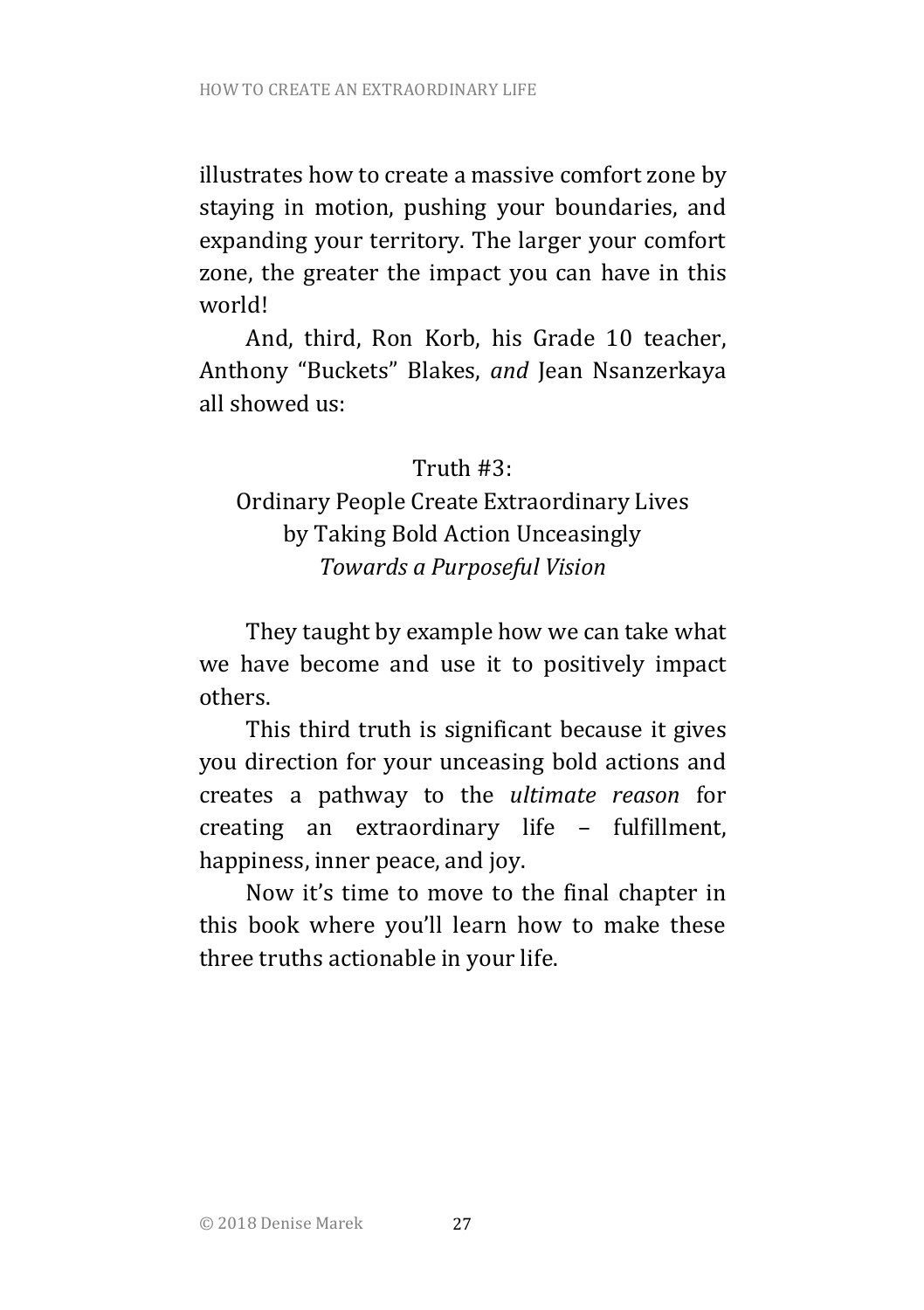illustrates how to create a massive comfort zone by staying in motion, pushing your boundaries, and expanding your territory. The larger your comfort zone, the greater the impact you can have in this world!

And, third, Ron Korb, his Grade 10 teacher, Anthony "Buckets" Blakes, *and* Jean Nsanzerkaya all showed us:

Truth #3:
Ordinary People Create Extraordinary Lives
by Taking Bold Action Unceasingly
*Towards a Purposeful Vision*

They taught by example how we can take what we have become and use it to positively impact others.

This third truth is significant because it gives you direction for your unceasing bold actions and creates a pathway to the *ultimate reason* for creating an extraordinary life – fulfillment, happiness, inner peace, and joy.

Now it's time to move to the final chapter in this book where you'll learn how to make these three truths actionable in your life.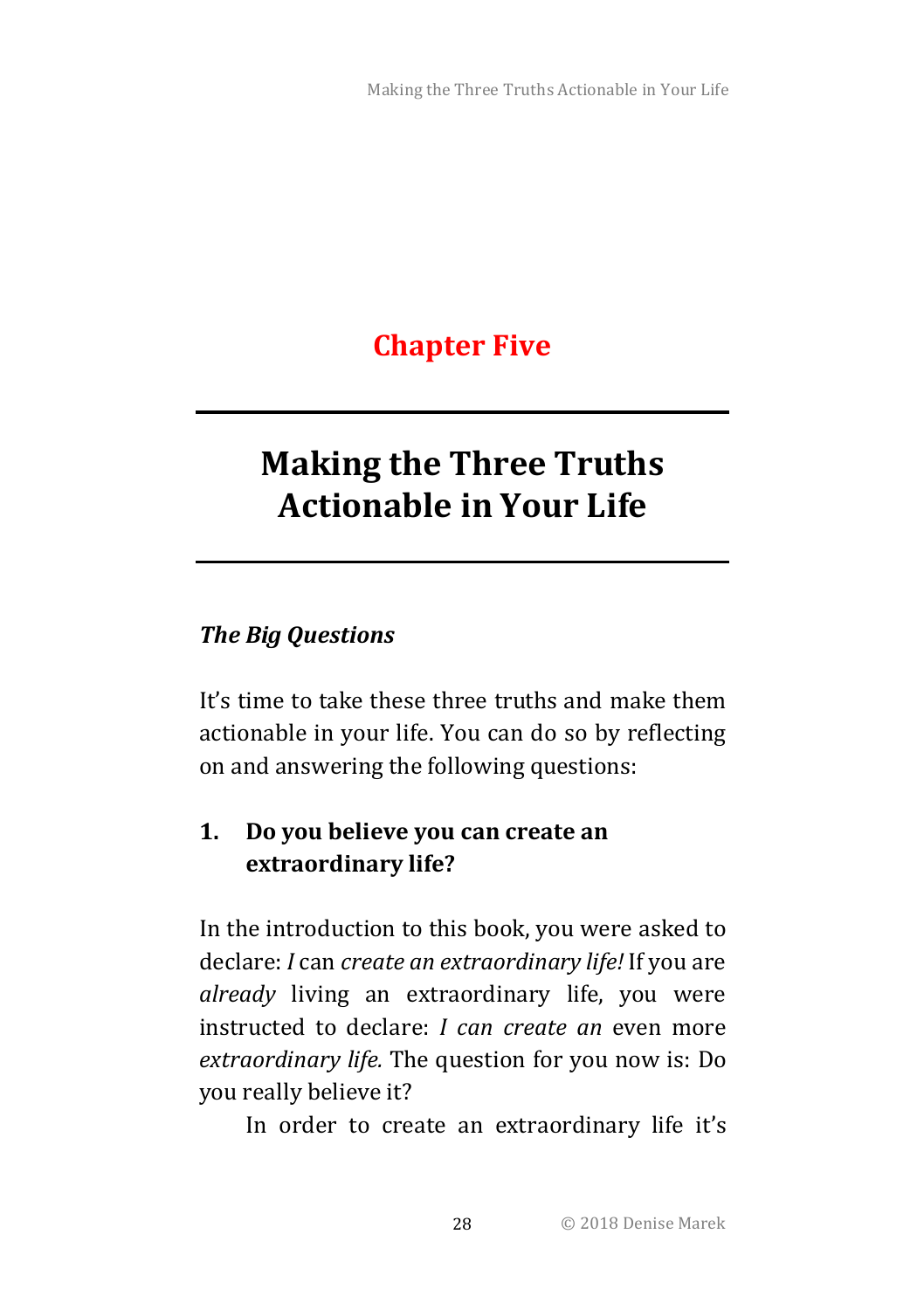# Chapter Five

## Making the Three Truths Actionable in Your Life

***The Big Questions***

It's time to take these three truths and make them actionable in your life. You can do so by reflecting on and answering the following questions:

**1. Do you believe you can create an extraordinary life?**

In the introduction to this book, you were asked to declare: *I* can *create an extraordinary life!* If you are *already* living an extraordinary life, you were instructed to declare: *I can create an* even more *extraordinary life.* The question for you now is: Do you really believe it?

In order to create an extraordinary life it's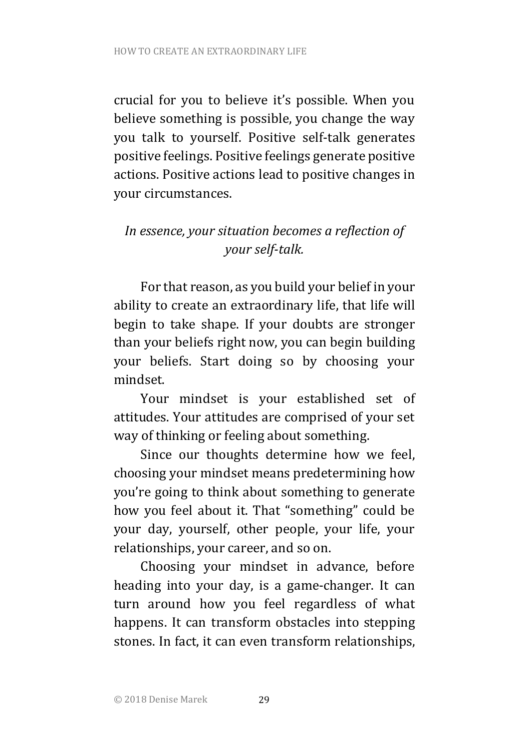crucial for you to believe it's possible. When you believe something is possible, you change the way you talk to yourself. Positive self-talk generates positive feelings. Positive feelings generate positive actions. Positive actions lead to positive changes in your circumstances.

*In essence, your situation becomes a reflection of your self-talk.*

For that reason, as you build your belief in your ability to create an extraordinary life, that life will begin to take shape. If your doubts are stronger than your beliefs right now, you can begin building your beliefs. Start doing so by choosing your mindset.

Your mindset is your established set of attitudes. Your attitudes are comprised of your set way of thinking or feeling about something.

Since our thoughts determine how we feel, choosing your mindset means predetermining how you're going to think about something to generate how you feel about it. That "something" could be your day, yourself, other people, your life, your relationships, your career, and so on.

Choosing your mindset in advance, before heading into your day, is a game-changer. It can turn around how you feel regardless of what happens. It can transform obstacles into stepping stones. In fact, it can even transform relationships,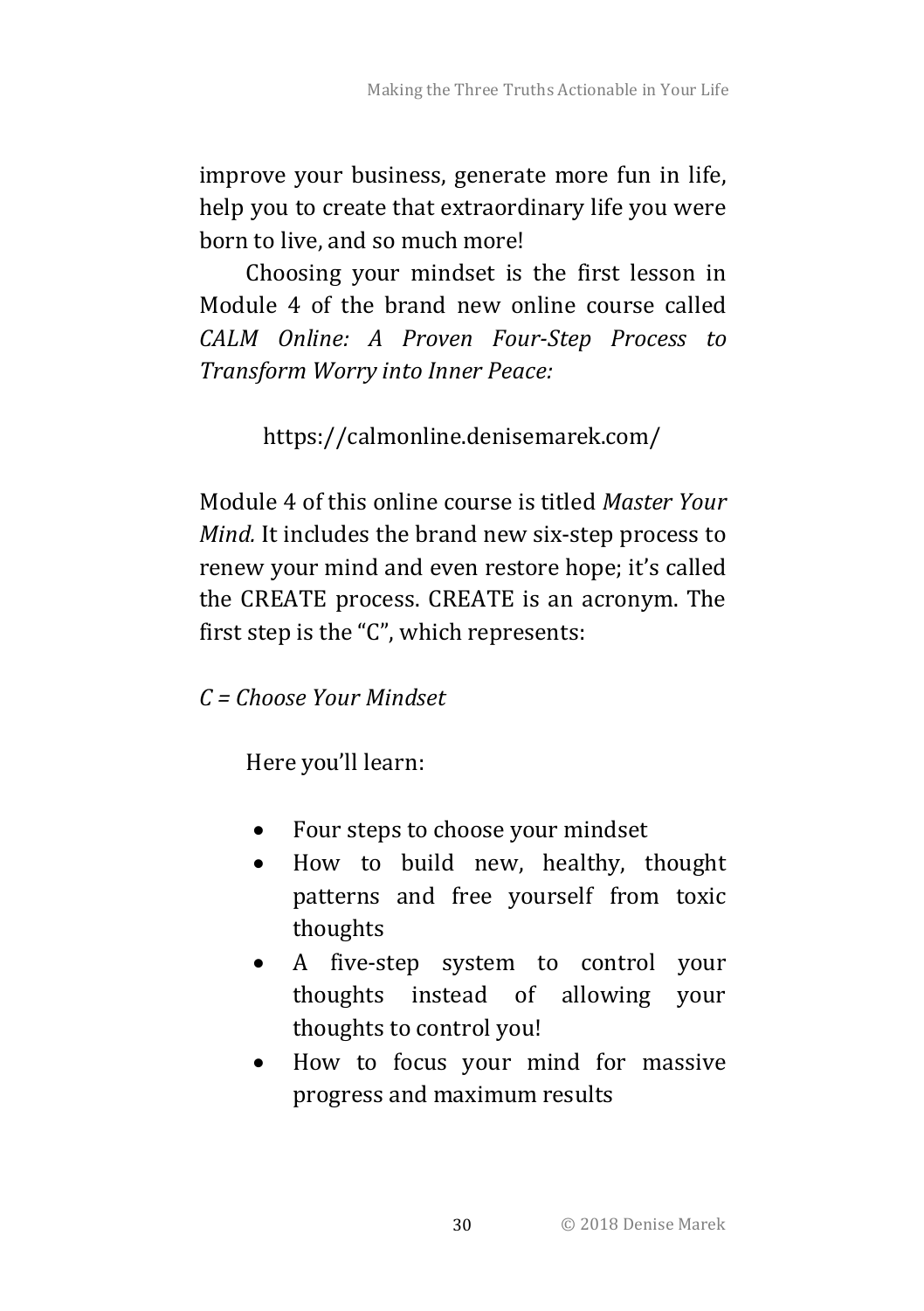improve your business, generate more fun in life, help you to create that extraordinary life you were born to live, and so much more!

Choosing your mindset is the first lesson in Module 4 of the brand new online course called *CALM Online: A Proven Four-Step Process to Transform Worry into Inner Peace:*

https://calmonline.denisemarek.com/

Module 4 of this online course is titled *Master Your Mind.* It includes the brand new six-step process to renew your mind and even restore hope; it's called the CREATE process. CREATE is an acronym. The first step is the "C", which represents:

*C = Choose Your Mindset*

Here you'll learn:

- Four steps to choose your mindset
- How to build new, healthy, thought patterns and free yourself from toxic thoughts
- A five-step system to control your thoughts instead of allowing your thoughts to control you!
- How to focus your mind for massive progress and maximum results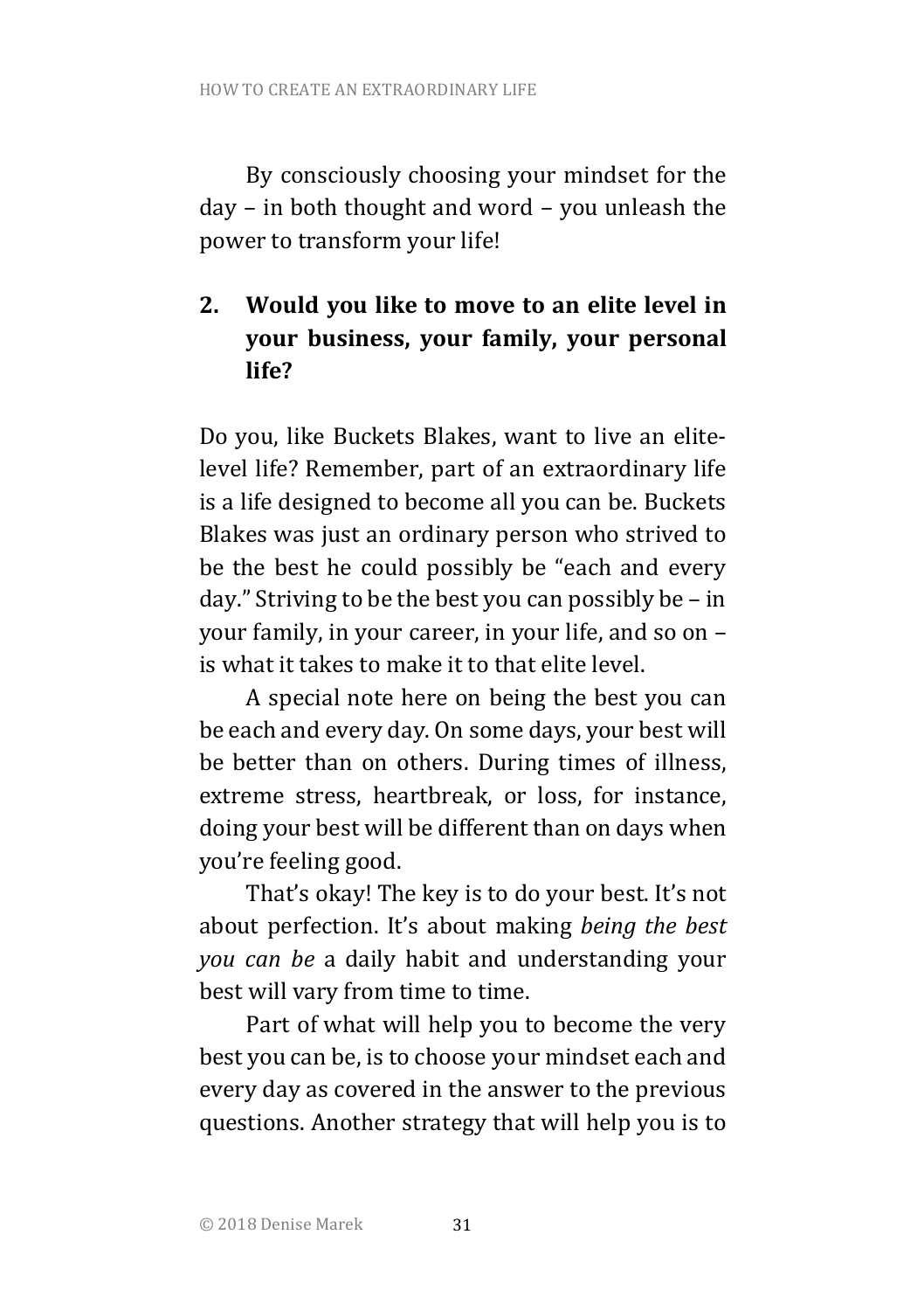By consciously choosing your mindset for the day – in both thought and word – you unleash the power to transform your life!

## 2. Would you like to move to an elite level in your business, your family, your personal life?

Do you, like Buckets Blakes, want to live an elite-level life? Remember, part of an extraordinary life is a life designed to become all you can be. Buckets Blakes was just an ordinary person who strived to be the best he could possibly be "each and every day." Striving to be the best you can possibly be – in your family, in your career, in your life, and so on – is what it takes to make it to that elite level.

A special note here on being the best you can be each and every day. On some days, your best will be better than on others. During times of illness, extreme stress, heartbreak, or loss, for instance, doing your best will be different than on days when you're feeling good.

That's okay! The key is to do your best. It's not about perfection. It's about making *being the best you can be* a daily habit and understanding your best will vary from time to time.

Part of what will help you to become the very best you can be, is to choose your mindset each and every day as covered in the answer to the previous questions. Another strategy that will help you is to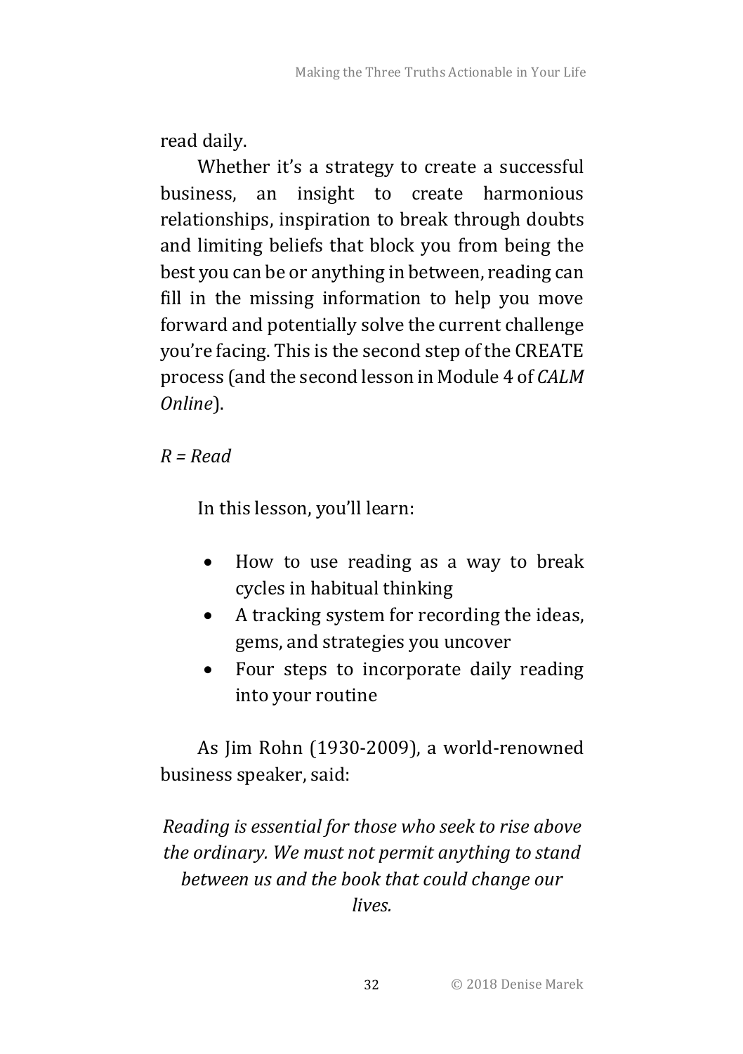read daily.

Whether it's a strategy to create a successful business, an insight to create harmonious relationships, inspiration to break through doubts and limiting beliefs that block you from being the best you can be or anything in between, reading can fill in the missing information to help you move forward and potentially solve the current challenge you're facing. This is the second step of the CREATE process (and the second lesson in Module 4 of *CALM Online*).

*R = Read*

In this lesson, you'll learn:

- How to use reading as a way to break cycles in habitual thinking
- A tracking system for recording the ideas, gems, and strategies you uncover
- Four steps to incorporate daily reading into your routine

As Jim Rohn (1930-2009), a world-renowned business speaker, said:

*Reading is essential for those who seek to rise above the ordinary. We must not permit anything to stand between us and the book that could change our lives.*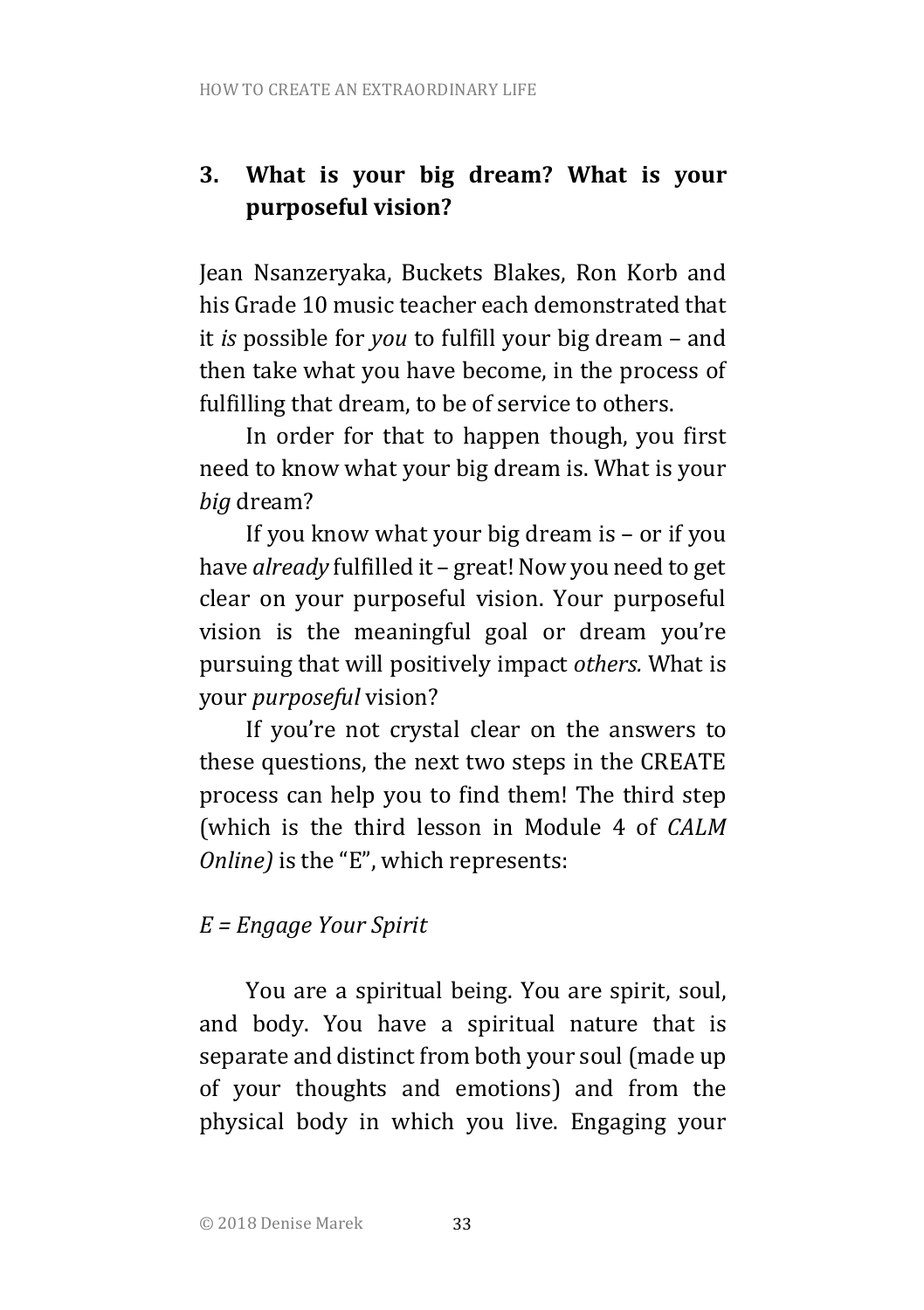### 3. What is your big dream? What is your purposeful vision?

Jean Nsanzeryaka, Buckets Blakes, Ron Korb and his Grade 10 music teacher each demonstrated that it *is* possible for *you* to fulfill your big dream – and then take what you have become, in the process of fulfilling that dream, to be of service to others.

In order for that to happen though, you first need to know what your big dream is. What is your *big* dream?

If you know what your big dream is – or if you have *already* fulfilled it – great! Now you need to get clear on your purposeful vision. Your purposeful vision is the meaningful goal or dream you're pursuing that will positively impact *others.* What is your *purposeful* vision?

If you're not crystal clear on the answers to these questions, the next two steps in the CREATE process can help you to find them! The third step (which is the third lesson in Module 4 of *CALM Online)* is the "E", which represents:

*E = Engage Your Spirit*

You are a spiritual being. You are spirit, soul, and body. You have a spiritual nature that is separate and distinct from both your soul (made up of your thoughts and emotions) and from the physical body in which you live. Engaging your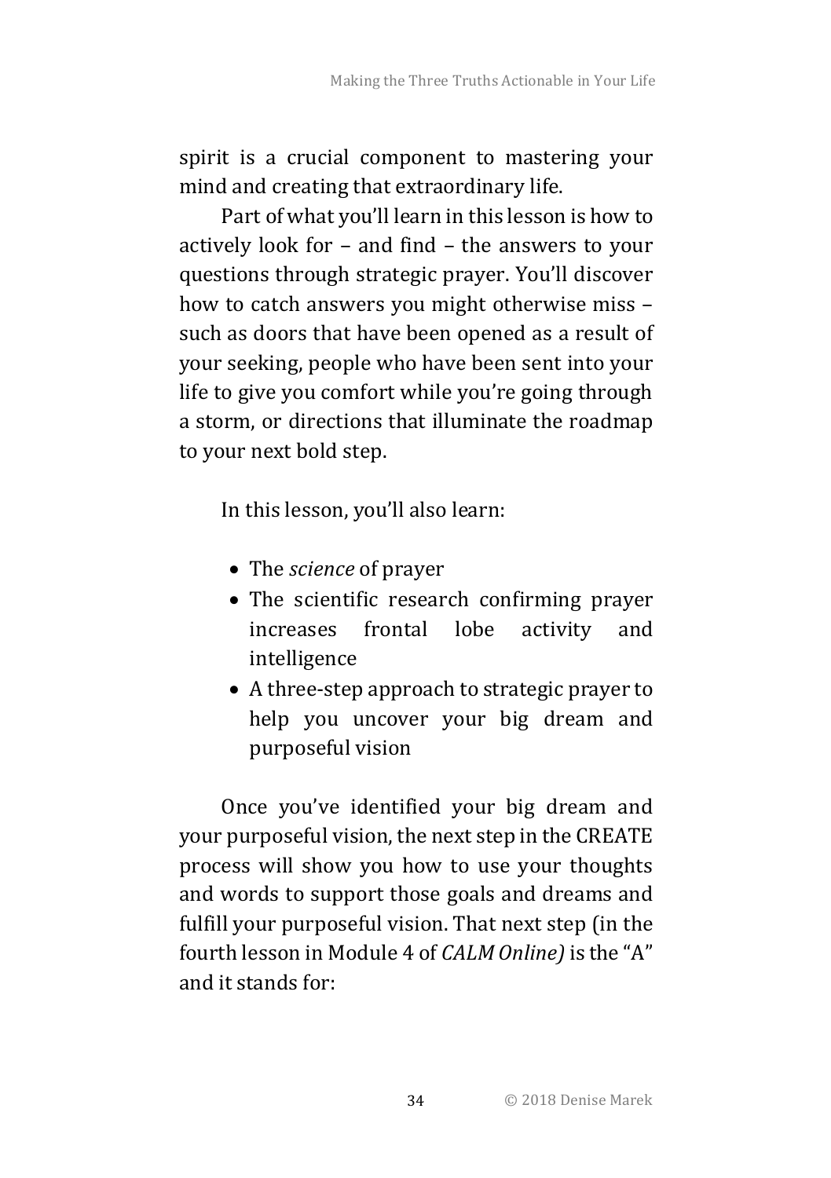spirit is a crucial component to mastering your mind and creating that extraordinary life.

Part of what you'll learn in this lesson is how to actively look for – and find – the answers to your questions through strategic prayer. You'll discover how to catch answers you might otherwise miss – such as doors that have been opened as a result of your seeking, people who have been sent into your life to give you comfort while you're going through a storm, or directions that illuminate the roadmap to your next bold step.

In this lesson, you'll also learn:

- The *science* of prayer
- The scientific research confirming prayer increases frontal lobe activity and intelligence
- A three-step approach to strategic prayer to help you uncover your big dream and purposeful vision

Once you've identified your big dream and your purposeful vision, the next step in the CREATE process will show you how to use your thoughts and words to support those goals and dreams and fulfill your purposeful vision. That next step (in the fourth lesson in Module 4 of *CALM Online)* is the "A" and it stands for: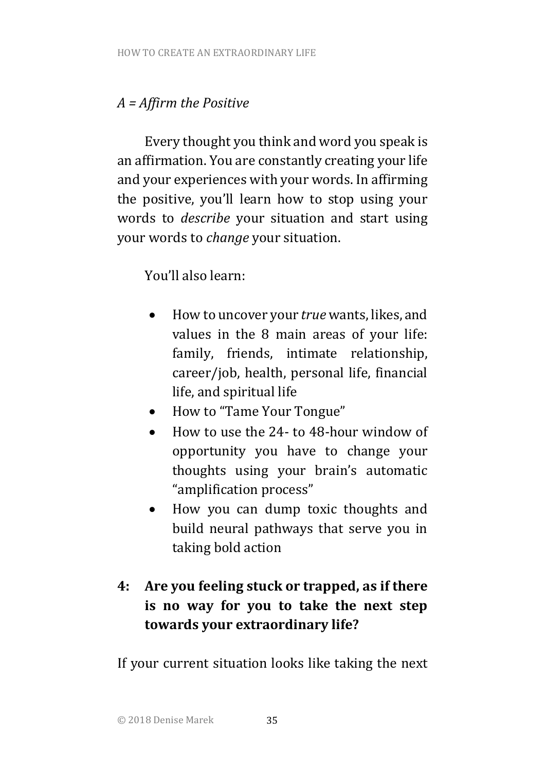*A = Affirm the Positive*

Every thought you think and word you speak is an affirmation. You are constantly creating your life and your experiences with your words. In affirming the positive, you'll learn how to stop using your words to *describe* your situation and start using your words to *change* your situation.

You'll also learn:

- How to uncover your *true* wants, likes, and values in the 8 main areas of your life: family, friends, intimate relationship, career/job, health, personal life, financial life, and spiritual life
- How to "Tame Your Tongue"
- How to use the 24- to 48-hour window of opportunity you have to change your thoughts using your brain's automatic "amplification process"
- How you can dump toxic thoughts and build neural pathways that serve you in taking bold action

**4: Are you feeling stuck or trapped, as if there is no way for you to take the next step towards your extraordinary life?**

If your current situation looks like taking the next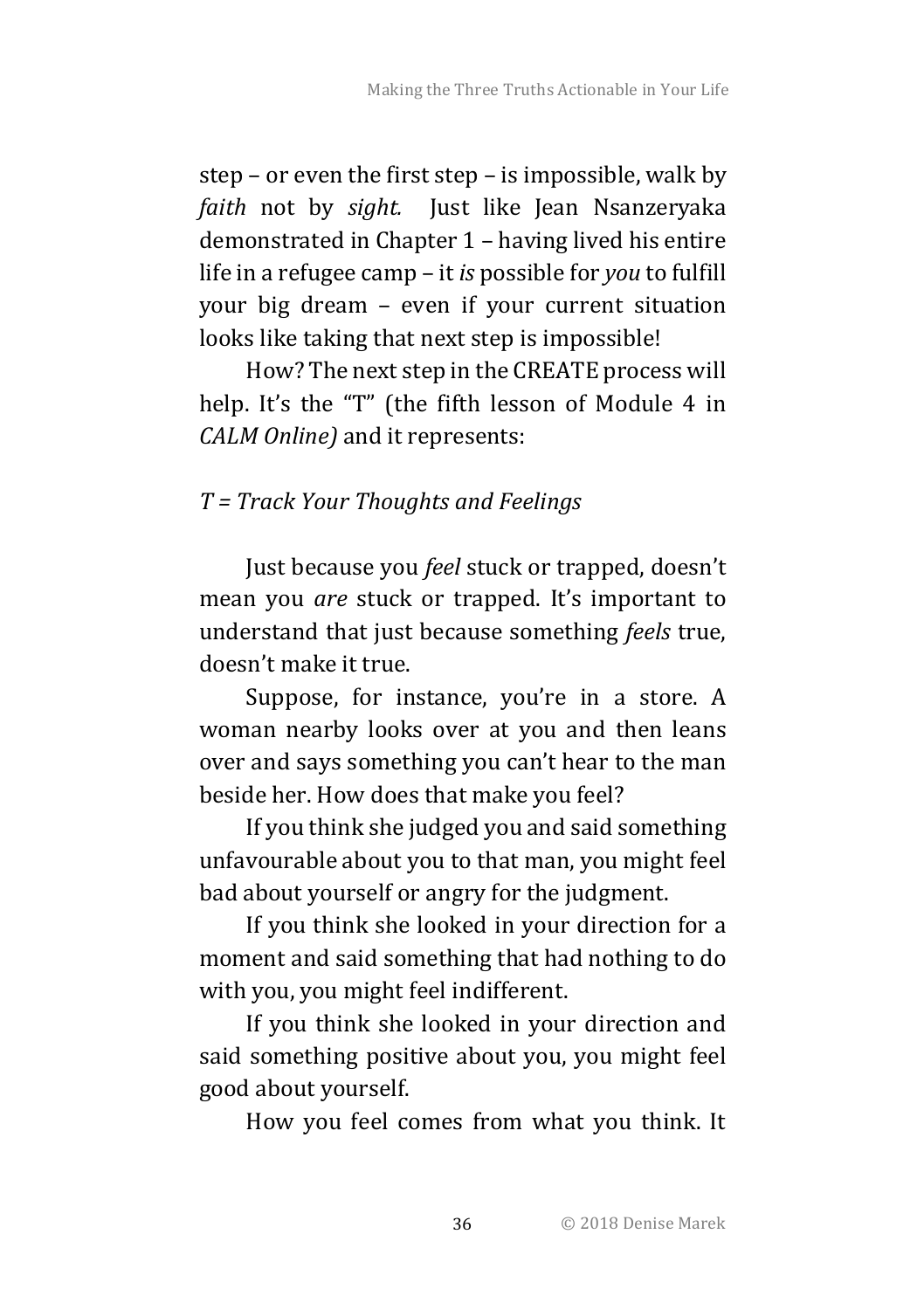step – or even the first step – is impossible, walk by *faith* not by *sight.* Just like Jean Nsanzeryaka demonstrated in Chapter 1 – having lived his entire life in a refugee camp – it *is* possible for *you* to fulfill your big dream – even if your current situation looks like taking that next step is impossible!

How? The next step in the CREATE process will help. It's the "T" (the fifth lesson of Module 4 in *CALM Online)* and it represents:

*T = Track Your Thoughts and Feelings*

Just because you *feel* stuck or trapped, doesn't mean you *are* stuck or trapped. It's important to understand that just because something *feels* true, doesn't make it true.

Suppose, for instance, you're in a store. A woman nearby looks over at you and then leans over and says something you can't hear to the man beside her. How does that make you feel?

If you think she judged you and said something unfavourable about you to that man, you might feel bad about yourself or angry for the judgment.

If you think she looked in your direction for a moment and said something that had nothing to do with you, you might feel indifferent.

If you think she looked in your direction and said something positive about you, you might feel good about yourself.

How you feel comes from what you think. It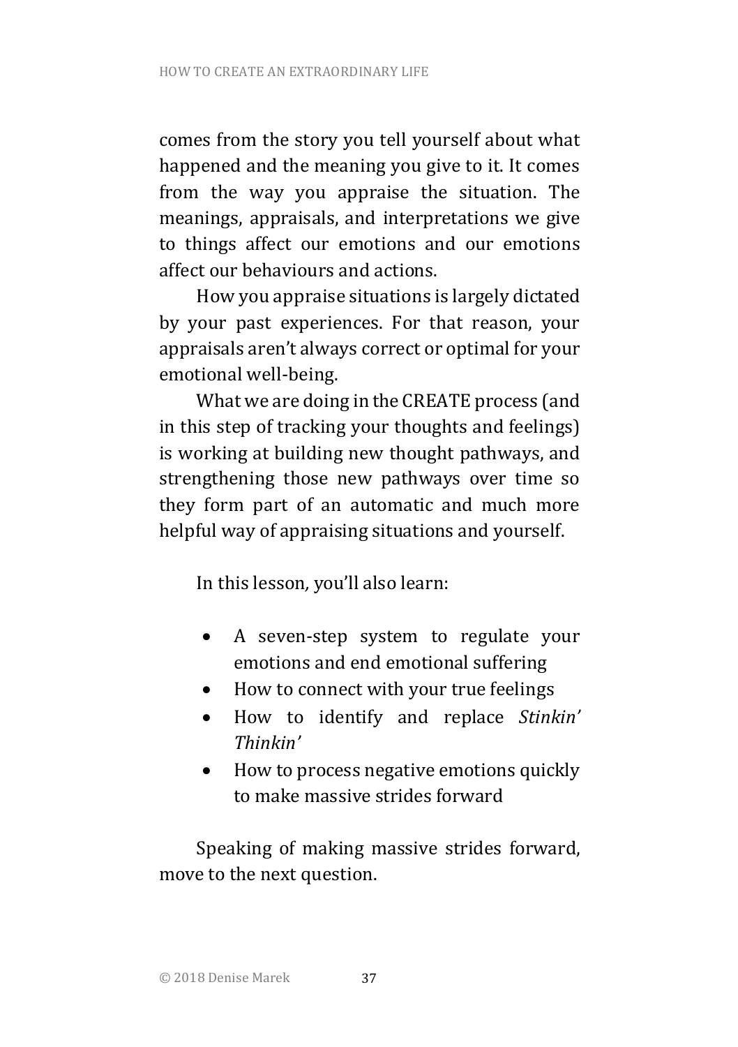comes from the story you tell yourself about what happened and the meaning you give to it. It comes from the way you appraise the situation. The meanings, appraisals, and interpretations we give to things affect our emotions and our emotions affect our behaviours and actions.

How you appraise situations is largely dictated by your past experiences. For that reason, your appraisals aren't always correct or optimal for your emotional well-being.

What we are doing in the CREATE process (and in this step of tracking your thoughts and feelings) is working at building new thought pathways, and strengthening those new pathways over time so they form part of an automatic and much more helpful way of appraising situations and yourself.

In this lesson, you'll also learn:

- A seven-step system to regulate your emotions and end emotional suffering
- How to connect with your true feelings
- How to identify and replace *Stinkin' Thinkin'*
- How to process negative emotions quickly to make massive strides forward

Speaking of making massive strides forward, move to the next question.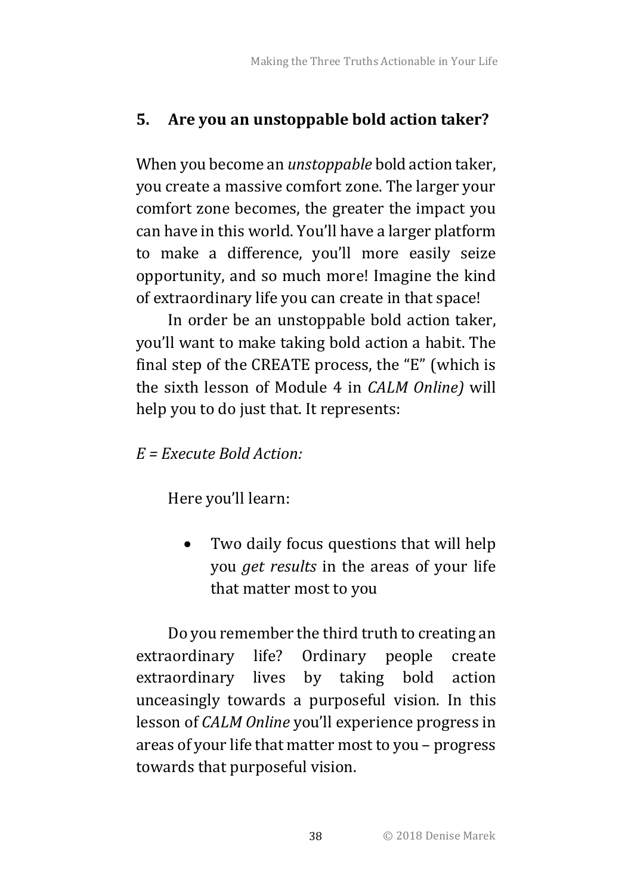## 5. Are you an unstoppable bold action taker?

When you become an *unstoppable* bold action taker, you create a massive comfort zone. The larger your comfort zone becomes, the greater the impact you can have in this world. You'll have a larger platform to make a difference, you'll more easily seize opportunity, and so much more! Imagine the kind of extraordinary life you can create in that space!

In order be an unstoppable bold action taker, you'll want to make taking bold action a habit. The final step of the CREATE process, the "E" (which is the sixth lesson of Module 4 in *CALM Online)* will help you to do just that. It represents:

*E = Execute Bold Action:*

Here you'll learn:

- Two daily focus questions that will help you *get results* in the areas of your life that matter most to you

Do you remember the third truth to creating an extraordinary life? Ordinary people create extraordinary lives by taking bold action unceasingly towards a purposeful vision. In this lesson of *CALM Online* you'll experience progress in areas of your life that matter most to you – progress towards that purposeful vision.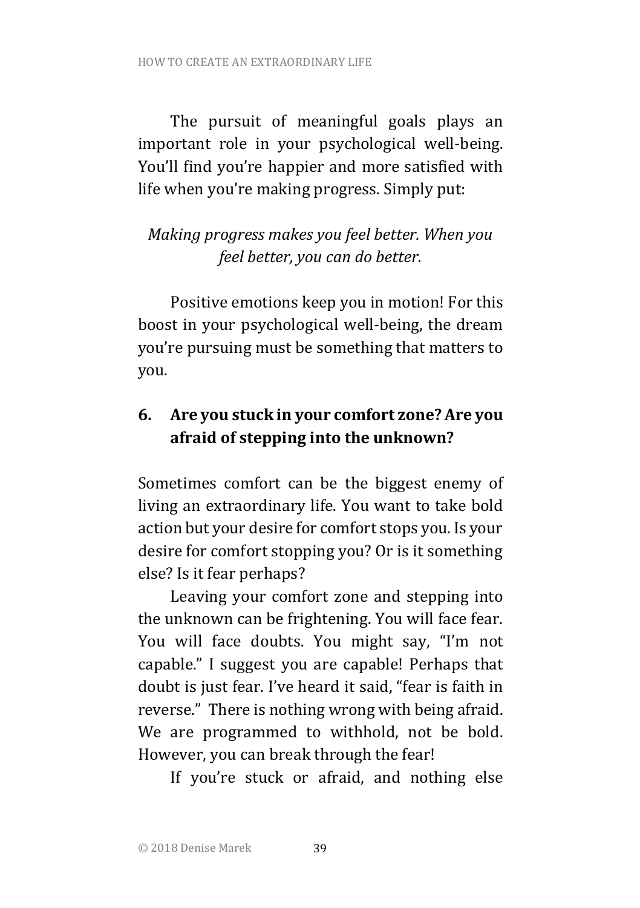The pursuit of meaningful goals plays an important role in your psychological well-being. You'll find you're happier and more satisfied with life when you're making progress. Simply put:

*Making progress makes you feel better. When you feel better, you can do better.*

Positive emotions keep you in motion! For this boost in your psychological well-being, the dream you're pursuing must be something that matters to you.

### 6. Are you stuck in your comfort zone? Are you afraid of stepping into the unknown?

Sometimes comfort can be the biggest enemy of living an extraordinary life. You want to take bold action but your desire for comfort stops you. Is your desire for comfort stopping you? Or is it something else? Is it fear perhaps?

Leaving your comfort zone and stepping into the unknown can be frightening. You will face fear. You will face doubts. You might say, "I'm not capable." I suggest you are capable! Perhaps that doubt is just fear. I've heard it said, "fear is faith in reverse." There is nothing wrong with being afraid. We are programmed to withhold, not be bold. However, you can break through the fear!

If you're stuck or afraid, and nothing else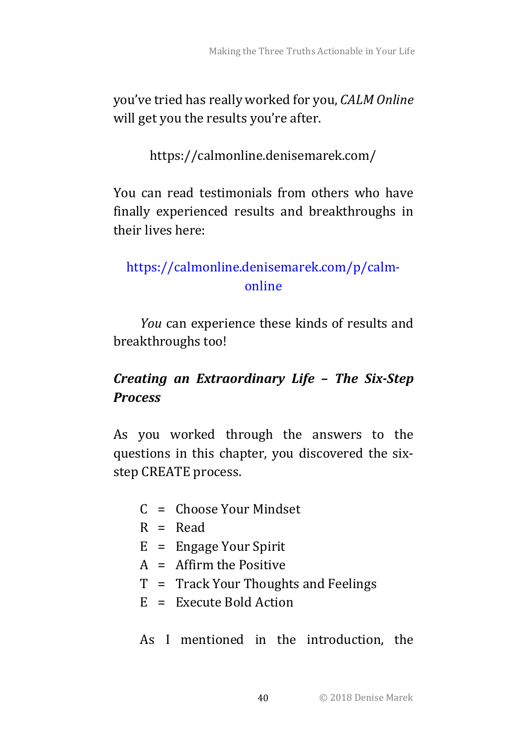you've tried has really worked for you, *CALM Online* will get you the results you're after.

https://calmonline.denisemarek.com/

You can read testimonials from others who have finally experienced results and breakthroughs in their lives here:

https://calmonline.denisemarek.com/p/calm-online

*You* can experience these kinds of results and breakthroughs too!

***Creating an Extraordinary Life – The Six-Step Process***

As you worked through the answers to the questions in this chapter, you discovered the six-step CREATE process.

C = Choose Your Mindset
R = Read
E = Engage Your Spirit
A = Affirm the Positive
T = Track Your Thoughts and Feelings
E = Execute Bold Action

As I mentioned in the introduction, the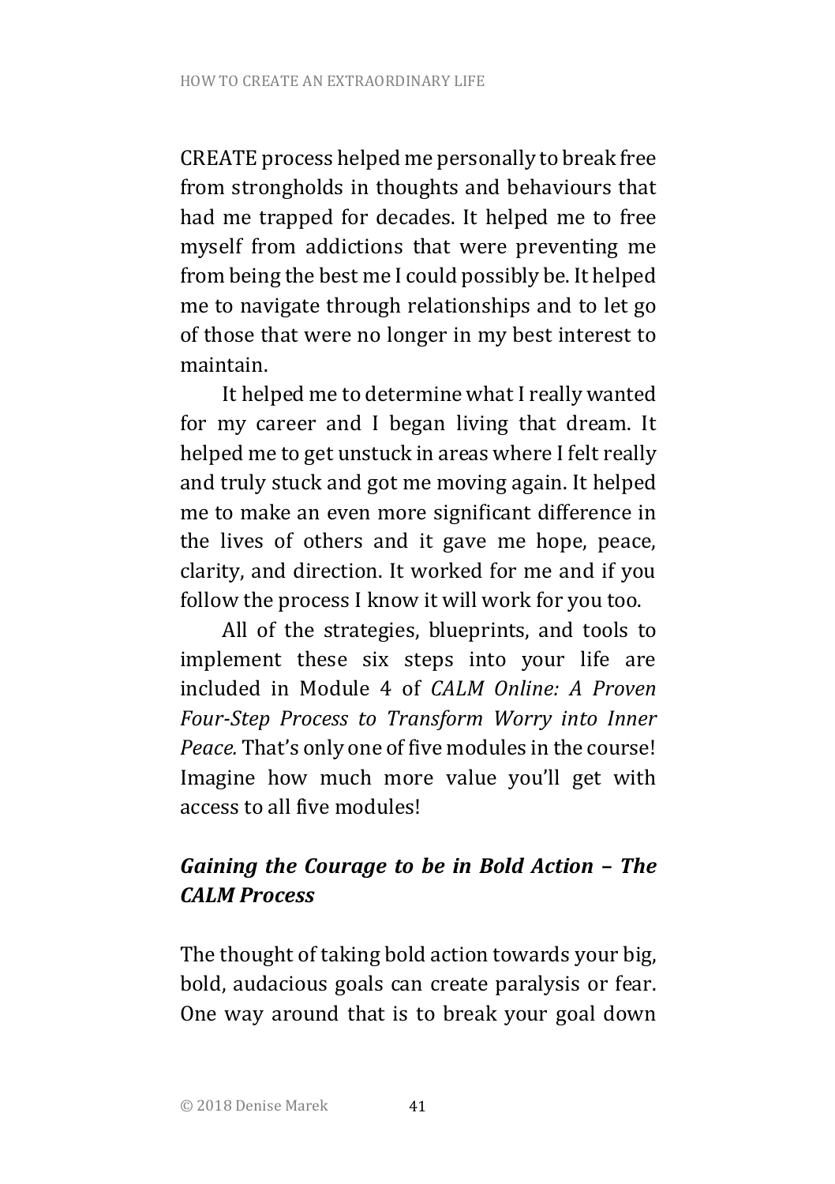CREATE process helped me personally to break free from strongholds in thoughts and behaviours that had me trapped for decades. It helped me to free myself from addictions that were preventing me from being the best me I could possibly be. It helped me to navigate through relationships and to let go of those that were no longer in my best interest to maintain.

It helped me to determine what I really wanted for my career and I began living that dream. It helped me to get unstuck in areas where I felt really and truly stuck and got me moving again. It helped me to make an even more significant difference in the lives of others and it gave me hope, peace, clarity, and direction. It worked for me and if you follow the process I know it will work for you too.

All of the strategies, blueprints, and tools to implement these six steps into your life are included in Module 4 of *CALM Online: A Proven Four-Step Process to Transform Worry into Inner Peace.* That's only one of five modules in the course! Imagine how much more value you'll get with access to all five modules!

### *Gaining the Courage to be in Bold Action – The CALM Process*

The thought of taking bold action towards your big, bold, audacious goals can create paralysis or fear. One way around that is to break your goal down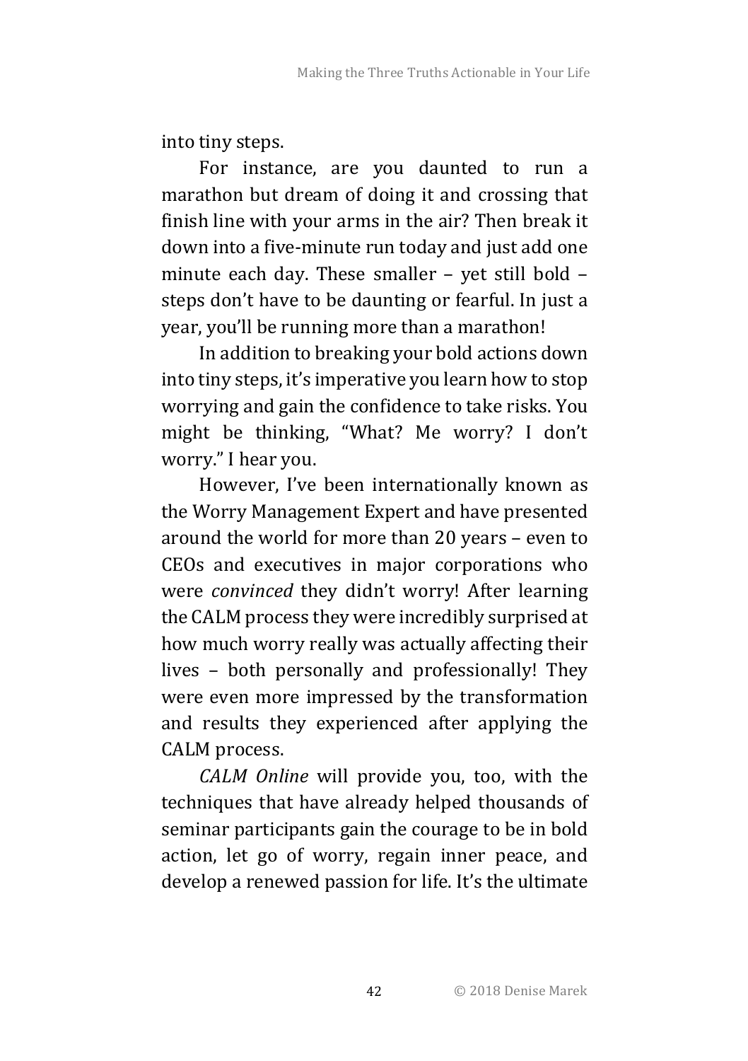into tiny steps.

For instance, are you daunted to run a marathon but dream of doing it and crossing that finish line with your arms in the air? Then break it down into a five-minute run today and just add one minute each day. These smaller – yet still bold – steps don't have to be daunting or fearful. In just a year, you'll be running more than a marathon!

In addition to breaking your bold actions down into tiny steps, it's imperative you learn how to stop worrying and gain the confidence to take risks. You might be thinking, "What? Me worry? I don't worry." I hear you.

However, I've been internationally known as the Worry Management Expert and have presented around the world for more than 20 years – even to CEOs and executives in major corporations who were *convinced* they didn't worry! After learning the CALM process they were incredibly surprised at how much worry really was actually affecting their lives – both personally and professionally! They were even more impressed by the transformation and results they experienced after applying the CALM process.

*CALM Online* will provide you, too, with the techniques that have already helped thousands of seminar participants gain the courage to be in bold action, let go of worry, regain inner peace, and develop a renewed passion for life. It's the ultimate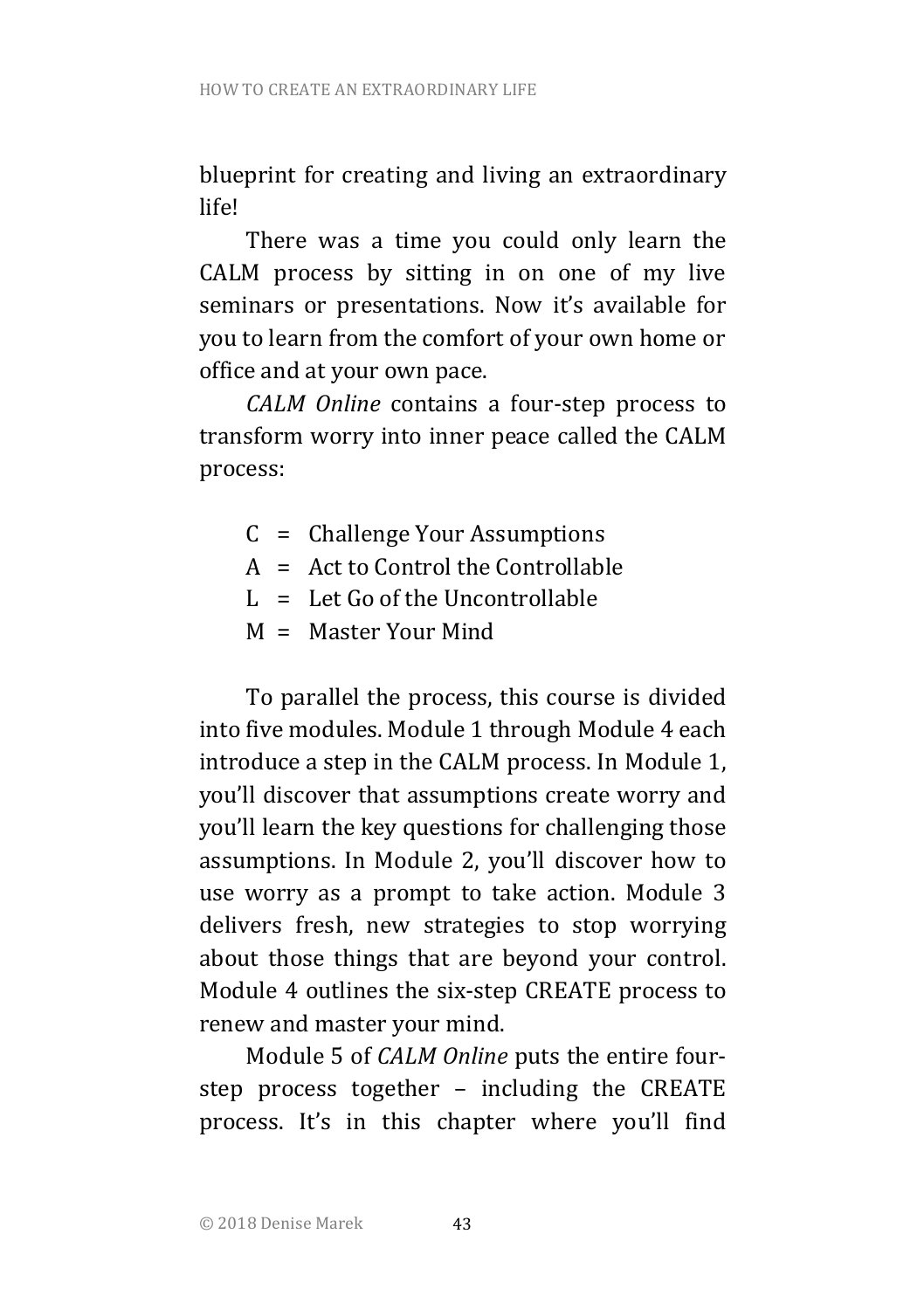blueprint for creating and living an extraordinary life!

There was a time you could only learn the CALM process by sitting in on one of my live seminars or presentations. Now it's available for you to learn from the comfort of your own home or office and at your own pace.

*CALM Online* contains a four-step process to transform worry into inner peace called the CALM process:

C = Challenge Your Assumptions
A = Act to Control the Controllable
L = Let Go of the Uncontrollable
M = Master Your Mind

To parallel the process, this course is divided into five modules. Module 1 through Module 4 each introduce a step in the CALM process. In Module 1, you'll discover that assumptions create worry and you'll learn the key questions for challenging those assumptions. In Module 2, you'll discover how to use worry as a prompt to take action. Module 3 delivers fresh, new strategies to stop worrying about those things that are beyond your control. Module 4 outlines the six-step CREATE process to renew and master your mind.

Module 5 of *CALM Online* puts the entire four-step process together – including the CREATE process. It's in this chapter where you'll find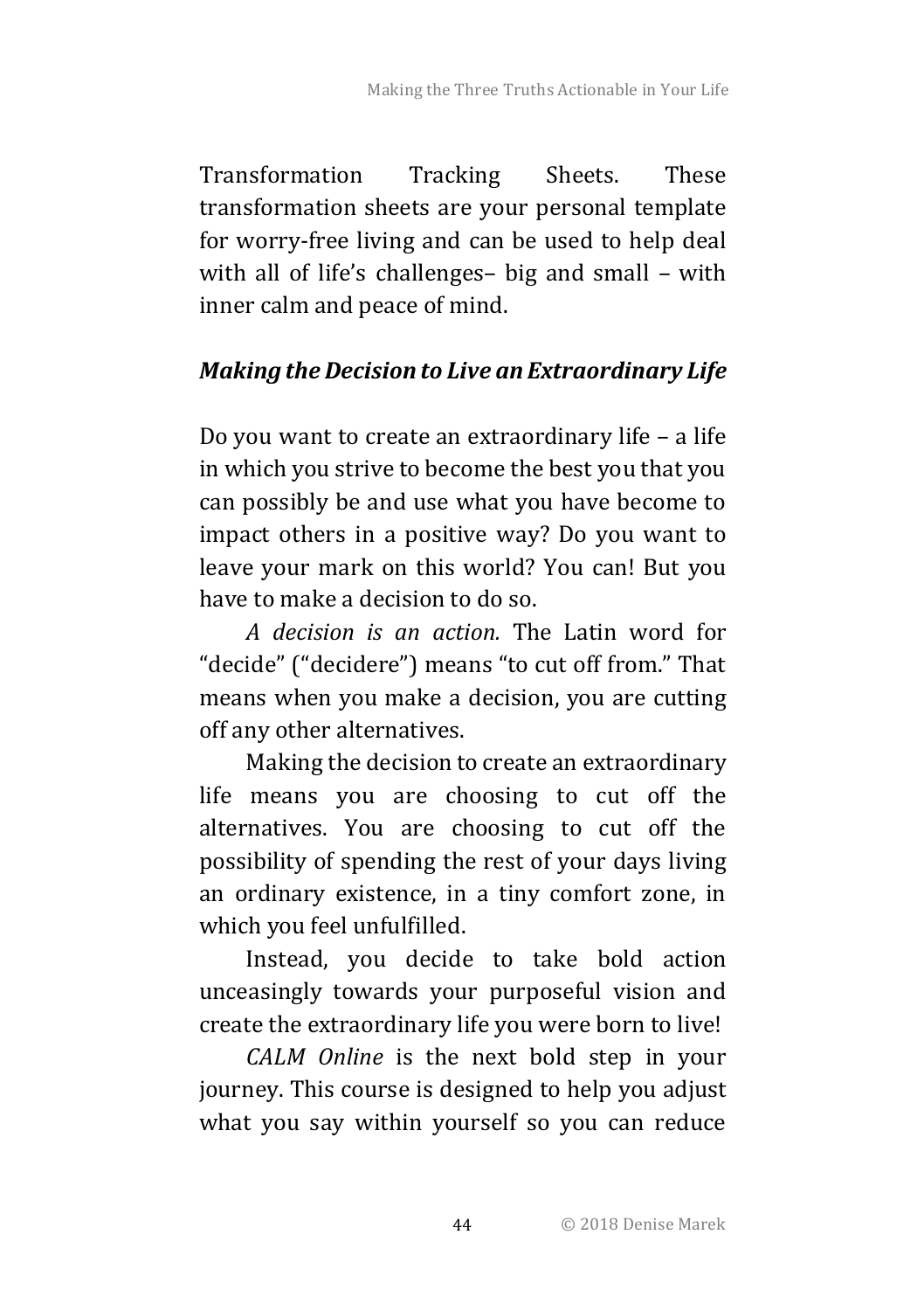Transformation Tracking Sheets. These transformation sheets are your personal template for worry-free living and can be used to help deal with all of life's challenges– big and small – with inner calm and peace of mind.

### *Making the Decision to Live an Extraordinary Life*

Do you want to create an extraordinary life – a life in which you strive to become the best you that you can possibly be and use what you have become to impact others in a positive way? Do you want to leave your mark on this world? You can! But you have to make a decision to do so.

*A decision is an action.* The Latin word for "decide" ("decidere") means "to cut off from." That means when you make a decision, you are cutting off any other alternatives.

Making the decision to create an extraordinary life means you are choosing to cut off the alternatives. You are choosing to cut off the possibility of spending the rest of your days living an ordinary existence, in a tiny comfort zone, in which you feel unfulfilled.

Instead, you decide to take bold action unceasingly towards your purposeful vision and create the extraordinary life you were born to live!

*CALM Online* is the next bold step in your journey. This course is designed to help you adjust what you say within yourself so you can reduce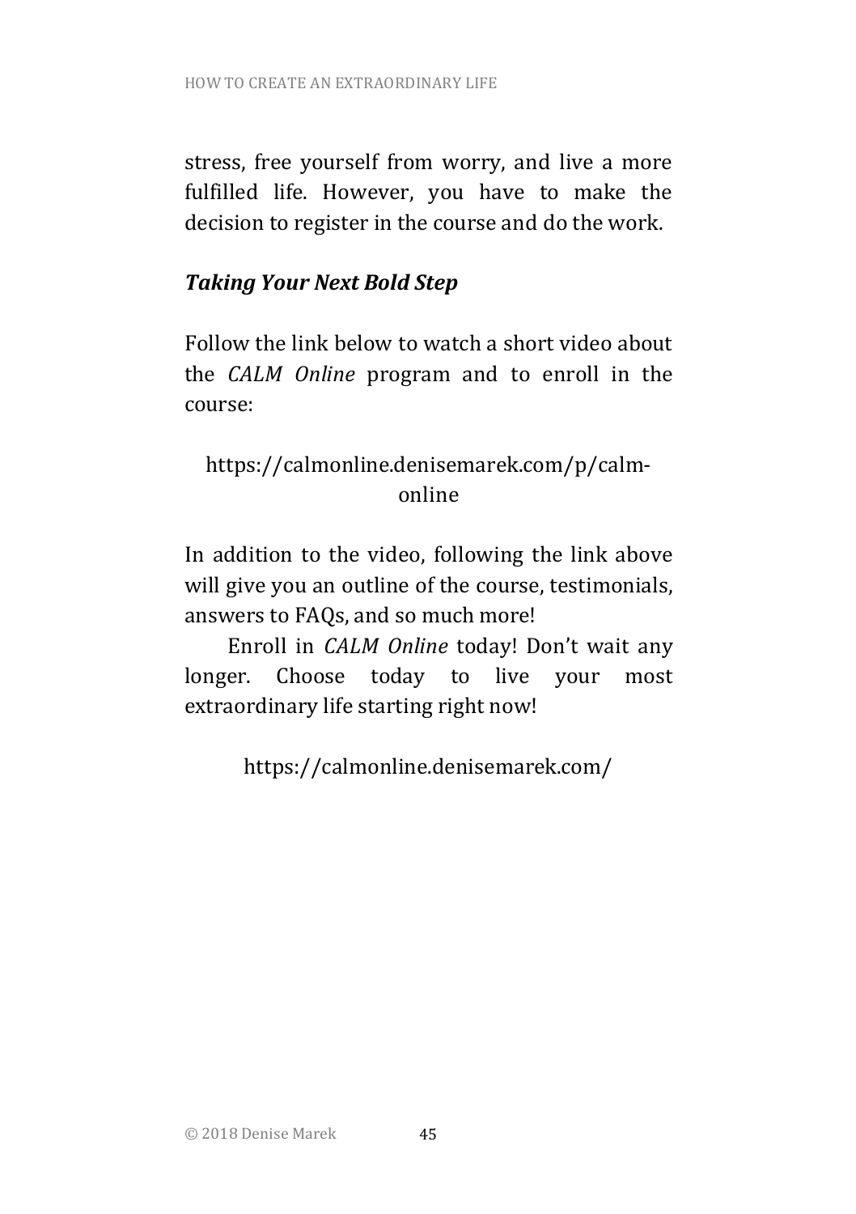stress, free yourself from worry, and live a more fulfilled life. However, you have to make the decision to register in the course and do the work.

### *Taking Your Next Bold Step*

Follow the link below to watch a short video about the *CALM Online* program and to enroll in the course:

https://calmonline.denisemarek.com/p/calm-online

In addition to the video, following the link above will give you an outline of the course, testimonials, answers to FAQs, and so much more!

Enroll in *CALM Online* today! Don't wait any longer. Choose today to live your most extraordinary life starting right now!

https://calmonline.denisemarek.com/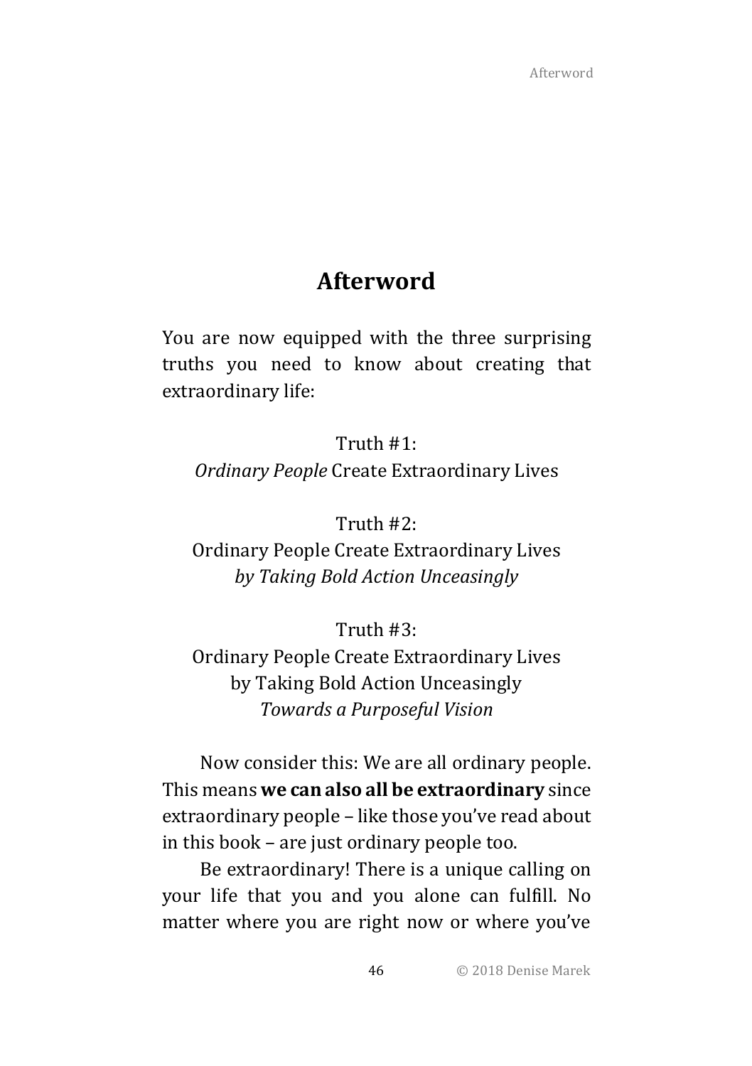# Afterword

You are now equipped with the three surprising truths you need to know about creating that extraordinary life:

Truth #1:
*Ordinary People* Create Extraordinary Lives

Truth #2:
Ordinary People Create Extraordinary Lives
*by Taking Bold Action Unceasingly*

Truth #3:
Ordinary People Create Extraordinary Lives
by Taking Bold Action Unceasingly
*Towards a Purposeful Vision*

Now consider this: We are all ordinary people. This means **we can also all be extraordinary** since extraordinary people – like those you've read about in this book – are just ordinary people too.

Be extraordinary! There is a unique calling on your life that you and you alone can fulfill. No matter where you are right now or where you've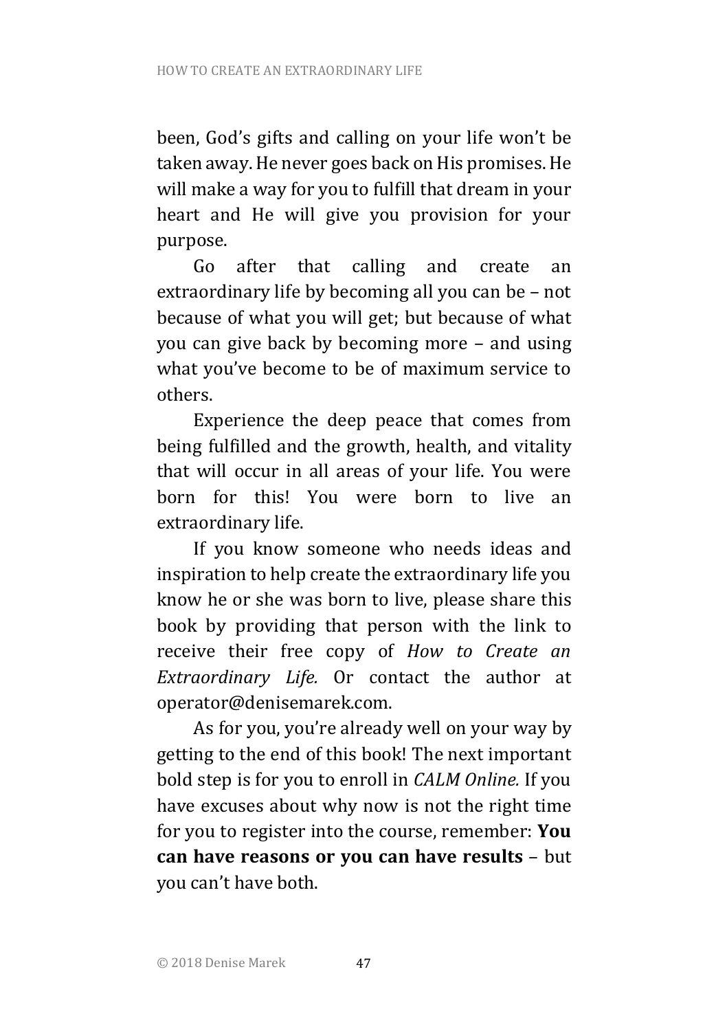been, God's gifts and calling on your life won't be taken away. He never goes back on His promises. He will make a way for you to fulfill that dream in your heart and He will give you provision for your purpose.

Go after that calling and create an extraordinary life by becoming all you can be – not because of what you will get; but because of what you can give back by becoming more – and using what you've become to be of maximum service to others.

Experience the deep peace that comes from being fulfilled and the growth, health, and vitality that will occur in all areas of your life. You were born for this! You were born to live an extraordinary life.

If you know someone who needs ideas and inspiration to help create the extraordinary life you know he or she was born to live, please share this book by providing that person with the link to receive their free copy of *How to Create an Extraordinary Life.* Or contact the author at operator@denisemarek.com.

As for you, you're already well on your way by getting to the end of this book! The next important bold step is for you to enroll in *CALM Online.* If you have excuses about why now is not the right time for you to register into the course, remember: **You can have reasons or you can have results** – but you can't have both.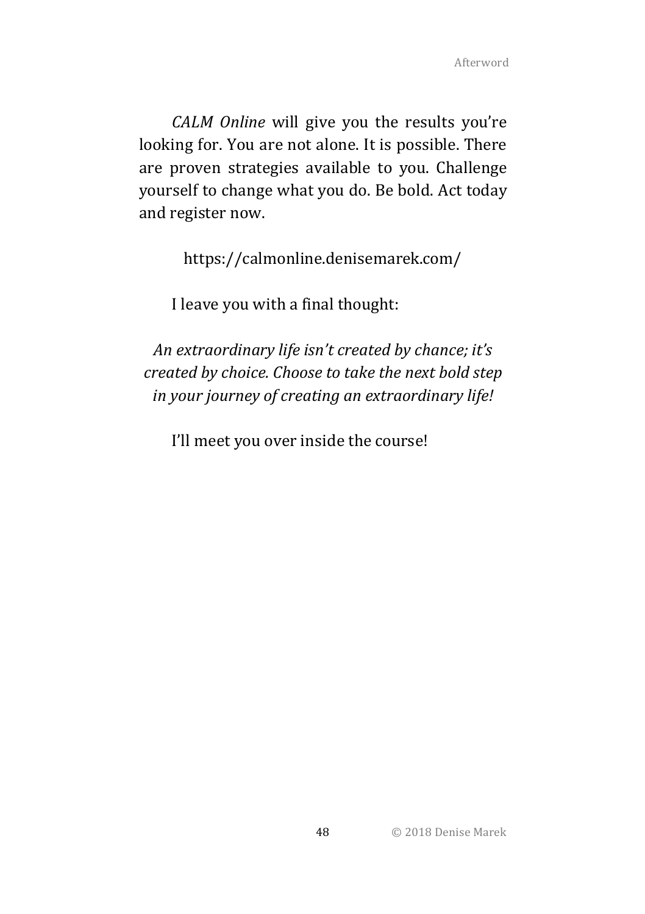*CALM Online* will give you the results you're looking for. You are not alone. It is possible. There are proven strategies available to you. Challenge yourself to change what you do. Be bold. Act today and register now.

https://calmonline.denisemarek.com/

I leave you with a final thought:

*An extraordinary life isn't created by chance; it's created by choice. Choose to take the next bold step in your journey of creating an extraordinary life!*

I'll meet you over inside the course!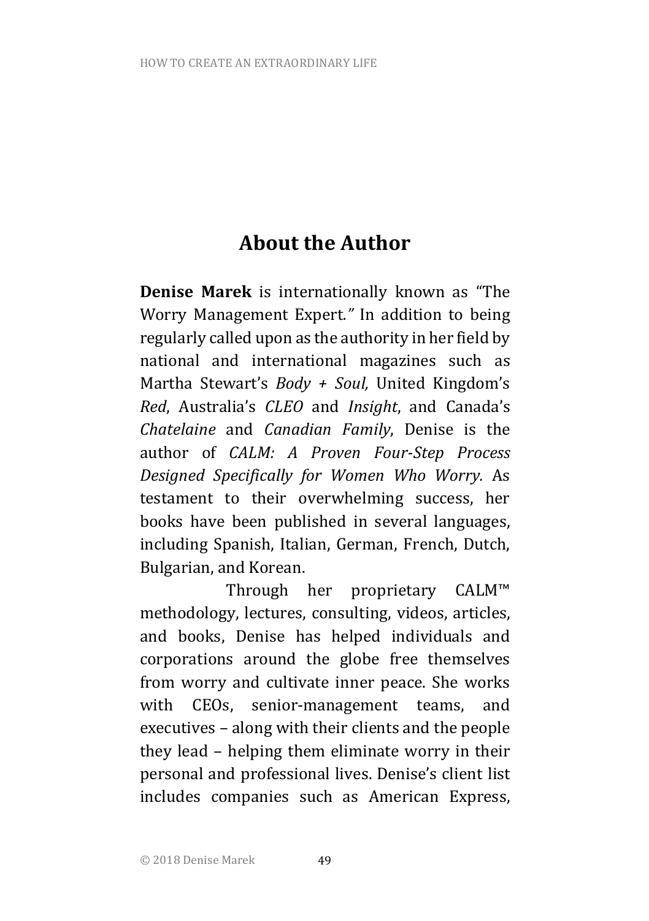## About the Author

**Denise Marek** is internationally known as "The Worry Management Expert." In addition to being regularly called upon as the authority in her field by national and international magazines such as Martha Stewart's *Body + Soul,* United Kingdom's *Red*, Australia's *CLEO* and *Insight*, and Canada's *Chatelaine* and *Canadian Family*, Denise is the author of *CALM: A Proven Four-Step Process Designed Specifically for Women Who Worry.* As testament to their overwhelming success, her books have been published in several languages, including Spanish, Italian, German, French, Dutch, Bulgarian, and Korean.

Through her proprietary CALM™ methodology, lectures, consulting, videos, articles, and books, Denise has helped individuals and corporations around the globe free themselves from worry and cultivate inner peace. She works with CEOs, senior-management teams, and executives – along with their clients and the people they lead – helping them eliminate worry in their personal and professional lives. Denise's client list includes companies such as American Express,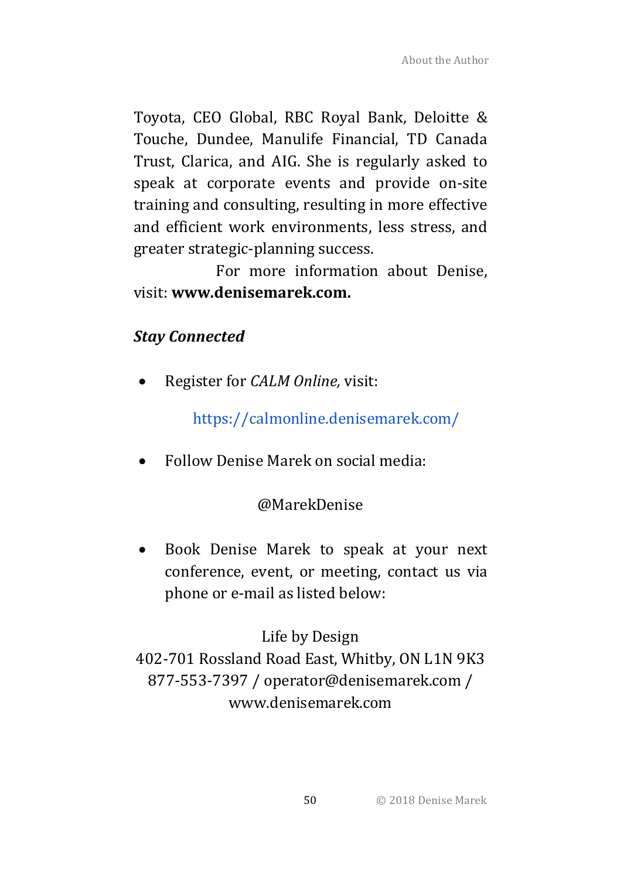Toyota, CEO Global, RBC Royal Bank, Deloitte & Touche, Dundee, Manulife Financial, TD Canada Trust, Clarica, and AIG. She is regularly asked to speak at corporate events and provide on-site training and consulting, resulting in more effective and efficient work environments, less stress, and greater strategic-planning success.

For more information about Denise, visit: **www.denisemarek.com.**

***Stay Connected***

- Register for *CALM Online,* visit:

  https://calmonline.denisemarek.com/

- Follow Denise Marek on social media:

  @MarekDenise

- Book Denise Marek to speak at your next conference, event, or meeting, contact us via phone or e-mail as listed below:

Life by Design
402-701 Rossland Road East, Whitby, ON L1N 9K3
877-553-7397 / operator@denisemarek.com /
www.denisemarek.com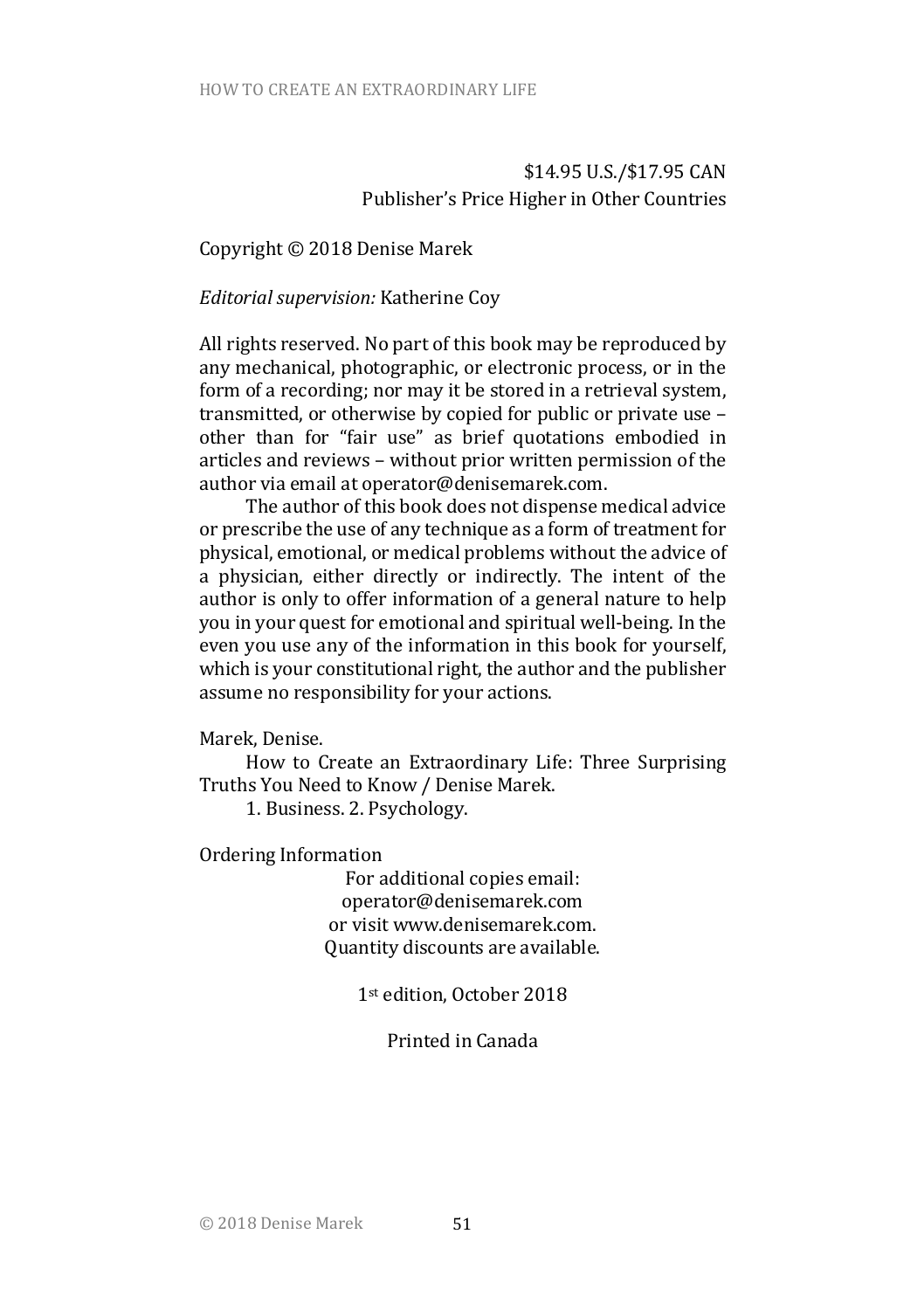$14.95 U.S./$17.95 CAN
Publisher's Price Higher in Other Countries

Copyright © 2018 Denise Marek

*Editorial supervision:* Katherine Coy

All rights reserved. No part of this book may be reproduced by any mechanical, photographic, or electronic process, or in the form of a recording; nor may it be stored in a retrieval system, transmitted, or otherwise by copied for public or private use – other than for "fair use" as brief quotations embodied in articles and reviews – without prior written permission of the author via email at operator@denisemarek.com.

The author of this book does not dispense medical advice or prescribe the use of any technique as a form of treatment for physical, emotional, or medical problems without the advice of a physician, either directly or indirectly. The intent of the author is only to offer information of a general nature to help you in your quest for emotional and spiritual well-being. In the even you use any of the information in this book for yourself, which is your constitutional right, the author and the publisher assume no responsibility for your actions.

Marek, Denise.

How to Create an Extraordinary Life: Three Surprising Truths You Need to Know / Denise Marek.

1. Business. 2. Psychology.

Ordering Information

For additional copies email:
operator@denisemarek.com
or visit www.denisemarek.com.
Quantity discounts are available.

1st edition, October 2018

Printed in Canada